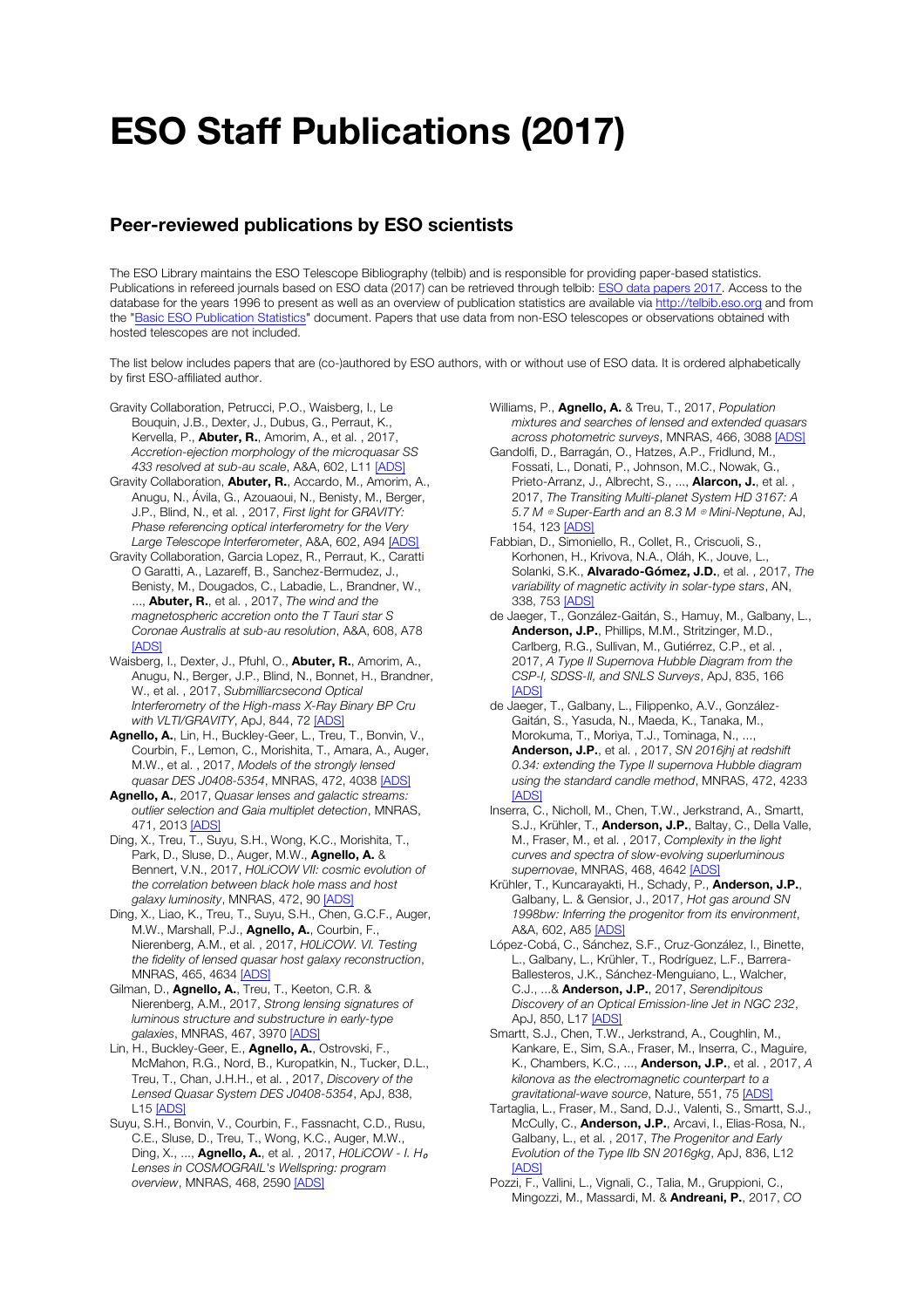# ESO Staff Publications (2017)

## Peer-reviewed publications by ESO scientists

The ESO Library maintains the ESO Telescope Bibliography (telbib) and is responsible for providing paper-based statistics. Publications in refereed journals based on ESO data (2017) can be retrieved through telbib: ESO data papers 2017. Access to the database for the years 1996 to present as well as an overview of publication statistics are available via http://telbib.eso.org and from the "Basic ESO Publication Statistics" document. Papers that use data from non-ESO telescopes or observations obtained with hosted telescopes are not included.

The list below includes papers that are (co-)authored by ESO authors, with or without use of ESO data. It is ordered alphabetically by first ESO-affiliated author.

- Gravity Collaboration, Petrucci, P.O., Waisberg, I., Le Bouquin, J.B., Dexter, J., Dubus, G., Perraut, K., Kervella, P., **Abuter, R.**, Amorim, A., et al. , 2017, *Accretion-ejection morphology of the microquasar SS 433 resolved at sub-au scale*, A&A, 602, L11 [ADS]
- Gravity Collaboration, **Abuter, R.**, Accardo, M., Amorim, A., Anugu, N., Ávila, G., Azouaoui, N., Benisty, M., Berger, J.P., Blind, N., et al. , 2017, *First light for GRAVITY: Phase referencing optical interferometry for the Very Large Telescope Interferometer*, A&A, 602, A94 [ADS]
- Gravity Collaboration, Garcia Lopez, R., Perraut, K., Caratti O Garatti, A., Lazareff, B., Sanchez-Bermudez, J., Benisty, M., Dougados, C., Labadie, L., Brandner, W., ..., **Abuter, R.**, et al. , 2017, *The wind and the magnetospheric accretion onto the T Tauri star S Coronae Australis at sub-au resolution*, A&A, 608, A78 [ADS]
- Waisberg, I., Dexter, J., Pfuhl, O., **Abuter, R.**, Amorim, A., Anugu, N., Berger, J.P., Blind, N., Bonnet, H., Brandner, W., et al. , 2017, *Submilliarcsecond Optical Interferometry of the High-mass X-Ray Binary BP Cru with VLTI/GRAVITY*, ApJ, 844, 72 [ADS]
- **Agnello, A.**, Lin, H., Buckley-Geer, L., Treu, T., Bonvin, V., Courbin, F., Lemon, C., Morishita, T., Amara, A., Auger, M.W., et al. , 2017, *Models of the strongly lensed quasar DES J0408-5354*, MNRAS, 472, 4038 [ADS]
- **Agnello, A.**, 2017, *Quasar lenses and galactic streams: outlier selection and Gaia multiplet detection*, MNRAS, 471, 2013 [ADS]
- Ding, X., Treu, T., Suyu, S.H., Wong, K.C., Morishita, T., Park, D., Sluse, D., Auger, M.W., **Agnello, A.** & Bennert, V.N., 2017, *H0LiCOW VII: cosmic evolution of the correlation between black hole mass and host galaxy luminosity*, MNRAS, 472, 90 [ADS]
- Ding, X., Liao, K., Treu, T., Suyu, S.H., Chen, G.C.F., Auger, M.W., Marshall, P.J., **Agnello, A.**, Courbin, F., Nierenberg, A.M., et al. , 2017, *H0LiCOW. VI. Testing the fidelity of lensed quasar host galaxy reconstruction*, MNRAS, 465, 4634 [ADS]
- Gilman, D., **Agnello, A.**, Treu, T., Keeton, C.R. & Nierenberg, A.M., 2017, *Strong lensing signatures of luminous structure and substructure in early-type galaxies*, MNRAS, 467, 3970 [ADS]
- Lin, H., Buckley-Geer, E., **Agnello, A.**, Ostrovski, F., McMahon, R.G., Nord, B., Kuropatkin, N., Tucker, D.L., Treu, T., Chan, J.H.H., et al. , 2017, *Discovery of the Lensed Quasar System DES J0408-5354*, ApJ, 838, L15 [ADS]
- Suyu, S.H., Bonvin, V., Courbin, F., Fassnacht, C.D., Rusu, C.E., Sluse, D., Treu, T., Wong, K.C., Auger, M.W., Ding, X., ..., **Agnello, A.**, et al. , 2017, *H0LiCOW - I. $H_0$ Lenses in COSMOGRAIL's Wellspring: program overview*, MNRAS, 468, 2590 [ADS]
- Williams, P., **Agnello, A.** & Treu, T., 2017, *Population mixtures and searches of lensed and extended quasars across photometric surveys*, MNRAS, 466, 3088 [ADS]
- Gandolfi, D., Barragán, O., Hatzes, A.P., Fridlund, M., Fossati, L., Donati, P., Johnson, M.C., Nowak, G., Prieto-Arranz, J., Albrecht, S., ..., **Alarcon, J.**, et al. , 2017, *The Transiting Multi-planet System HD 3167: A 5.7 $M_\oplus$ Super-Earth and an 8.3 $M_\oplus$ Mini-Neptune*, AJ, 154, 123 [ADS]
- Fabbian, D., Simoniello, R., Collet, R., Criscuoli, S., Korhonen, H., Krivova, N.A., Oláh, K., Jouve, L., Solanki, S.K., **Alvarado-Gómez, J.D.**, et al. , 2017, *The variability of magnetic activity in solar-type stars*, AN, 338, 753 [ADS]
- de Jaeger, T., González-Gaitán, S., Hamuy, M., Galbany, L., **Anderson, J.P.**, Phillips, M.M., Stritzinger, M.D., Carlberg, R.G., Sullivan, M., Gutiérrez, C.P., et al. , 2017, *A Type II Supernova Hubble Diagram from the CSP-I, SDSS-II, and SNLS Surveys*, ApJ, 835, 166 [ADS]
- de Jaeger, T., Galbany, L., Filippenko, A.V., González-Gaitán, S., Yasuda, N., Maeda, K., Tanaka, M., Morokuma, T., Moriya, T.J., Tominaga, N., ..., **Anderson, J.P.**, et al. , 2017, *SN 2016jhj at redshift 0.34: extending the Type II supernova Hubble diagram using the standard candle method*, MNRAS, 472, 4233 [ADS]
- Inserra, C., Nicholl, M., Chen, T.W., Jerkstrand, A., Smartt, S.J., Krühler, T., **Anderson, J.P.**, Baltay, C., Della Valle, M., Fraser, M., et al. , 2017, *Complexity in the light curves and spectra of slow-evolving superluminous supernovae*, MNRAS, 468, 4642 [ADS]
- Krühler, T., Kuncarayakti, H., Schady, P., **Anderson, J.P.**, Galbany, L. & Gensior, J., 2017, *Hot gas around SN 1998bw: Inferring the progenitor from its environment*, A&A, 602, A85 [ADS]
- López-Cobá, C., Sánchez, S.F., Cruz-González, I., Binette, L., Galbany, L., Krühler, T., Rodríguez, L.F., Barrera-Ballesteros, J.K., Sánchez-Menguiano, L., Walcher, C.J., ...& **Anderson, J.P.**, 2017, *Serendipitous Discovery of an Optical Emission-line Jet in NGC 232*, ApJ, 850, L17 [ADS]
- Smartt, S.J., Chen, T.W., Jerkstrand, A., Coughlin, M., Kankare, E., Sim, S.A., Fraser, M., Inserra, C., Maguire, K., Chambers, K.C., ..., **Anderson, J.P.**, et al. , 2017, *A kilonova as the electromagnetic counterpart to a gravitational-wave source*, Nature, 551, 75 [ADS]
- Tartaglia, L., Fraser, M., Sand, D.J., Valenti, S., Smartt, S.J., McCully, C., **Anderson, J.P.**, Arcavi, I., Elias-Rosa, N., Galbany, L., et al. , 2017, *The Progenitor and Early Evolution of the Type IIb SN 2016gkg*, ApJ, 836, L12 [ADS]
- Pozzi, F., Vallini, L., Vignali, C., Talia, M., Gruppioni, C., Mingozzi, M., Massardi, M. & **Andreani, P.**, 2017, *CO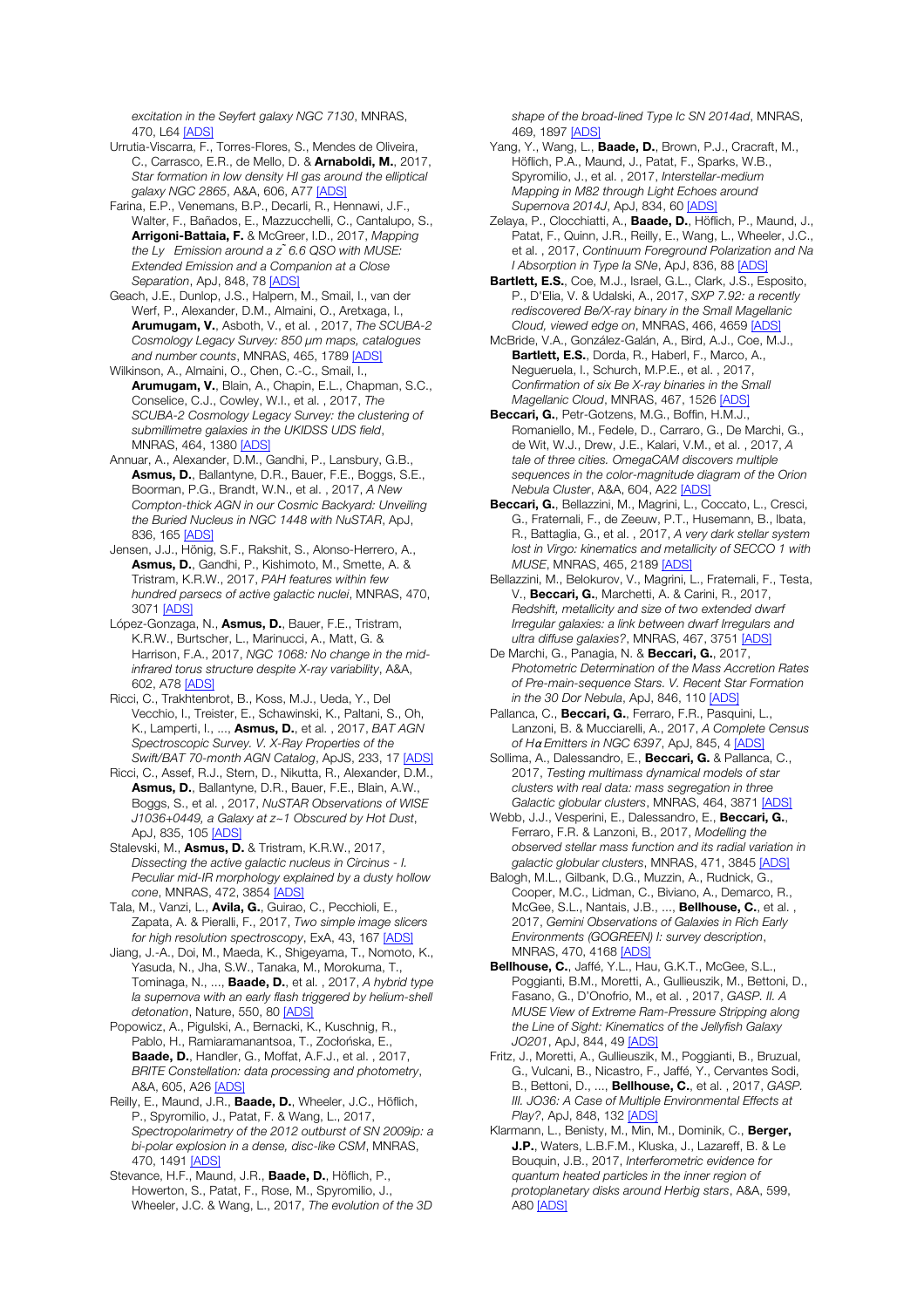*excitation in the Seyfert galaxy NGC 7130*, MNRAS, 470, L64 [ADS]

Urrutia-Viscarra, F., Torres-Flores, S., Mendes de Oliveira, C., Carrasco, E.R., de Mello, D. & **Arnaboldi, M.**, 2017, *Star formation in low density HI gas around the elliptical galaxy NGC 2865*, A&A, 606, A77 [ADS]

Farina, E.P., Venemans, B.P., Decarli, R., Hennawi, J.F., Walter, F., Bañados, E., Mazzucchelli, C., Cantalupo, S., **Arrigoni-Battaia, F.** & McGreer, I.D., 2017, *Mapping the Ly Emission around a z ̃ 6.6 QSO with MUSE: Extended Emission and a Companion at a Close Separation*, ApJ, 848, 78 [ADS]

Geach, J.E., Dunlop, J.S., Halpern, M., Smail, I., van der Werf, P., Alexander, D.M., Almaini, O., Aretxaga, I., **Arumugam, V.**, Asboth, V., et al. , 2017, *The SCUBA-2 Cosmology Legacy Survey: 850 μm maps, catalogues and number counts*, MNRAS, 465, 1789 [ADS]

Wilkinson, A., Almaini, O., Chen, C.-C., Smail, I., **Arumugam, V.**, Blain, A., Chapin, E.L., Chapman, S.C., Conselice, C.J., Cowley, W.I., et al. , 2017, *The SCUBA-2 Cosmology Legacy Survey: the clustering of submillimetre galaxies in the UKIDSS UDS field*, MNRAS, 464, 1380 [ADS]

Annuar, A., Alexander, D.M., Gandhi, P., Lansbury, G.B., **Asmus, D.**, Ballantyne, D.R., Bauer, F.E., Boggs, S.E., Boorman, P.G., Brandt, W.N., et al. , 2017, *A New Compton-thick AGN in our Cosmic Backyard: Unveiling the Buried Nucleus in NGC 1448 with NuSTAR*, ApJ, 836, 165 [ADS]

Jensen, J.J., Hönig, S.F., Rakshit, S., Alonso-Herrero, A., **Asmus, D.**, Gandhi, P., Kishimoto, M., Smette, A. & Tristram, K.R.W., 2017, *PAH features within few hundred parsecs of active galactic nuclei*, MNRAS, 470, 3071 [ADS]

López-Gonzaga, N., **Asmus, D.**, Bauer, F.E., Tristram, K.R.W., Burtscher, L., Marinucci, A., Matt, G. & Harrison, F.A., 2017, *NGC 1068: No change in the mid-infrared torus structure despite X-ray variability*, A&A, 602, A78 [ADS]

Ricci, C., Trakhtenbrot, B., Koss, M.J., Ueda, Y., Del Vecchio, I., Treister, E., Schawinski, K., Paltani, S., Oh, K., Lamperti, I., ..., **Asmus, D.**, et al. , 2017, *BAT AGN Spectroscopic Survey. V. X-Ray Properties of the Swift/BAT 70-month AGN Catalog*, ApJS, 233, 17 [ADS]

Ricci, C., Assef, R.J., Stern, D., Nikutta, R., Alexander, D.M., **Asmus, D.**, Ballantyne, D.R., Bauer, F.E., Blain, A.W., Boggs, S., et al. , 2017, *NuSTAR Observations of WISE J1036+0449, a Galaxy at z~1 Obscured by Hot Dust*, ApJ, 835, 105 [ADS]

Stalevski, M., **Asmus, D.** & Tristram, K.R.W., 2017, *Dissecting the active galactic nucleus in Circinus - I. Peculiar mid-IR morphology explained by a dusty hollow cone*, MNRAS, 472, 3854 [ADS]

Tala, M., Vanzi, L., **Avila, G.**, Guirao, C., Pecchioli, E., Zapata, A. & Pieralli, F., 2017, *Two simple image slicers for high resolution spectroscopy*, ExA, 43, 167 [ADS]

Jiang, J.-A., Doi, M., Maeda, K., Shigeyama, T., Nomoto, K., Yasuda, N., Jha, S.W., Tanaka, M., Morokuma, T., Tominaga, N., ..., **Baade, D.**, et al. , 2017, *A hybrid type Ia supernova with an early flash triggered by helium-shell detonation*, Nature, 550, 80 [ADS]

Popowicz, A., Pigulski, A., Bernacki, K., Kuschnig, R., Pablo, H., Ramiaramanantsoa, T., Zocłońska, E., **Baade, D.**, Handler, G., Moffat, A.F.J., et al. , 2017, *BRITE Constellation: data processing and photometry*, A&A, 605, A26 [ADS]

Reilly, E., Maund, J.R., **Baade, D.**, Wheeler, J.C., Höflich, P., Spyromilio, J., Patat, F. & Wang, L., 2017, *Spectropolarimetry of the 2012 outburst of SN 2009ip: a bi-polar explosion in a dense, disc-like CSM*, MNRAS, 470, 1491 [ADS]

Stevance, H.F., Maund, J.R., **Baade, D.**, Höflich, P., Howerton, S., Patat, F., Rose, M., Spyromilio, J., Wheeler, J.C. & Wang, L., 2017, *The evolution of the 3D shape of the broad-lined Type Ic SN 2014ad*, MNRAS, 469, 1897 [ADS]

Yang, Y., Wang, L., **Baade, D.**, Brown, P.J., Cracraft, M., Höflich, P.A., Maund, J., Patat, F., Sparks, W.B., Spyromilio, J., et al. , 2017, *Interstellar-medium Mapping in M82 through Light Echoes around Supernova 2014J*, ApJ, 834, 60 [ADS]

Zelaya, P., Clocchiatti, A., **Baade, D.**, Höflich, P., Maund, J., Patat, F., Quinn, J.R., Reilly, E., Wang, L., Wheeler, J.C., et al. , 2017, *Continuum Foreground Polarization and Na I Absorption in Type Ia SNe*, ApJ, 836, 88 [ADS]

**Bartlett, E.S.**, Coe, M.J., Israel, G.L., Clark, J.S., Esposito, P., D'Elia, V. & Udalski, A., 2017, *SXP 7.92: a recently rediscovered Be/X-ray binary in the Small Magellanic Cloud, viewed edge on*, MNRAS, 466, 4659 [ADS]

McBride, V.A., González-Galán, A., Bird, A.J., Coe, M.J., **Bartlett, E.S.**, Dorda, R., Haberl, F., Marco, A., Negueruela, I., Schurch, M.P.E., et al. , 2017, *Confirmation of six Be X-ray binaries in the Small Magellanic Cloud*, MNRAS, 467, 1526 [ADS]

**Beccari, G.**, Petr-Gotzens, M.G., Boffin, H.M.J., Romaniello, M., Fedele, D., Carraro, G., De Marchi, G., de Wit, W.J., Drew, J.E., Kalari, V.M., et al. , 2017, *A tale of three cities. OmegaCAM discovers multiple sequences in the color-magnitude diagram of the Orion Nebula Cluster*, A&A, 604, A22 [ADS]

**Beccari, G.**, Bellazzini, M., Magrini, L., Coccato, L., Cresci, G., Fraternali, F., de Zeeuw, P.T., Husemann, B., Ibata, R., Battaglia, G., et al. , 2017, *A very dark stellar system lost in Virgo: kinematics and metallicity of SECCO 1 with MUSE*, MNRAS, 465, 2189 [ADS]

Bellazzini, M., Belokurov, V., Magrini, L., Fraternali, F., Testa, V., **Beccari, G.**, Marchetti, A. & Carini, R., 2017, *Redshift, metallicity and size of two extended dwarf Irregular galaxies: a link between dwarf Irregulars and ultra diffuse galaxies?*, MNRAS, 467, 3751 [ADS]

De Marchi, G., Panagia, N. & **Beccari, G.**, 2017, *Photometric Determination of the Mass Accretion Rates of Pre-main-sequence Stars. V. Recent Star Formation in the 30 Dor Nebula*, ApJ, 846, 110 [ADS]

Pallanca, C., **Beccari, G.**, Ferraro, F.R., Pasquini, L., Lanzoni, B. & Mucciarelli, A., 2017, *A Complete Census of Hα Emitters in NGC 6397*, ApJ, 845, 4 [ADS]

Sollima, A., Dalessandro, E., **Beccari, G.** & Pallanca, C., 2017, *Testing multimass dynamical models of star clusters with real data: mass segregation in three Galactic globular clusters*, MNRAS, 464, 3871 [ADS]

Webb, J.J., Vesperini, E., Dalessandro, E., **Beccari, G.**, Ferraro, F.R. & Lanzoni, B., 2017, *Modelling the observed stellar mass function and its radial variation in galactic globular clusters*, MNRAS, 471, 3845 [ADS]

Balogh, M.L., Gilbank, D.G., Muzzin, A., Rudnick, G., Cooper, M.C., Lidman, C., Biviano, A., Demarco, R., McGee, S.L., Nantais, J.B., ..., **Bellhouse, C.**, et al. , 2017, *Gemini Observations of Galaxies in Rich Early Environments (GOGREEN) I: survey description*, MNRAS, 470, 4168 [ADS]

**Bellhouse, C.**, Jaffé, Y.L., Hau, G.K.T., McGee, S.L., Poggianti, B.M., Moretti, A., Gullieuszik, M., Bettoni, D., Fasano, G., D'Onofrio, M., et al. , 2017, *GASP. II. A MUSE View of Extreme Ram-Pressure Stripping along the Line of Sight: Kinematics of the Jellyfish Galaxy JO201*, ApJ, 844, 49 [ADS]

Fritz, J., Moretti, A., Gullieuszik, M., Poggianti, B., Bruzual, G., Vulcani, B., Nicastro, F., Jaffé, Y., Cervantes Sodi, B., Bettoni, D., ..., **Bellhouse, C.**, et al. , 2017, *GASP. III. JO36: A Case of Multiple Environmental Effects at Play?*, ApJ, 848, 132 [ADS]

Klarmann, L., Benisty, M., Min, M., Dominik, C., **Berger, J.P.**, Waters, L.B.F.M., Kluska, J., Lazareff, B. & Le Bouquin, J.B., 2017, *Interferometric evidence for quantum heated particles in the inner region of protoplanetary disks around Herbig stars*, A&A, 599, A80 [ADS]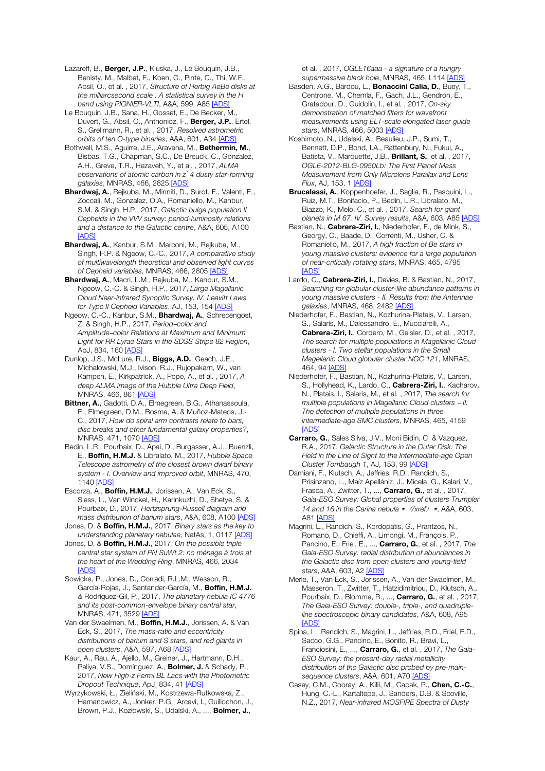Lazareff, B., **Berger, J.P.**, Kluska, J., Le Bouquin, J.B., Benisty, M., Malbet, F., Koen, C., Pinte, C., Thi, W.F., Absil, O., et al. , 2017, *Structure of Herbig AeBe disks at the milliarcsecond scale . A statistical survey in the H band using PIONIER-VLTI*, A&A, 599, A85 [ADS]

Le Bouquin, J.B., Sana, H., Gosset, E., De Becker, M., Duvert, G., Absil, O., Anthonioz, F., **Berger, J.P.**, Ertel, S., Grellmann, R., et al. , 2017, *Resolved astrometric orbits of ten O-type binaries*, A&A, 601, A34 [ADS]

Bothwell, M.S., Aguirre, J.E., Aravena, M., **Bethermin, M.**, Bisbas, T.G., Chapman, S.C., De Breuck, C., Gonzalez, A.H., Greve, T.R., Hezaveh, Y., et al. , 2017, *ALMA observations of atomic carbon in z ̃4 dusty star-forming galaxies*, MNRAS, 466, 2825 [ADS]

**Bhardwaj, A.**, Rejkuba, M., Minniti, D., Surot, F., Valenti, E., Zoccali, M., Gonzalez, O.A., Romaniello, M., Kanbur, S.M. & Singh, H.P., 2017, *Galactic bulge population II Cepheids in the VVV survey: period-luminosity relations and a distance to the Galactic centre*, A&A, 605, A100 [ADS]

**Bhardwaj, A.**, Kanbur, S.M., Marconi, M., Rejkuba, M., Singh, H.P. & Ngeow, C.-C., 2017, *A comparative study of multiwavelength theoretical and observed light curves of Cepheid variables*, MNRAS, 466, 2805 [ADS]

**Bhardwaj, A.**, Macri, L.M., Rejkuba, M., Kanbur, S.M., Ngeow, C.-C. & Singh, H.P., 2017, *Large Magellanic Cloud Near-infrared Synoptic Survey. IV. Leavitt Laws for Type II Cepheid Variables*, AJ, 153, 154 [ADS]

Ngeow, C.-C., Kanbur, S.M., **Bhardwaj, A.**, Schrecengost, Z. & Singh, H.P., 2017, *Period–color and Amplitude–color Relations at Maximum and Minimum Light for RR Lyrae Stars in the SDSS Stripe 82 Region*, ApJ, 834, 160 [ADS]

Dunlop, J.S., McLure, R.J., **Biggs, A.D.**, Geach, J.E., Michałowski, M.J., Ivison, R.J., Rujopakarn, W., van Kampen, E., Kirkpatrick, A., Pope, A., et al. , 2017, *A deep ALMA image of the Hubble Ultra Deep Field*, MNRAS, 466, 861 [ADS]

**Bittner, A.**, Gadotti, D.A., Elmegreen, B.G., Athanassoula, E., Elmegreen, D.M., Bosma, A. & Muñoz-Mateos, J.-C., 2017, *How do spiral arm contrasts relate to bars, disc breaks and other fundamental galaxy properties?*, MNRAS, 471, 1070 [ADS]

Bedin, L.R., Pourbaix, D., Apai, D., Burgasser, A.J., Buenzli, E., **Boffin, H.M.J.** & Libralato, M., 2017, *Hubble Space Telescope astrometry of the closest brown dwarf binary system - I. Overview and improved orbit*, MNRAS, 470, 1140 [ADS]

Escorza, A., **Boffin, H.M.J.**, Jorissen, A., Van Eck, S., Siess, L., Van Winckel, H., Karinkuzhi, D., Shetye, S. & Pourbaix, D., 2017, *Hertzsprung-Russell diagram and mass distribution of barium stars*, A&A, 608, A100 [ADS]

Jones, D. & **Boffin, H.M.J.**, 2017, *Binary stars as the key to understanding planetary nebulae*, NatAs, 1, 0117 [ADS]

Jones, D. & **Boffin, H.M.J.**, 2017, *On the possible triple central star system of PN SuWt 2: no ménage à trois at the heart of the Wedding Ring*, MNRAS, 466, 2034 [ADS]

Sowicka, P., Jones, D., Corradi, R.L.M., Wesson, R., García-Rojas, J., Santander-García, M., **Boffin, H.M.J.** & Rodríguez-Gil, P., 2017, *The planetary nebula IC 4776 and its post-common-envelope binary central star*, MNRAS, 471, 3529 [ADS]

Van der Swaelmen, M., **Boffin, H.M.J.**, Jorissen, A. & Van Eck, S., 2017, *The mass-ratio and eccentricity distributions of barium and S stars, and red giants in open clusters*, A&A, 597, A68 [ADS]

Kaur, A., Rau, A., Ajello, M., Greiner, J., Hartmann, D.H., Paliya, V.S., Domínguez, A., **Bolmer, J.** & Schady, P., 2017, *New High-z Fermi BL Lacs with the Photometric Dropout Technique*, ApJ, 834, 41 [ADS]

Wyrzykowski, Ł., Zieliński, M., Kostrzewa-Rutkowska, Z., Hamanowicz, A., Jonker, P.G., Arcavi, I., Guillochon, J., Brown, P.J., Kozłowski, S., Udalski, A., ..., **Bolmer, J.**, et al. , 2017, *OGLE16aaa - a signature of a hungry supermassive black hole*, MNRAS, 465, L114 [ADS]

Basden, A.G., Bardou, L., **Bonaccini Calia, D.**, Buey, T., Centrone, M., Chemla, F., Gach, J.L., Gendron, E., Gratadour, D., Guidolin, I., et al. , 2017, *On-sky demonstration of matched filters for wavefront measurements using ELT-scale elongated laser guide stars*, MNRAS, 466, 5003 [ADS]

Koshimoto, N., Udalski, A., Beaulieu, J.P., Sumi, T., Bennett, D.P., Bond, I.A., Rattenbury, N., Fukui, A., Batista, V., Marquette, J.B., **Brillant, S.**, et al. , 2017, *OGLE-2012-BLG-0950Lb: The First Planet Mass Measurement from Only Microlens Parallax and Lens Flux*, AJ, 153, 1 [ADS]

**Brucalassi, A.**, Koppenhoefer, J., Saglia, R., Pasquini, L., Ruiz, M.T., Bonifacio, P., Bedin, L.R., Libralato, M., Biazzo, K., Melo, C., et al. , 2017, *Search for giant planets in M 67. IV. Survey results*, A&A, 603, A85 [ADS]

Bastian, N., **Cabrera-Ziri, I.**, Niederhofer, F., de Mink, S., Georgy, C., Baade, D., Correnti, M., Usher, C. & Romaniello, M., 2017, *A high fraction of Be stars in young massive clusters: evidence for a large population of near-critically rotating stars*, MNRAS, 465, 4795 [ADS]

Lardo, C., **Cabrera-Ziri, I.**, Davies, B. & Bastian, N., 2017, *Searching for globular cluster-like abundance patterns in young massive clusters - II. Results from the Antennae galaxies*, MNRAS, 468, 2482 [ADS]

Niederhofer, F., Bastian, N., Kozhurina-Platais, V., Larsen, S., Salaris, M., Dalessandro, E., Mucciarelli, A., **Cabrera-Ziri, I.**, Cordero, M., Geisler, D., et al. , 2017, *The search for multiple populations in Magellanic Cloud clusters - I. Two stellar populations in the Small Magellanic Cloud globular cluster NGC 121*, MNRAS, 464, 94 [ADS]

Niederhofer, F., Bastian, N., Kozhurina-Platais, V., Larsen, S., Hollyhead, K., Lardo, C., **Cabrera-Ziri, I.**, Kacharov, N., Platais, I., Salaris, M., et al. , 2017, *The search for multiple populations in Magellanic Cloud clusters – II. The detection of multiple populations in three intermediate-age SMC clusters*, MNRAS, 465, 4159 [ADS]

**Carraro, G.**, Sales Silva, J.V., Moni Bidin, C. & Vazquez, R.A., 2017, *Galactic Structure in the Outer Disk: The Field in the Line of Sight to the Intermediate-age Open Cluster Tombaugh 1*, AJ, 153, 99 [ADS]

Damiani, F., Klutsch, A., Jeffries, R.D., Randich, S., Prisinzano, L., Maíz Apellániz, J., Micela, G., Kalari, V., Frasca, A., Zwitter, T., ..., **Carraro, G.**, et al. , 2017, *Gaia-ESO Survey: Global properties of clusters Trumpler 14 and 16 in the Carina nebula ⋆ 〈/xref〉 ⋆*, A&A, 603, A81 [ADS]

Magrini, L., Randich, S., Kordopatis, G., Prantzos, N., Romano, D., Chieffi, A., Limongi, M., François, P., Pancino, E., Friel, E., ..., **Carraro, G.**, et al. , 2017, *The Gaia-ESO Survey: radial distribution of abundances in the Galactic disc from open clusters and young-field stars*, A&A, 603, A2 [ADS]

Merle, T., Van Eck, S., Jorissen, A., Van der Swaelmen, M., Masseron, T., Zwitter, T., Hatzidimitriou, D., Klutsch, A., Pourbaix, D., Blomme, R., ..., **Carraro, G.**, et al. , 2017, *The Gaia-ESO Survey: double-, triple-, and quadruple-line spectroscopic binary candidates*, A&A, 608, A95 [ADS]

Spina, L., Randich, S., Magrini, L., Jeffries, R.D., Friel, E.D., Sacco, G.G., Pancino, E., Bonito, R., Bravi, L., Franciosini, E., ..., **Carraro, G.**, et al. , 2017, *The Gaia-ESO Survey: the present-day radial metallicity distribution of the Galactic disc probed by pre-main-sequence clusters*, A&A, 601, A70 [ADS]

Casey, C.M., Cooray, A., Killi, M., Capak, P., **Chen, C.-C.**, Hung, C.-L., Kartaltepe, J., Sanders, D.B. & Scoville, N.Z., 2017, *Near-infrared MOSFIRE Spectra of Dusty*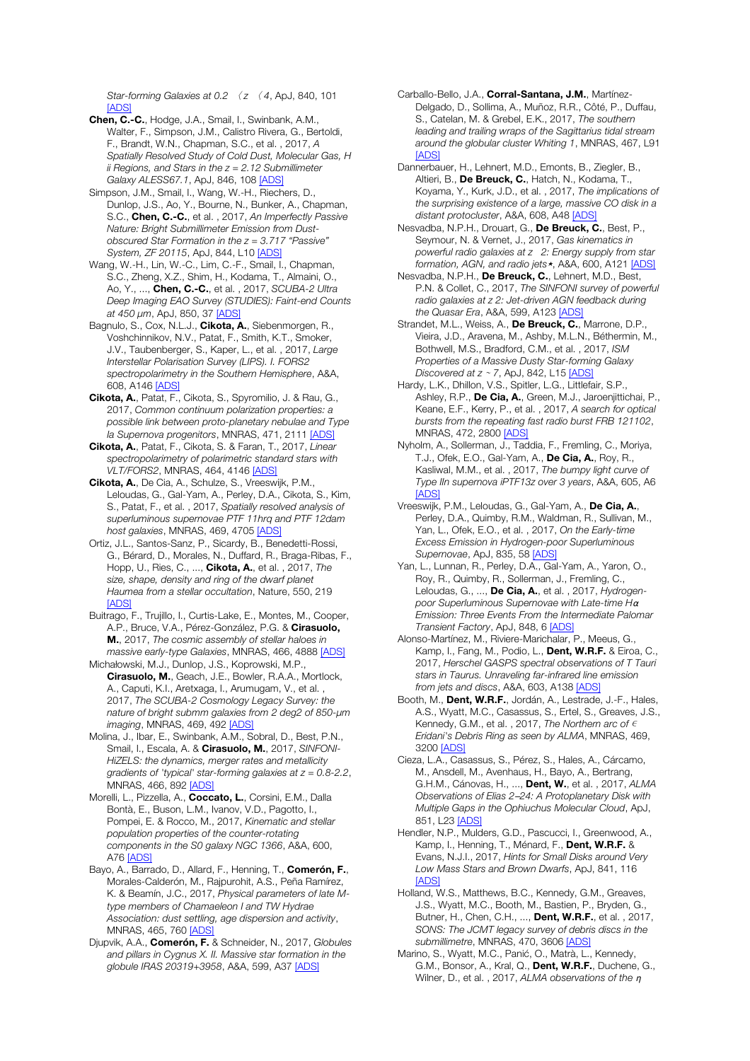*Star-forming Galaxies at 0.2 < z < 4*, ApJ, 840, 101 [ADS]

**Chen, C.-C.**, Hodge, J.A., Smail, I., Swinbank, A.M., Walter, F., Simpson, J.M., Calistro Rivera, G., Bertoldi, F., Brandt, W.N., Chapman, S.C., et al. , 2017, *A Spatially Resolved Study of Cold Dust, Molecular Gas, H ii Regions, and Stars in the z = 2.12 Submillimeter Galaxy ALESS67.1*, ApJ, 846, 108 [ADS]

Simpson, J.M., Smail, I., Wang, W.-H., Riechers, D., Dunlop, J.S., Ao, Y., Bourne, N., Bunker, A., Chapman, S.C., **Chen, C.-C.**, et al. , 2017, *An Imperfectly Passive Nature: Bright Submillimeter Emission from Dust-obscured Star Formation in the z = 3.717 "Passive" System, ZF 20115*, ApJ, 844, L10 [ADS]

Wang, W.-H., Lin, W.-C., Lim, C.-F., Smail, I., Chapman, S.C., Zheng, X.Z., Shim, H., Kodama, T., Almaini, O., Ao, Y., ..., **Chen, C.-C.**, et al. , 2017, *SCUBA-2 Ultra Deep Imaging EAO Survey (STUDIES): Faint-end Counts at 450 μm*, ApJ, 850, 37 [ADS]

Bagnulo, S., Cox, N.L.J., **Cikota, A.**, Siebenmorgen, R., Voshchinnikov, N.V., Patat, F., Smith, K.T., Smoker, J.V., Taubenberger, S., Kaper, L., et al. , 2017, *Large Interstellar Polarisation Survey (LIPS). I. FORS2 spectropolarimetry in the Southern Hemisphere*, A&A, 608, A146 [ADS]

**Cikota, A.**, Patat, F., Cikota, S., Spyromilio, J. & Rau, G., 2017, *Common continuum polarization properties: a possible link between proto-planetary nebulae and Type Ia Supernova progenitors*, MNRAS, 471, 2111 [ADS]

**Cikota, A.**, Patat, F., Cikota, S. & Faran, T., 2017, *Linear spectropolarimetry of polarimetric standard stars with VLT/FORS2*, MNRAS, 464, 4146 [ADS]

**Cikota, A.**, De Cia, A., Schulze, S., Vreeswijk, P.M., Leloudas, G., Gal-Yam, A., Perley, D.A., Cikota, S., Kim, S., Patat, F., et al. , 2017, *Spatially resolved analysis of superluminous supernovae PTF 11hrq and PTF 12dam host galaxies*, MNRAS, 469, 4705 [ADS]

Ortiz, J.L., Santos-Sanz, P., Sicardy, B., Benedetti-Rossi, G., Bérard, D., Morales, N., Duffard, R., Braga-Ribas, F., Hopp, U., Ries, C., ..., **Cikota, A.**, et al. , 2017, *The size, shape, density and ring of the dwarf planet Haumea from a stellar occultation*, Nature, 550, 219 [ADS]

Buitrago, F., Trujillo, I., Curtis-Lake, E., Montes, M., Cooper, A.P., Bruce, V.A., Pérez-González, P.G. & **Cirasuolo, M.**, 2017, *The cosmic assembly of stellar haloes in massive early-type Galaxies*, MNRAS, 466, 4888 [ADS]

Michałowski, M.J., Dunlop, J.S., Koprowski, M.P., **Cirasuolo, M.**, Geach, J.E., Bowler, R.A.A., Mortlock, A., Caputi, K.I., Aretxaga, I., Arumugam, V., et al. , 2017, *The SCUBA-2 Cosmology Legacy Survey: the nature of bright submm galaxies from 2 deg2 of 850-μm imaging*, MNRAS, 469, 492 [ADS]

Molina, J., Ibar, E., Swinbank, A.M., Sobral, D., Best, P.N., Smail, I., Escala, A. & **Cirasuolo, M.**, 2017, *SINFONI-HiZELS: the dynamics, merger rates and metallicity gradients of 'typical' star-forming galaxies at z = 0.8-2.2*, MNRAS, 466, 892 [ADS]

Morelli, L., Pizzella, A., **Coccato, L.**, Corsini, E.M., Dalla Bontà, E., Buson, L.M., Ivanov, V.D., Pagotto, I., Pompei, E. & Rocco, M., 2017, *Kinematic and stellar population properties of the counter-rotating components in the S0 galaxy NGC 1366*, A&A, 600, A76 [ADS]

Bayo, A., Barrado, D., Allard, F., Henning, T., **Comerón, F.**, Morales-Calderón, M., Rajpurohit, A.S., Peña Ramírez, K. & Beamín, J.C., 2017, *Physical parameters of late M-type members of Chamaeleon I and TW Hydrae Association: dust settling, age dispersion and activity*, MNRAS, 465, 760 [ADS]

Djupvik, A.A., **Comerón, F.** & Schneider, N., 2017, *Globules and pillars in Cygnus X. II. Massive star formation in the globule IRAS 20319+3958*, A&A, 599, A37 [ADS]

Carballo-Bello, J.A., **Corral-Santana, J.M.**, Martínez-Delgado, D., Sollima, A., Muñoz, R.R., Côté, P., Duffau, S., Catelan, M. & Grebel, E.K., 2017, *The southern leading and trailing wraps of the Sagittarius tidal stream around the globular cluster Whiting 1*, MNRAS, 467, L91 [ADS]

Dannerbauer, H., Lehnert, M.D., Emonts, B., Ziegler, B., Altieri, B., **De Breuck, C.**, Hatch, N., Kodama, T., Koyama, Y., Kurk, J.D., et al. , 2017, *The implications of the surprising existence of a large, massive CO disk in a distant protocluster*, A&A, 608, A48 [ADS]

Nesvadba, N.P.H., Drouart, G., **De Breuck, C.**, Best, P., Seymour, N. & Vernet, J., 2017, *Gas kinematics in powerful radio galaxies at z ~ 2: Energy supply from star formation, AGN, and radio jets⋆*, A&A, 600, A121 [ADS]

Nesvadba, N.P.H., **De Breuck, C.**, Lehnert, M.D., Best, P.N. & Collet, C., 2017, *The SINFONI survey of powerful radio galaxies at z 2: Jet-driven AGN feedback during the Quasar Era*, A&A, 599, A123 [ADS]

Strandet, M.L., Weiss, A., **De Breuck, C.**, Marrone, D.P., Vieira, J.D., Aravena, M., Ashby, M.L.N., Béthermin, M., Bothwell, M.S., Bradford, C.M., et al. , 2017, *ISM Properties of a Massive Dusty Star-forming Galaxy Discovered at z ~ 7*, ApJ, 842, L15 [ADS]

Hardy, L.K., Dhillon, V.S., Spitler, L.G., Littlefair, S.P., Ashley, R.P., **De Cia, A.**, Green, M.J., Jaroenjittichai, P., Keane, E.F., Kerry, P., et al. , 2017, *A search for optical bursts from the repeating fast radio burst FRB 121102*, MNRAS, 472, 2800 [ADS]

Nyholm, A., Sollerman, J., Taddia, F., Fremling, C., Moriya, T.J., Ofek, E.O., Gal-Yam, A., **De Cia, A.**, Roy, R., Kasliwal, M.M., et al. , 2017, *The bumpy light curve of Type IIn supernova iPTF13z over 3 years*, A&A, 605, A6 [ADS]

Vreeswijk, P.M., Leloudas, G., Gal-Yam, A., **De Cia, A.**, Perley, D.A., Quimby, R.M., Waldman, R., Sullivan, M., Yan, L., Ofek, E.O., et al. , 2017, *On the Early-time Excess Emission in Hydrogen-poor Superluminous Supernovae*, ApJ, 835, 58 [ADS]

Yan, L., Lunnan, R., Perley, D.A., Gal-Yam, A., Yaron, O., Roy, R., Quimby, R., Sollerman, J., Fremling, C., Leloudas, G., ..., **De Cia, A.**, et al. , 2017, *Hydrogen-poor Superluminous Supernovae with Late-time Hα Emission: Three Events From the Intermediate Palomar Transient Factory*, ApJ, 848, 6 [ADS]

Alonso-Martínez, M., Riviere-Marichalar, P., Meeus, G., Kamp, I., Fang, M., Podio, L., **Dent, W.R.F.** & Eiroa, C., 2017, *Herschel GASPS spectral observations of T Tauri stars in Taurus. Unraveling far-infrared line emission from jets and discs*, A&A, 603, A138 [ADS]

Booth, M., **Dent, W.R.F.**, Jordán, A., Lestrade, J.-F., Hales, A.S., Wyatt, M.C., Casassus, S., Ertel, S., Greaves, J.S., Kennedy, G.M., et al. , 2017, *The Northern arc of ϵ Eridani's Debris Ring as seen by ALMA*, MNRAS, 469, 3200 [ADS]

Cieza, L.A., Casassus, S., Pérez, S., Hales, A., Cárcamo, M., Ansdell, M., Avenhaus, H., Bayo, A., Bertrang, G.H.M., Cánovas, H., ..., **Dent, W.**, et al. , 2017, *ALMA Observations of Elias 2–24: A Protoplanetary Disk with Multiple Gaps in the Ophiuchus Molecular Cloud*, ApJ, 851, L23 [ADS]

Hendler, N.P., Mulders, G.D., Pascucci, I., Greenwood, A., Kamp, I., Henning, T., Ménard, F., **Dent, W.R.F.** & Evans, N.J.I., 2017, *Hints for Small Disks around Very Low Mass Stars and Brown Dwarfs*, ApJ, 841, 116 [ADS]

Holland, W.S., Matthews, B.C., Kennedy, G.M., Greaves, J.S., Wyatt, M.C., Booth, M., Bastien, P., Bryden, G., Butner, H., Chen, C.H., ..., **Dent, W.R.F.**, et al. , 2017, *SONS: The JCMT legacy survey of debris discs in the submillimetre*, MNRAS, 470, 3606 [ADS]

Marino, S., Wyatt, M.C., Panić, O., Matrà, L., Kennedy, G.M., Bonsor, A., Kral, Q., **Dent, W.R.F.**, Duchene, G., Wilner, D., et al. , 2017, *ALMA observations of the η*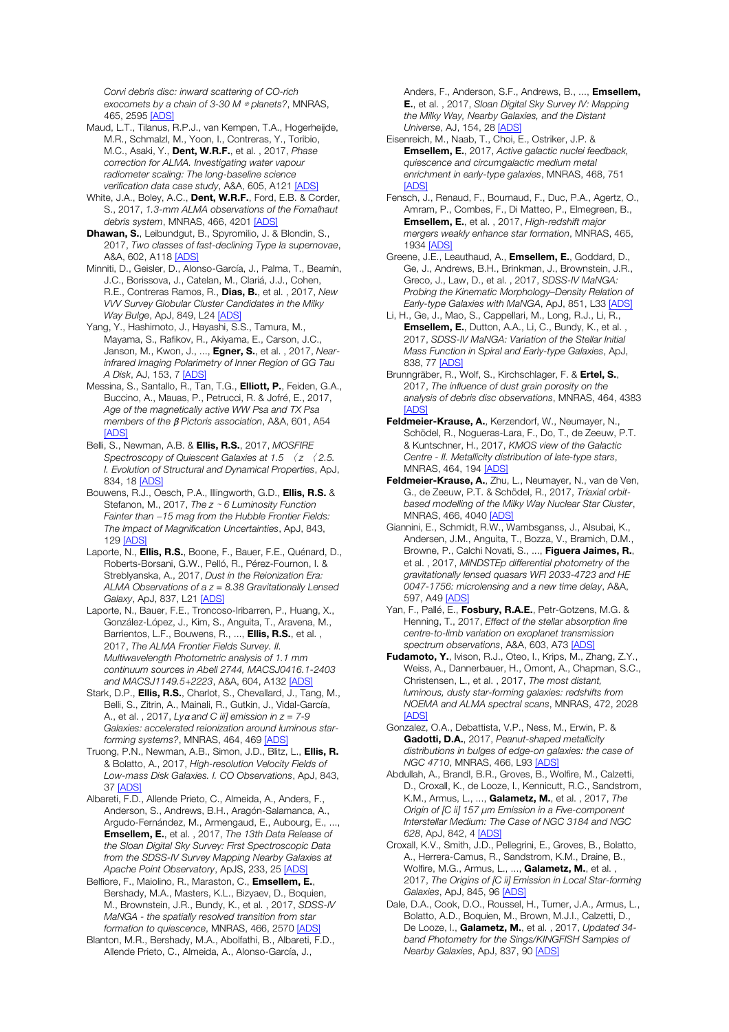*Corvi debris disc: inward scattering of CO-rich exocomets by a chain of 3-30 M ⊕ planets?*, MNRAS, 465, 2595 [ADS]

Maud, L.T., Tilanus, R.P.J., van Kempen, T.A., Hogerheijde, M.R., Schmalzl, M., Yoon, I., Contreras, Y., Toribio, M.C., Asaki, Y., **Dent, W.R.F.**, et al. , 2017, *Phase correction for ALMA. Investigating water vapour radiometer scaling: The long-baseline science verification data case study*, A&A, 605, A121 [ADS]

White, J.A., Boley, A.C., **Dent, W.R.F.**, Ford, E.B. & Corder, S., 2017, *1.3-mm ALMA observations of the Fomalhaut debris system*, MNRAS, 466, 4201 [ADS]

**Dhawan, S.**, Leibundgut, B., Spyromilio, J. & Blondin, S., 2017, *Two classes of fast-declining Type Ia supernovae*, A&A, 602, A118 [ADS]

Minniti, D., Geisler, D., Alonso-García, J., Palma, T., Beamín, J.C., Borissova, J., Catelan, M., Clariá, J.J., Cohen, R.E., Contreras Ramos, R., **Dias, B.**, et al. , 2017, *New VVV Survey Globular Cluster Candidates in the Milky Way Bulge*, ApJ, 849, L24 [ADS]

Yang, Y., Hashimoto, J., Hayashi, S.S., Tamura, M., Mayama, S., Rafikov, R., Akiyama, E., Carson, J.C., Janson, M., Kwon, J., ..., **Egner, S.**, et al. , 2017, *Near-infrared Imaging Polarimetry of Inner Region of GG Tau A Disk*, AJ, 153, 7 [ADS]

Messina, S., Santallo, R., Tan, T.G., **Elliott, P.**, Feiden, G.A., Buccino, A., Mauas, P., Petrucci, R. & Jofré, E., 2017, *Age of the magnetically active WW Psa and TX Psa members of the β Pictoris association*, A&A, 601, A54 [ADS]

Belli, S., Newman, A.B. & **Ellis, R.S.**, 2017, *MOSFIRE Spectroscopy of Quiescent Galaxies at 1.5 〈 z 〈 2.5. I. Evolution of Structural and Dynamical Properties*, ApJ, 834, 18 [ADS]

Bouwens, R.J., Oesch, P.A., Illingworth, G.D., **Ellis, R.S.** & Stefanon, M., 2017, *The z ~ 6 Luminosity Function Fainter than −15 mag from the Hubble Frontier Fields: The Impact of Magnification Uncertainties*, ApJ, 843, 129 [ADS]

Laporte, N., **Ellis, R.S.**, Boone, F., Bauer, F.E., Quénard, D., Roberts-Borsani, G.W., Pelló, R., Pérez-Fournon, I. & Streblyanska, A., 2017, *Dust in the Reionization Era: ALMA Observations of a z = 8.38 Gravitationally Lensed Galaxy*, ApJ, 837, L21 [ADS]

Laporte, N., Bauer, F.E., Troncoso-Iribarren, P., Huang, X., González-López, J., Kim, S., Anguita, T., Aravena, M., Barrientos, L.F., Bouwens, R., ..., **Ellis, R.S.**, et al. , 2017, *The ALMA Frontier Fields Survey. II. Multiwavelength Photometric analysis of 1.1 mm continuum sources in Abell 2744, MACSJ0416.1-2403 and MACSJ1149.5+2223*, A&A, 604, A132 [ADS]

Stark, D.P., **Ellis, R.S.**, Charlot, S., Chevallard, J., Tang, M., Belli, S., Zitrin, A., Mainali, R., Gutkin, J., Vidal-García, A., et al. , 2017, *Lyα and C iii] emission in z = 7-9 Galaxies: accelerated reionization around luminous star-forming systems?*, MNRAS, 464, 469 [ADS]

Truong, P.N., Newman, A.B., Simon, J.D., Blitz, L., **Ellis, R.** & Bolatto, A., 2017, *High-resolution Velocity Fields of Low-mass Disk Galaxies. I. CO Observations*, ApJ, 843, 37 [ADS]

Albareti, F.D., Allende Prieto, C., Almeida, A., Anders, F., Anderson, S., Andrews, B.H., Aragón-Salamanca, A., Argudo-Fernández, M., Armengaud, E., Aubourg, E., ..., **Emsellem, E.**, et al. , 2017, *The 13th Data Release of the Sloan Digital Sky Survey: First Spectroscopic Data from the SDSS-IV Survey Mapping Nearby Galaxies at Apache Point Observatory*, ApJS, 233, 25 [ADS]

Belfiore, F., Maiolino, R., Maraston, C., **Emsellem, E.**, Bershady, M.A., Masters, K.L., Bizyaev, D., Boquien, M., Brownstein, J.R., Bundy, K., et al. , 2017, *SDSS-IV MaNGA - the spatially resolved transition from star formation to quiescence*, MNRAS, 466, 2570 [ADS]

Blanton, M.R., Bershady, M.A., Abolfathi, B., Albareti, F.D., Allende Prieto, C., Almeida, A., Alonso-García, J., Anders, F., Anderson, S.F., Andrews, B., ..., **Emsellem, E.**, et al. , 2017, *Sloan Digital Sky Survey IV: Mapping the Milky Way, Nearby Galaxies, and the Distant Universe*, AJ, 154, 28 [ADS]

Eisenreich, M., Naab, T., Choi, E., Ostriker, J.P. & **Emsellem, E.**, 2017, *Active galactic nuclei feedback, quiescence and circumgalactic medium metal enrichment in early-type galaxies*, MNRAS, 468, 751 [ADS]

Fensch, J., Renaud, F., Bournaud, F., Duc, P.A., Agertz, O., Amram, P., Combes, F., Di Matteo, P., Elmegreen, B., **Emsellem, E.**, et al. , 2017, *High-redshift major mergers weakly enhance star formation*, MNRAS, 465, 1934 [ADS]

Greene, J.E., Leauthaud, A., **Emsellem, E.**, Goddard, D., Ge, J., Andrews, B.H., Brinkman, J., Brownstein, J.R., Greco, J., Law, D., et al. , 2017, *SDSS-IV MaNGA: Probing the Kinematic Morphology–Density Relation of Early-type Galaxies with MaNGA*, ApJ, 851, L33 [ADS]

Li, H., Ge, J., Mao, S., Cappellari, M., Long, R.J., Li, R., **Emsellem, E.**, Dutton, A.A., Li, C., Bundy, K., et al. , 2017, *SDSS-IV MaNGA: Variation of the Stellar Initial Mass Function in Spiral and Early-type Galaxies*, ApJ, 838, 77 [ADS]

Brunngräber, R., Wolf, S., Kirchschlager, F. & **Ertel, S.**, 2017, *The influence of dust grain porosity on the analysis of debris disc observations*, MNRAS, 464, 4383 [ADS]

**Feldmeier-Krause, A.**, Kerzendorf, W., Neumayer, N., Schödel, R., Nogueras-Lara, F., Do, T., de Zeeuw, P.T. & Kuntschner, H., 2017, *KMOS view of the Galactic Centre - II. Metallicity distribution of late-type stars*, MNRAS, 464, 194 [ADS]

**Feldmeier-Krause, A.**, Zhu, L., Neumayer, N., van de Ven, G., de Zeeuw, P.T. & Schödel, R., 2017, *Triaxial orbit-based modelling of the Milky Way Nuclear Star Cluster*, MNRAS, 466, 4040 [ADS]

Giannini, E., Schmidt, R.W., Wambsganss, J., Alsubai, K., Andersen, J.M., Anguita, T., Bozza, V., Bramich, D.M., Browne, P., Calchi Novati, S., ..., **Figuera Jaimes, R.**, et al. , 2017, *MiNDSTEp differential photometry of the gravitationally lensed quasars WFI 2033-4723 and HE 0047-1756: microlensing and a new time delay*, A&A, 597, A49 [ADS]

Yan, F., Pallé, E., **Fosbury, R.A.E.**, Petr-Gotzens, M.G. & Henning, T., 2017, *Effect of the stellar absorption line centre-to-limb variation on exoplanet transmission spectrum observations*, A&A, 603, A73 [ADS]

**Fudamoto, Y.**, Ivison, R.J., Oteo, I., Krips, M., Zhang, Z.Y., Weiss, A., Dannerbauer, H., Omont, A., Chapman, S.C., Christensen, L., et al. , 2017, *The most distant, luminous, dusty star-forming galaxies: redshifts from NOEMA and ALMA spectral scans*, MNRAS, 472, 2028 [ADS]

Gonzalez, O.A., Debattista, V.P., Ness, M., Erwin, P. & **Gadotti, D.A.**, 2017, *Peanut-shaped metallicity distributions in bulges of edge-on galaxies: the case of NGC 4710*, MNRAS, 466, L93 [ADS]

Abdullah, A., Brandl, B.R., Groves, B., Wolfire, M., Calzetti, D., Croxall, K., de Looze, I., Kennicutt, R.C., Sandstrom, K.M., Armus, L., ..., **Galametz, M.**, et al. , 2017, *The Origin of [C ii] 157 μm Emission in a Five-component Interstellar Medium: The Case of NGC 3184 and NGC 628*, ApJ, 842, 4 [ADS]

Croxall, K.V., Smith, J.D., Pellegrini, E., Groves, B., Bolatto, A., Herrera-Camus, R., Sandstrom, K.M., Draine, B., Wolfire, M.G., Armus, L., ..., **Galametz, M.**, et al. , 2017, *The Origins of [C ii] Emission in Local Star-forming Galaxies*, ApJ, 845, 96 [ADS]

Dale, D.A., Cook, D.O., Roussel, H., Turner, J.A., Armus, L., Bolatto, A.D., Boquien, M., Brown, M.J.I., Calzetti, D., De Looze, I., **Galametz, M.**, et al. , 2017, *Updated 34-band Photometry for the Sings/KINGFISH Samples of Nearby Galaxies*, ApJ, 837, 90 [ADS]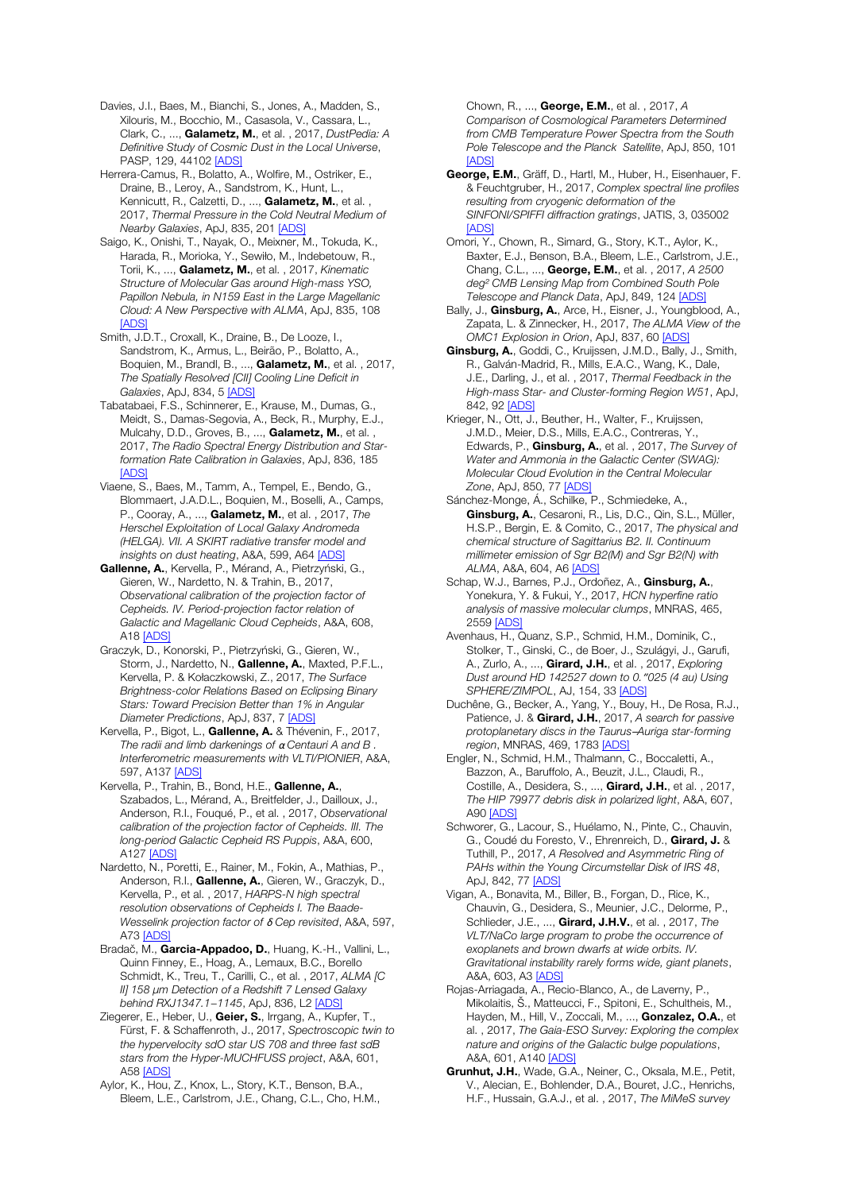Davies, J.I., Baes, M., Bianchi, S., Jones, A., Madden, S., Xilouris, M., Bocchio, M., Casasola, V., Cassara, L., Clark, C., ..., **Galametz, M.**, et al. , 2017, *DustPedia: A Definitive Study of Cosmic Dust in the Local Universe*, PASP, 129, 44102 [ADS]

Herrera-Camus, R., Bolatto, A., Wolfire, M., Ostriker, E., Draine, B., Leroy, A., Sandstrom, K., Hunt, L., Kennicutt, R., Calzetti, D., ..., **Galametz, M.**, et al. , 2017, *Thermal Pressure in the Cold Neutral Medium of Nearby Galaxies*, ApJ, 835, 201 [ADS]

Saigo, K., Onishi, T., Nayak, O., Meixner, M., Tokuda, K., Harada, R., Morioka, Y., Sewiło, M., Indebetouw, R., Torii, K., ..., **Galametz, M.**, et al. , 2017, *Kinematic Structure of Molecular Gas around High-mass YSO, Papillon Nebula, in N159 East in the Large Magellanic Cloud: A New Perspective with ALMA*, ApJ, 835, 108 [ADS]

Smith, J.D.T., Croxall, K., Draine, B., De Looze, I., Sandstrom, K., Armus, L., Beirão, P., Bolatto, A., Boquien, M., Brandl, B., ..., **Galametz, M.**, et al. , 2017, *The Spatially Resolved [CII] Cooling Line Deficit in Galaxies*, ApJ, 834, 5 [ADS]

Tabatabaei, F.S., Schinnerer, E., Krause, M., Dumas, G., Meidt, S., Damas-Segovia, A., Beck, R., Murphy, E.J., Mulcahy, D.D., Groves, B., ..., **Galametz, M.**, et al. , 2017, *The Radio Spectral Energy Distribution and Star-formation Rate Calibration in Galaxies*, ApJ, 836, 185 [ADS]

Viaene, S., Baes, M., Tamm, A., Tempel, E., Bendo, G., Blommaert, J.A.D.L., Boquien, M., Boselli, A., Camps, P., Cooray, A., ..., **Galametz, M.**, et al. , 2017, *The Herschel Exploitation of Local Galaxy Andromeda (HELGA). VII. A SKIRT radiative transfer model and insights on dust heating*, A&A, 599, A64 [ADS]

**Gallenne, A.**, Kervella, P., Mérand, A., Pietrzyński, G., Gieren, W., Nardetto, N. & Trahin, B., 2017, *Observational calibration of the projection factor of Cepheids. IV. Period-projection factor relation of Galactic and Magellanic Cloud Cepheids*, A&A, 608, A18 [ADS]

Graczyk, D., Konorski, P., Pietrzyński, G., Gieren, W., Storm, J., Nardetto, N., **Gallenne, A.**, Maxted, P.F.L., Kervella, P. & Kołaczkowski, Z., 2017, *The Surface Brightness-color Relations Based on Eclipsing Binary Stars: Toward Precision Better than 1% in Angular Diameter Predictions*, ApJ, 837, 7 [ADS]

Kervella, P., Bigot, L., **Gallenne, A.** & Thévenin, F., 2017, *The radii and limb darkenings of $\alpha$ Centauri A and B . Interferometric measurements with VLTI/PIONIER*, A&A, 597, A137 [ADS]

Kervella, P., Trahin, B., Bond, H.E., **Gallenne, A.**, Szabados, L., Mérand, A., Breitfelder, J., Dailloux, J., Anderson, R.I., Fouqué, P., et al. , 2017, *Observational calibration of the projection factor of Cepheids. III. The long-period Galactic Cepheid RS Puppis*, A&A, 600, A127 [ADS]

Nardetto, N., Poretti, E., Rainer, M., Fokin, A., Mathias, P., Anderson, R.I., **Gallenne, A.**, Gieren, W., Graczyk, D., Kervella, P., et al. , 2017, *HARPS-N high spectral resolution observations of Cepheids I. The Baade-Wesselink projection factor of $\delta$ Cep revisited*, A&A, 597, A73 [ADS]

Bradač, M., **Garcia-Appadoo, D.**, Huang, K.-H., Vallini, L., Quinn Finney, E., Hoag, A., Lemaux, B.C., Borello Schmidt, K., Treu, T., Carilli, C., et al. , 2017, *ALMA [C II] 158 μm Detection of a Redshift 7 Lensed Galaxy behind RXJ1347.1−1145*, ApJ, 836, L2 [ADS]

Ziegerer, E., Heber, U., **Geier, S.**, Irrgang, A., Kupfer, T., Fürst, F. & Schaffenroth, J., 2017, *Spectroscopic twin to the hypervelocity sdO star US 708 and three fast sdB stars from the Hyper-MUCHFUSS project*, A&A, 601, A58 [ADS]

Aylor, K., Hou, Z., Knox, L., Story, K.T., Benson, B.A., Bleem, L.E., Carlstrom, J.E., Chang, C.L., Cho, H.M., Chown, R., ..., **George, E.M.**, et al. , 2017, *A Comparison of Cosmological Parameters Determined from CMB Temperature Power Spectra from the South Pole Telescope and the Planck Satellite*, ApJ, 850, 101 [ADS]

**George, E.M.**, Gräff, D., Hartl, M., Huber, H., Eisenhauer, F. & Feuchtgruber, H., 2017, *Complex spectral line profiles resulting from cryogenic deformation of the SINFONI/SPIFFI diffraction gratings*, JATIS, 3, 035002 [ADS]

Omori, Y., Chown, R., Simard, G., Story, K.T., Aylor, K., Baxter, E.J., Benson, B.A., Bleem, L.E., Carlstrom, J.E., Chang, C.L., ..., **George, E.M.**, et al. , 2017, *A 2500 deg$^2$ CMB Lensing Map from Combined South Pole Telescope and Planck Data*, ApJ, 849, 124 [ADS]

Bally, J., **Ginsburg, A.**, Arce, H., Eisner, J., Youngblood, A., Zapata, L. & Zinnecker, H., 2017, *The ALMA View of the OMC1 Explosion in Orion*, ApJ, 837, 60 [ADS]

**Ginsburg, A.**, Goddi, C., Kruijssen, J.M.D., Bally, J., Smith, R., Galván-Madrid, R., Mills, E.A.C., Wang, K., Dale, J.E., Darling, J., et al. , 2017, *Thermal Feedback in the High-mass Star- and Cluster-forming Region W51*, ApJ, 842, 92 [ADS]

Krieger, N., Ott, J., Beuther, H., Walter, F., Kruijssen, J.M.D., Meier, D.S., Mills, E.A.C., Contreras, Y., Edwards, P., **Ginsburg, A.**, et al. , 2017, *The Survey of Water and Ammonia in the Galactic Center (SWAG): Molecular Cloud Evolution in the Central Molecular Zone*, ApJ, 850, 77 [ADS]

Sánchez-Monge, Á., Schilke, P., Schmiedeke, A., **Ginsburg, A.**, Cesaroni, R., Lis, D.C., Qin, S.L., Müller, H.S.P., Bergin, E. & Comito, C., 2017, *The physical and chemical structure of Sagittarius B2. II. Continuum millimeter emission of Sgr B2(M) and Sgr B2(N) with ALMA*, A&A, 604, A6 [ADS]

Schap, W.J., Barnes, P.J., Ordoñez, A., **Ginsburg, A.**, Yonekura, Y. & Fukui, Y., 2017, *HCN hyperfine ratio analysis of massive molecular clumps*, MNRAS, 465, 2559 [ADS]

Avenhaus, H., Quanz, S.P., Schmid, H.M., Dominik, C., Stolker, T., Ginski, C., de Boer, J., Szulágyi, J., Garufi, A., Zurlo, A., ..., **Girard, J.H.**, et al. , 2017, *Exploring Dust around HD 142527 down to 0.″025 (4 au) Using SPHERE/ZIMPOL*, AJ, 154, 33 [ADS]

Duchêne, G., Becker, A., Yang, Y., Bouy, H., De Rosa, R.J., Patience, J. & **Girard, J.H.**, 2017, *A search for passive protoplanetary discs in the Taurus–Auriga star-forming region*, MNRAS, 469, 1783 [ADS]

Engler, N., Schmid, H.M., Thalmann, C., Boccaletti, A., Bazzon, A., Baruffolo, A., Beuzit, J.L., Claudi, R., Costille, A., Desidera, S., ..., **Girard, J.H.**, et al. , 2017, *The HIP 79977 debris disk in polarized light*, A&A, 607, A90 [ADS]

Schworer, G., Lacour, S., Huélamo, N., Pinte, C., Chauvin, G., Coudé du Foresto, V., Ehrenreich, D., **Girard, J.** & Tuthill, P., 2017, *A Resolved and Asymmetric Ring of PAHs within the Young Circumstellar Disk of IRS 48*, ApJ, 842, 77 [ADS]

Vigan, A., Bonavita, M., Biller, B., Forgan, D., Rice, K., Chauvin, G., Desidera, S., Meunier, J.C., Delorme, P., Schlieder, J.E., ..., **Girard, J.H.V.**, et al. , 2017, *The VLT/NaCo large program to probe the occurrence of exoplanets and brown dwarfs at wide orbits. IV. Gravitational instability rarely forms wide, giant planets*, A&A, 603, A3 [ADS]

Rojas-Arriagada, A., Recio-Blanco, A., de Laverny, P., Mikolaitis, Š., Matteucci, F., Spitoni, E., Schultheis, M., Hayden, M., Hill, V., Zoccali, M., ..., **Gonzalez, O.A.**, et al. , 2017, *The Gaia-ESO Survey: Exploring the complex nature and origins of the Galactic bulge populations*, A&A, 601, A140 [ADS]

**Grunhut, J.H.**, Wade, G.A., Neiner, C., Oksala, M.E., Petit, V., Alecian, E., Bohlender, D.A., Bouret, J.C., Henrichs, H.F., Hussain, G.A.J., et al. , 2017, *The MiMeS survey*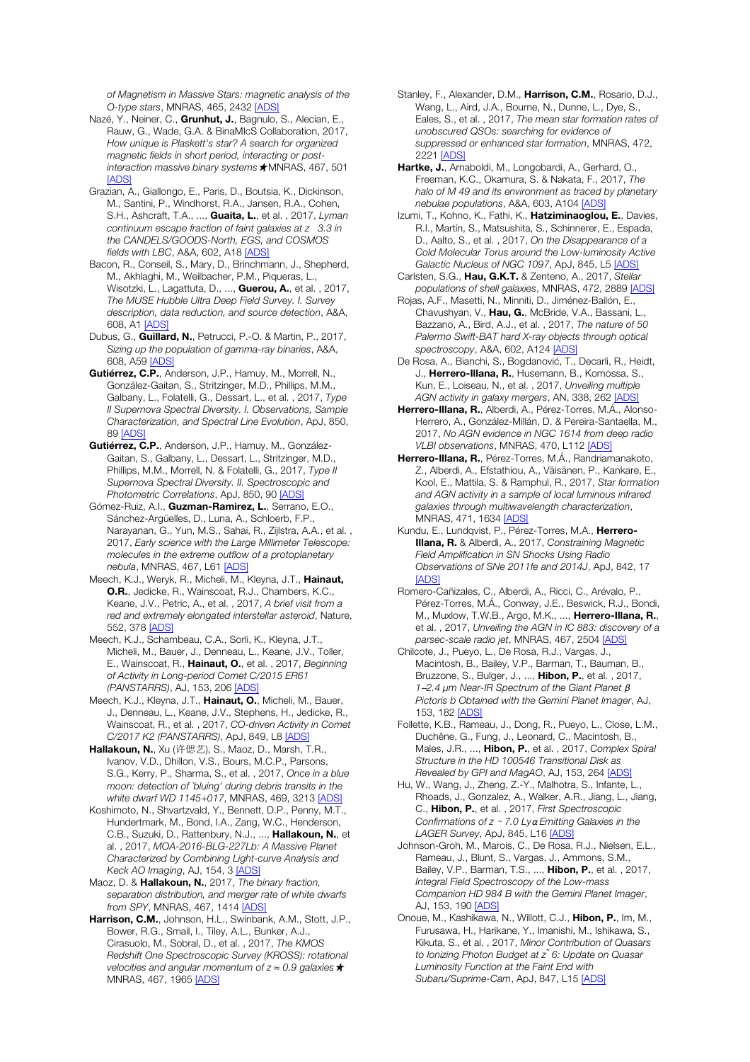*of Magnetism in Massive Stars: magnetic analysis of the O-type stars*, MNRAS, 465, 2432 [ADS]

Nazé, Y., Neiner, C., **Grunhut, J.**, Bagnulo, S., Alecian, E., Rauw, G., Wade, G.A. & BinaMIcS Collaboration, 2017, *How unique is Plaskett's star? A search for organized magnetic fields in short period, interacting or post-interaction massive binary systems* ★MNRAS, 467, 501 [ADS]

Grazian, A., Giallongo, E., Paris, D., Boutsia, K., Dickinson, M., Santini, P., Windhorst, R.A., Jansen, R.A., Cohen, S.H., Ashcraft, T.A., ..., **Guaita, L.**, et al. , 2017, *Lyman continuum escape fraction of faint galaxies at z 3.3 in the CANDELS/GOODS-North, EGS, and COSMOS fields with LBC*, A&A, 602, A18 [ADS]

Bacon, R., Conseil, S., Mary, D., Brinchmann, J., Shepherd, M., Akhlaghi, M., Weilbacher, P.M., Piqueras, L., Wisotzki, L., Lagattuta, D., ..., **Guerou, A.**, et al. , 2017, *The MUSE Hubble Ultra Deep Field Survey. I. Survey description, data reduction, and source detection*, A&A, 608, A1 [ADS]

Dubus, G., **Guillard, N.**, Petrucci, P.-O. & Martin, P., 2017, *Sizing up the population of gamma-ray binaries*, A&A, 608, A59 [ADS]

**Gutiérrez, C.P.**, Anderson, J.P., Hamuy, M., Morrell, N., González-Gaitan, S., Stritzinger, M.D., Phillips, M.M., Galbany, L., Folatelli, G., Dessart, L., et al. , 2017, *Type II Supernova Spectral Diversity. I. Observations, Sample Characterization, and Spectral Line Evolution*, ApJ, 850, 89 [ADS]

**Gutiérrez, C.P.**, Anderson, J.P., Hamuy, M., González-Gaitan, S., Galbany, L., Dessart, L., Stritzinger, M.D., Phillips, M.M., Morrell, N. & Folatelli, G., 2017, *Type II Supernova Spectral Diversity. II. Spectroscopic and Photometric Correlations*, ApJ, 850, 90 [ADS]

Gómez-Ruiz, A.I., **Guzman-Ramirez, L.**, Serrano, E.O., Sánchez-Argüelles, D., Luna, A., Schloerb, F.P., Narayanan, G., Yun, M.S., Sahai, R., Zijlstra, A.A., et al. , 2017, *Early science with the Large Millimeter Telescope: molecules in the extreme outflow of a protoplanetary nebula*, MNRAS, 467, L61 [ADS]

Meech, K.J., Weryk, R., Micheli, M., Kleyna, J.T., **Hainaut, O.R.**, Jedicke, R., Wainscoat, R.J., Chambers, K.C., Keane, J.V., Petric, A., et al. , 2017, *A brief visit from a red and extremely elongated interstellar asteroid*, Nature, 552, 378 [ADS]

Meech, K.J., Schambeau, C.A., Sorli, K., Kleyna, J.T., Micheli, M., Bauer, J., Denneau, L., Keane, J.V., Toller, E., Wainscoat, R., **Hainaut, O.**, et al. , 2017, *Beginning of Activity in Long-period Comet C/2015 ER61 (PANSTARRS)*, AJ, 153, 206 [ADS]

Meech, K.J., Kleyna, J.T., **Hainaut, O.**, Micheli, M., Bauer, J., Denneau, L., Keane, J.V., Stephens, H., Jedicke, R., Wainscoat, R., et al. , 2017, *CO-driven Activity in Comet C/2017 K2 (PANSTARRS)*, ApJ, 849, L8 [ADS]

**Hallakoun, N.**, Xu (许偲艺), S., Maoz, D., Marsh, T.R., Ivanov, V.D., Dhillon, V.S., Bours, M.C.P., Parsons, S.G., Kerry, P., Sharma, S., et al. , 2017, *Once in a blue moon: detection of 'bluing' during debris transits in the white dwarf WD 1145+017*, MNRAS, 469, 3213 [ADS]

Koshimoto, N., Shvartzvald, Y., Bennett, D.P., Penny, M.T., Hundertmark, M., Bond, I.A., Zang, W.C., Henderson, C.B., Suzuki, D., Rattenbury, N.J., ..., **Hallakoun, N.**, et al. , 2017, *MOA-2016-BLG-227Lb: A Massive Planet Characterized by Combining Light-curve Analysis and Keck AO Imaging*, AJ, 154, 3 [ADS]

Maoz, D. & **Hallakoun, N.**, 2017, *The binary fraction, separation distribution, and merger rate of white dwarfs from SPY*, MNRAS, 467, 1414 [ADS]

**Harrison, C.M.**, Johnson, H.L., Swinbank, A.M., Stott, J.P., Bower, R.G., Smail, I., Tiley, A.L., Bunker, A.J., Cirasuolo, M., Sobral, D., et al. , 2017, *The KMOS Redshift One Spectroscopic Survey (KROSS): rotational velocities and angular momentum of z ≈ 0.9 galaxies* ★ MNRAS, 467, 1965 [ADS]

Stanley, F., Alexander, D.M., **Harrison, C.M.**, Rosario, D.J., Wang, L., Aird, J.A., Bourne, N., Dunne, L., Dye, S., Eales, S., et al. , 2017, *The mean star formation rates of unobscured QSOs: searching for evidence of suppressed or enhanced star formation*, MNRAS, 472, 2221 [ADS]

**Hartke, J.**, Arnaboldi, M., Longobardi, A., Gerhard, O., Freeman, K.C., Okamura, S. & Nakata, F., 2017, *The halo of M 49 and its environment as traced by planetary nebulae populations*, A&A, 603, A104 [ADS]

Izumi, T., Kohno, K., Fathi, K., **Hatziminaoglou, E.**, Davies, R.I., Martín, S., Matsushita, S., Schinnerer, E., Espada, D., Aalto, S., et al. , 2017, *On the Disappearance of a Cold Molecular Torus around the Low-luminosity Active Galactic Nucleus of NGC 1097*, ApJ, 845, L5 [ADS]

Carlsten, S.G., **Hau, G.K.T.** & Zenteno, A., 2017, *Stellar populations of shell galaxies*, MNRAS, 472, 2889 [ADS]

Rojas, A.F., Masetti, N., Minniti, D., Jiménez-Bailón, E., Chavushyan, V., **Hau, G.**, McBride, V.A., Bassani, L., Bazzano, A., Bird, A.J., et al. , 2017, *The nature of 50 Palermo Swift-BAT hard X-ray objects through optical spectroscopy*, A&A, 602, A124 [ADS]

De Rosa, A., Bianchi, S., Bogdanović, T., Decarli, R., Heidt, J., **Herrero-Illana, R.**, Husemann, B., Komossa, S., Kun, E., Loiseau, N., et al. , 2017, *Unveiling multiple AGN activity in galaxy mergers*, AN, 338, 262 [ADS]

**Herrero-Illana, R.**, Alberdi, A., Pérez-Torres, M.Á., Alonso-Herrero, A., González-Millán, D. & Pereira-Santaella, M., 2017, *No AGN evidence in NGC 1614 from deep radio VLBI observations*, MNRAS, 470, L112 [ADS]

**Herrero-Illana, R.**, Pérez-Torres, M.Á., Randriamanakoto, Z., Alberdi, A., Efstathiou, A., Väisänen, P., Kankare, E., Kool, E., Mattila, S. & Ramphul, R., 2017, *Star formation and AGN activity in a sample of local luminous infrared galaxies through multiwavelength characterization*, MNRAS, 471, 1634 [ADS]

Kundu, E., Lundqvist, P., Pérez-Torres, M.A., **Herrero-Illana, R.** & Alberdi, A., 2017, *Constraining Magnetic Field Amplification in SN Shocks Using Radio Observations of SNe 2011fe and 2014J*, ApJ, 842, 17 [ADS]

Romero-Cañizales, C., Alberdi, A., Ricci, C., Arévalo, P., Pérez-Torres, M.Á., Conway, J.E., Beswick, R.J., Bondi, M., Muxlow, T.W.B., Argo, M.K., ..., **Herrero-Illana, R.**, et al. , 2017, *Unveiling the AGN in IC 883: discovery of a parsec-scale radio jet*, MNRAS, 467, 2504 [ADS]

Chilcote, J., Pueyo, L., De Rosa, R.J., Vargas, J., Macintosh, B., Bailey, V.P., Barman, T., Bauman, B., Bruzzone, S., Bulger, J., ..., **Hibon, P.**, et al. , 2017, *1–2.4 μm Near-IR Spectrum of the Giant Planet β Pictoris b Obtained with the Gemini Planet Imager*, AJ, 153, 182 [ADS]

Follette, K.B., Rameau, J., Dong, R., Pueyo, L., Close, L.M., Duchêne, G., Fung, J., Leonard, C., Macintosh, B., Males, J.R., ..., **Hibon, P.**, et al. , 2017, *Complex Spiral Structure in the HD 100546 Transitional Disk as Revealed by GPI and MagAO*, AJ, 153, 264 [ADS]

Hu, W., Wang, J., Zheng, Z.-Y., Malhotra, S., Infante, L., Rhoads, J., Gonzalez, A., Walker, A.R., Jiang, L., Jiang, C., **Hibon, P.**, et al. , 2017, *First Spectroscopic Confirmations of z ~ 7.0 Lyα Emitting Galaxies in the LAGER Survey*, ApJ, 845, L16 [ADS]

Johnson-Groh, M., Marois, C., De Rosa, R.J., Nielsen, E.L., Rameau, J., Blunt, S., Vargas, J., Ammons, S.M., Bailey, V.P., Barman, T.S., ..., **Hibon, P.**, et al. , 2017, *Integral Field Spectroscopy of the Low-mass Companion HD 984 B with the Gemini Planet Imager*, AJ, 153, 190 [ADS]

Onoue, M., Kashikawa, N., Willott, C.J., **Hibon, P.**, Im, M., Furusawa, H., Harikane, Y., Imanishi, M., Ishikawa, S., Kikuta, S., et al. , 2017, *Minor Contribution of Quasars to Ionizing Photon Budget at z ˜ 6: Update on Quasar Luminosity Function at the Faint End with Subaru/Suprime-Cam*, ApJ, 847, L15 [ADS]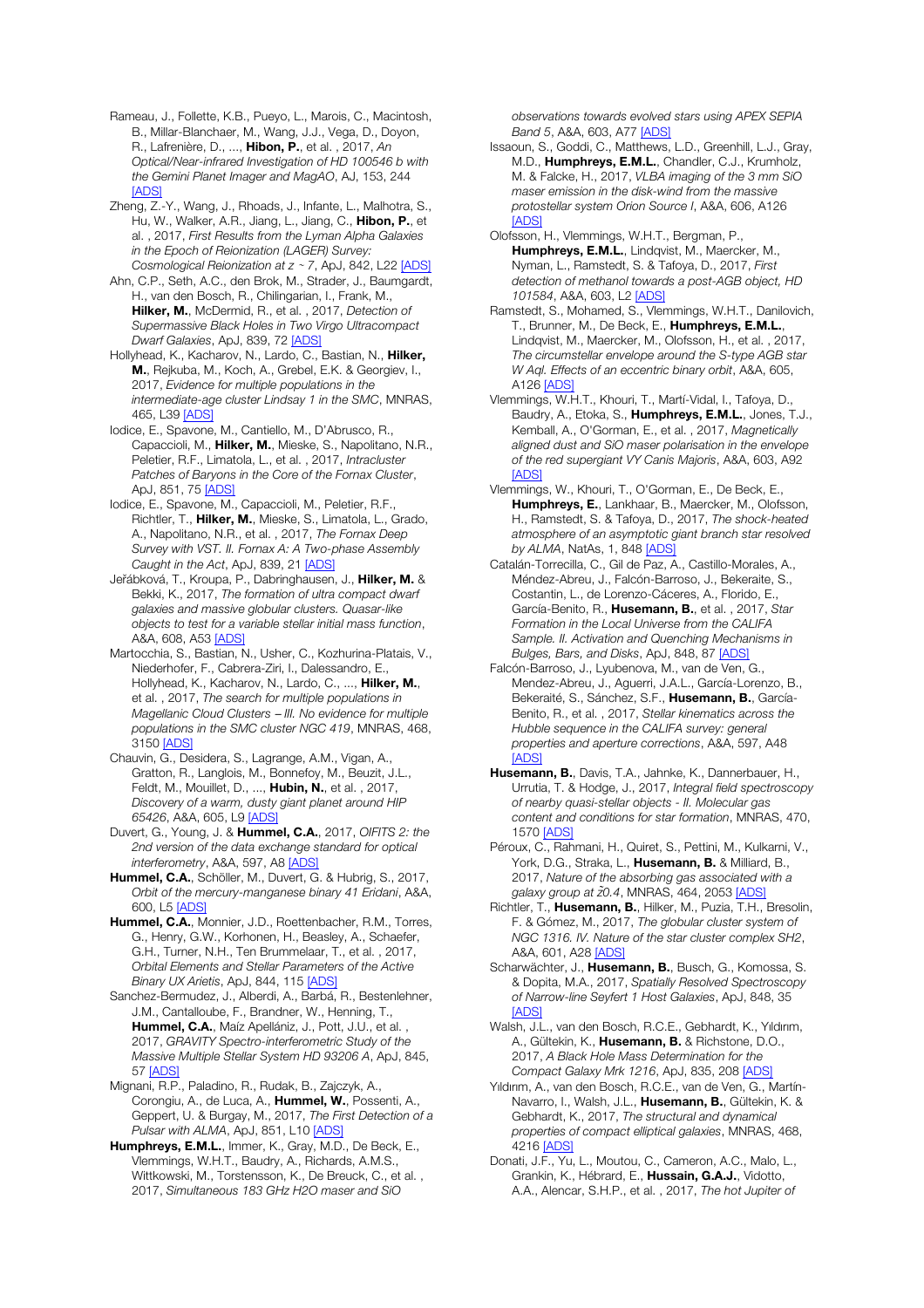Rameau, J., Follette, K.B., Pueyo, L., Marois, C., Macintosh, B., Millar-Blanchaer, M., Wang, J.J., Vega, D., Doyon, R., Lafrenière, D., ..., **Hibon, P.**, et al. , 2017, *An Optical/Near-infrared Investigation of HD 100546 b with the Gemini Planet Imager and MagAO*, AJ, 153, 244 [ADS]

Zheng, Z.-Y., Wang, J., Rhoads, J., Infante, L., Malhotra, S., Hu, W., Walker, A.R., Jiang, L., Jiang, C., **Hibon, P.**, et al. , 2017, *First Results from the Lyman Alpha Galaxies in the Epoch of Reionization (LAGER) Survey: Cosmological Reionization at z ~ 7*, ApJ, 842, L22 [ADS]

Ahn, C.P., Seth, A.C., den Brok, M., Strader, J., Baumgardt, H., van den Bosch, R., Chilingarian, I., Frank, M., **Hilker, M.**, McDermid, R., et al. , 2017, *Detection of Supermassive Black Holes in Two Virgo Ultracompact Dwarf Galaxies*, ApJ, 839, 72 [ADS]

Hollyhead, K., Kacharov, N., Lardo, C., Bastian, N., **Hilker, M.**, Rejkuba, M., Koch, A., Grebel, E.K. & Georgiev, I., 2017, *Evidence for multiple populations in the intermediate-age cluster Lindsay 1 in the SMC*, MNRAS, 465, L39 [ADS]

Iodice, E., Spavone, M., Cantiello, M., D'Abrusco, R., Capaccioli, M., **Hilker, M.**, Mieske, S., Napolitano, N.R., Peletier, R.F., Limatola, L., et al. , 2017, *Intracluster Patches of Baryons in the Core of the Fornax Cluster*, ApJ, 851, 75 [ADS]

Iodice, E., Spavone, M., Capaccioli, M., Peletier, R.F., Richtler, T., **Hilker, M.**, Mieske, S., Limatola, L., Grado, A., Napolitano, N.R., et al. , 2017, *The Fornax Deep Survey with VST. II. Fornax A: A Two-phase Assembly Caught in the Act*, ApJ, 839, 21 [ADS]

Jeřábková, T., Kroupa, P., Dabringhausen, J., **Hilker, M.** & Bekki, K., 2017, *The formation of ultra compact dwarf galaxies and massive globular clusters. Quasar-like objects to test for a variable stellar initial mass function*, A&A, 608, A53 [ADS]

Martocchia, S., Bastian, N., Usher, C., Kozhurina-Platais, V., Niederhofer, F., Cabrera-Ziri, I., Dalessandro, E., Hollyhead, K., Kacharov, N., Lardo, C., ..., **Hilker, M.**, et al. , 2017, *The search for multiple populations in Magellanic Cloud Clusters – III. No evidence for multiple populations in the SMC cluster NGC 419*, MNRAS, 468, 3150 [ADS]

Chauvin, G., Desidera, S., Lagrange, A.M., Vigan, A., Gratton, R., Langlois, M., Bonnefoy, M., Beuzit, J.L., Feldt, M., Mouillet, D., ..., **Hubin, N.**, et al. , 2017, *Discovery of a warm, dusty giant planet around HIP 65426*, A&A, 605, L9 [ADS]

Duvert, G., Young, J. & **Hummel, C.A.**, 2017, *OIFITS 2: the 2nd version of the data exchange standard for optical interferometry*, A&A, 597, A8 [ADS]

**Hummel, C.A.**, Schöller, M., Duvert, G. & Hubrig, S., 2017, *Orbit of the mercury-manganese binary 41 Eridani*, A&A, 600, L5 [ADS]

**Hummel, C.A.**, Monnier, J.D., Roettenbacher, R.M., Torres, G., Henry, G.W., Korhonen, H., Beasley, A., Schaefer, G.H., Turner, N.H., Ten Brummelaar, T., et al. , 2017, *Orbital Elements and Stellar Parameters of the Active Binary UX Arietis*, ApJ, 844, 115 [ADS]

Sanchez-Bermudez, J., Alberdi, A., Barbá, R., Bestenlehner, J.M., Cantalloube, F., Brandner, W., Henning, T., **Hummel, C.A.**, Maíz Apellániz, J., Pott, J.U., et al. , 2017, *GRAVITY Spectro-interferometric Study of the Massive Multiple Stellar System HD 93206 A*, ApJ, 845, 57 [ADS]

Mignani, R.P., Paladino, R., Rudak, B., Zajczyk, A., Corongiu, A., de Luca, A., **Hummel, W.**, Possenti, A., Geppert, U. & Burgay, M., 2017, *The First Detection of a Pulsar with ALMA*, ApJ, 851, L10 [ADS]

**Humphreys, E.M.L.**, Immer, K., Gray, M.D., De Beck, E., Vlemmings, W.H.T., Baudry, A., Richards, A.M.S., Wittkowski, M., Torstensson, K., De Breuck, C., et al. , 2017, *Simultaneous 183 GHz H2O maser and SiO observations towards evolved stars using APEX SEPIA Band 5*, A&A, 603, A77 [ADS]

Issaoun, S., Goddi, C., Matthews, L.D., Greenhill, L.J., Gray, M.D., **Humphreys, E.M.L.**, Chandler, C.J., Krumholz, M. & Falcke, H., 2017, *VLBA imaging of the 3 mm SiO maser emission in the disk-wind from the massive protostellar system Orion Source I*, A&A, 606, A126 [ADS]

Olofsson, H., Vlemmings, W.H.T., Bergman, P., **Humphreys, E.M.L.**, Lindqvist, M., Maercker, M., Nyman, L., Ramstedt, S. & Tafoya, D., 2017, *First detection of methanol towards a post-AGB object, HD 101584*, A&A, 603, L2 [ADS]

Ramstedt, S., Mohamed, S., Vlemmings, W.H.T., Danilovich, T., Brunner, M., De Beck, E., **Humphreys, E.M.L.**, Lindqvist, M., Maercker, M., Olofsson, H., et al. , 2017, *The circumstellar envelope around the S-type AGB star W Aql. Effects of an eccentric binary orbit*, A&A, 605, A126 [ADS]

Vlemmings, W.H.T., Khouri, T., Martí-Vidal, I., Tafoya, D., Baudry, A., Etoka, S., **Humphreys, E.M.L.**, Jones, T.J., Kemball, A., O'Gorman, E., et al. , 2017, *Magnetically aligned dust and SiO maser polarisation in the envelope of the red supergiant VY Canis Majoris*, A&A, 603, A92 [ADS]

Vlemmings, W., Khouri, T., O'Gorman, E., De Beck, E., **Humphreys, E.**, Lankhaar, B., Maercker, M., Olofsson, H., Ramstedt, S. & Tafoya, D., 2017, *The shock-heated atmosphere of an asymptotic giant branch star resolved by ALMA*, NatAs, 1, 848 [ADS]

Catalán-Torrecilla, C., Gil de Paz, A., Castillo-Morales, A., Méndez-Abreu, J., Falcón-Barroso, J., Bekeraite, S., Costantin, L., de Lorenzo-Cáceres, A., Florido, E., García-Benito, R., **Husemann, B.**, et al. , 2017, *Star Formation in the Local Universe from the CALIFA Sample. II. Activation and Quenching Mechanisms in Bulges, Bars, and Disks*, ApJ, 848, 87 [ADS]

Falcón-Barroso, J., Lyubenova, M., van de Ven, G., Mendez-Abreu, J., Aguerri, J.A.L., García-Lorenzo, B., Bekeraité, S., Sánchez, S.F., **Husemann, B.**, García-Benito, R., et al. , 2017, *Stellar kinematics across the Hubble sequence in the CALIFA survey: general properties and aperture corrections*, A&A, 597, A48 [ADS]

**Husemann, B.**, Davis, T.A., Jahnke, K., Dannerbauer, H., Urrutia, T. & Hodge, J., 2017, *Integral field spectroscopy of nearby quasi-stellar objects - II. Molecular gas content and conditions for star formation*, MNRAS, 470, 1570 [ADS]

Péroux, C., Rahmani, H., Quiret, S., Pettini, M., Kulkarni, V., York, D.G., Straka, L., **Husemann, B.** & Milliard, B., 2017, *Nature of the absorbing gas associated with a galaxy group at z̃0.4*, MNRAS, 464, 2053 [ADS]

Richtler, T., **Husemann, B.**, Hilker, M., Puzia, T.H., Bresolin, F. & Gómez, M., 2017, *The globular cluster system of NGC 1316. IV. Nature of the star cluster complex SH2*, A&A, 601, A28 [ADS]

Scharwächter, J., **Husemann, B.**, Busch, G., Komossa, S. & Dopita, M.A., 2017, *Spatially Resolved Spectroscopy of Narrow-line Seyfert 1 Host Galaxies*, ApJ, 848, 35 [ADS]

Walsh, J.L., van den Bosch, R.C.E., Gebhardt, K., Yıldırım, A., Gültekin, K., **Husemann, B.** & Richstone, D.O., 2017, *A Black Hole Mass Determination for the Compact Galaxy Mrk 1216*, ApJ, 835, 208 [ADS]

Yıldırım, A., van den Bosch, R.C.E., van de Ven, G., Martín-Navarro, I., Walsh, J.L., **Husemann, B.**, Gültekin, K. & Gebhardt, K., 2017, *The structural and dynamical properties of compact elliptical galaxies*, MNRAS, 468, 4216 [ADS]

Donati, J.F., Yu, L., Moutou, C., Cameron, A.C., Malo, L., Grankin, K., Hébrard, E., **Hussain, G.A.J.**, Vidotto, A.A., Alencar, S.H.P., et al. , 2017, *The hot Jupiter of*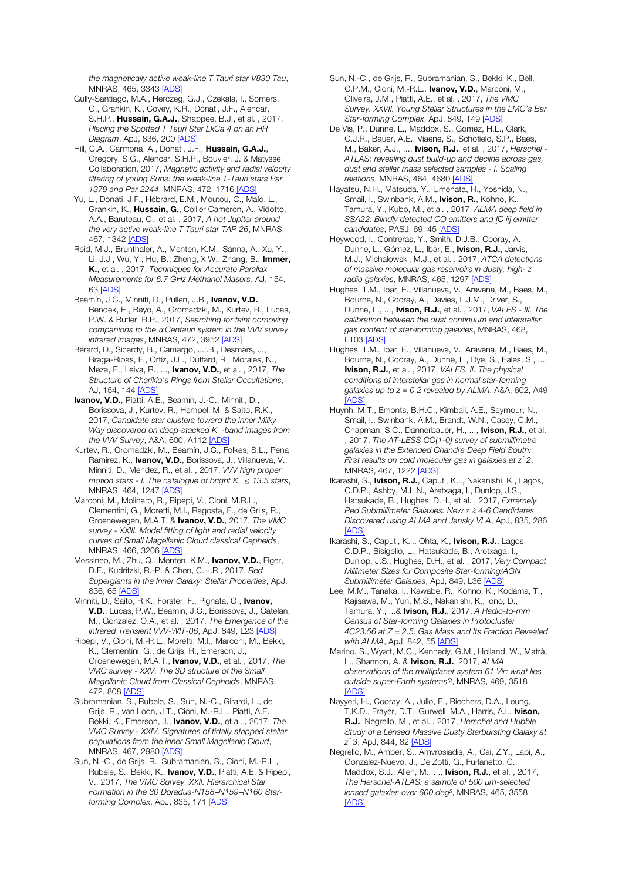*the magnetically active weak-line T Tauri star V830 Tau*, MNRAS, 465, 3343 [ADS]

Gully-Santiago, M.A., Herczeg, G.J., Czekala, I., Somers, G., Grankin, K., Covey, K.R., Donati, J.F., Alencar, S.H.P., **Hussain, G.A.J.**, Shappee, B.J., et al. , 2017, *Placing the Spotted T Tauri Star LkCa 4 on an HR Diagram*, ApJ, 836, 200 [ADS]

Hill, C.A., Carmona, A., Donati, J.F., **Hussain, G.A.J.**, Gregory, S.G., Alencar, S.H.P., Bouvier, J. & Matysse Collaboration, 2017, *Magnetic activity and radial velocity filtering of young Suns: the weak-line T-Tauri stars Par 1379 and Par 2244*, MNRAS, 472, 1716 [ADS]

Yu, L., Donati, J.F., Hébrard, E.M., Moutou, C., Malo, L., Grankin, K., **Hussain, G.**, Collier Cameron, A., Vidotto, A.A., Baruteau, C., et al. , 2017, *A hot Jupiter around the very active weak-line T Tauri star TAP 26*, MNRAS, 467, 1342 [ADS]

Reid, M.J., Brunthaler, A., Menten, K.M., Sanna, A., Xu, Y., Li, J.J., Wu, Y., Hu, B., Zheng, X.W., Zhang, B., **Immer, K.**, et al. , 2017, *Techniques for Accurate Parallax Measurements for 6.7 GHz Methanol Masers*, AJ, 154, 63 [ADS]

Beamín, J.C., Minniti, D., Pullen, J.B., **Ivanov, V.D.**, Bendek, E., Bayo, A., Gromadzki, M., Kurtev, R., Lucas, P.W. & Butler, R.P., 2017, *Searching for faint comoving companions to the α Centauri system in the VVV survey infrared images*, MNRAS, 472, 3952 [ADS]

Bérard, D., Sicardy, B., Camargo, J.I.B., Desmars, J., Braga-Ribas, F., Ortiz, J.L., Duffard, R., Morales, N., Meza, E., Leiva, R., ..., **Ivanov, V.D.**, et al. , 2017, *The Structure of Chariklo's Rings from Stellar Occultations*, AJ, 154, 144 [ADS]

**Ivanov, V.D.**, Piatti, A.E., Beamín, J.-C., Minniti, D., Borissova, J., Kurtev, R., Hempel, M. & Saito, R.K., 2017, *Candidate star clusters toward the inner Milky Way discovered on deep-stacked K -band images from the VVV Survey*, A&A, 600, A112 [ADS]

Kurtev, R., Gromadzki, M., Beamín, J.C., Folkes, S.L., Pena Ramirez, K., **Ivanov, V.D.**, Borissova, J., Villanueva, V., Minniti, D., Mendez, R., et al. , 2017, *VVV high proper motion stars - I. The catalogue of bright K ≤ 13.5 stars*, MNRAS, 464, 1247 [ADS]

Marconi, M., Molinaro, R., Ripepi, V., Cioni, M.R.L., Clementini, G., Moretti, M.I., Ragosta, F., de Grijs, R., Groenewegen, M.A.T. & **Ivanov, V.D.**, 2017, *The VMC survey - XXIII. Model fitting of light and radial velocity curves of Small Magellanic Cloud classical Cepheids*, MNRAS, 466, 3206 [ADS]

Messineo, M., Zhu, Q., Menten, K.M., **Ivanov, V.D.**, Figer, D.F., Kudritzki, R.-P. & Chen, C.H.R., 2017, *Red Supergiants in the Inner Galaxy: Stellar Properties*, ApJ, 836, 65 [ADS]

Minniti, D., Saito, R.K., Forster, F., Pignata, G., **Ivanov, V.D.**, Lucas, P.W., Beamin, J.C., Borissova, J., Catelan, M., Gonzalez, O.A., et al. , 2017, *The Emergence of the Infrared Transient VVV-WIT-06*, ApJ, 849, L23 [ADS]

Ripepi, V., Cioni, M.-R.L., Moretti, M.I., Marconi, M., Bekki, K., Clementini, G., de Grijs, R., Emerson, J., Groenewegen, M.A.T., **Ivanov, V.D.**, et al. , 2017, *The VMC survey - XXV. The 3D structure of the Small Magellanic Cloud from Classical Cepheids*, MNRAS, 472, 808 [ADS]

Subramanian, S., Rubele, S., Sun, N.-C., Girardi, L., de Grijs, R., van Loon, J.T., Cioni, M.-R.L., Piatti, A.E., Bekki, K., Emerson, J., **Ivanov, V.D.**, et al. , 2017, *The VMC Survey - XXIV. Signatures of tidally stripped stellar populations from the inner Small Magellanic Cloud*, MNRAS, 467, 2980 [ADS]

Sun, N.-C., de Grijs, R., Subramanian, S., Cioni, M.-R.L., Rubele, S., Bekki, K., **Ivanov, V.D.**, Piatti, A.E. & Ripepi, V., 2017, *The VMC Survey. XXII. Hierarchical Star Formation in the 30 Doradus-N158–N159–N160 Star-forming Complex*, ApJ, 835, 171 [ADS]

Sun, N.-C., de Grijs, R., Subramanian, S., Bekki, K., Bell, C.P.M., Cioni, M.-R.L., **Ivanov, V.D.**, Marconi, M., Oliveira, J.M., Piatti, A.E., et al. , 2017, *The VMC Survey. XXVII. Young Stellar Structures in the LMC's Bar Star-forming Complex*, ApJ, 849, 149 [ADS]

De Vis, P., Dunne, L., Maddox, S., Gomez, H.L., Clark, C.J.R., Bauer, A.E., Viaene, S., Schofield, S.P., Baes, M., Baker, A.J., ..., **Ivison, R.J.**, et al. , 2017, *Herschel - ATLAS: revealing dust build-up and decline across gas, dust and stellar mass selected samples - I. Scaling relations*, MNRAS, 464, 4680 [ADS]

Hayatsu, N.H., Matsuda, Y., Umehata, H., Yoshida, N., Smail, I., Swinbank, A.M., **Ivison, R.**, Kohno, K., Tamura, Y., Kubo, M., et al. , 2017, *ALMA deep field in SSA22: Blindly detected CO emitters and [C ii] emitter candidates*, PASJ, 69, 45 [ADS]

Heywood, I., Contreras, Y., Smith, D.J.B., Cooray, A., Dunne, L., Gómez, L., Ibar, E., **Ivison, R.J.**, Jarvis, M.J., Michałowski, M.J., et al. , 2017, *ATCA detections of massive molecular gas reservoirs in dusty, high- z radio galaxies*, MNRAS, 465, 1297 [ADS]

Hughes, T.M., Ibar, E., Villanueva, V., Aravena, M., Baes, M., Bourne, N., Cooray, A., Davies, L.J.M., Driver, S., Dunne, L., ..., **Ivison, R.J.**, et al. , 2017, *VALES - III. The calibration between the dust continuum and interstellar gas content of star-forming galaxies*, MNRAS, 468, L103 [ADS]

Hughes, T.M., Ibar, E., Villanueva, V., Aravena, M., Baes, M., Bourne, N., Cooray, A., Dunne, L., Dye, S., Eales, S., ..., **Ivison, R.J.**, et al. , 2017, *VALES. II. The physical conditions of interstellar gas in normal star-forming galaxies up to z = 0.2 revealed by ALMA*, A&A, 602, A49 [ADS]

Huynh, M.T., Emonts, B.H.C., Kimball, A.E., Seymour, N., Smail, I., Swinbank, A.M., Brandt, W.N., Casey, C.M., Chapman, S.C., Dannerbauer, H., ..., **Ivison, R.J.**, et al. , 2017, *The AT-LESS CO(1-0) survey of submillimetre galaxies in the Extended Chandra Deep Field South: First results on cold molecular gas in galaxies at z˜ 2*, MNRAS, 467, 1222 [ADS]

Ikarashi, S., **Ivison, R.J.**, Caputi, K.I., Nakanishi, K., Lagos, C.D.P., Ashby, M.L.N., Aretxaga, I., Dunlop, J.S., Hatsukade, B., Hughes, D.H., et al. , 2017, *Extremely Red Submillimeter Galaxies: New z ≳ 4-6 Candidates Discovered using ALMA and Jansky VLA*, ApJ, 835, 286 [ADS]

Ikarashi, S., Caputi, K.I., Ohta, K., **Ivison, R.J.**, Lagos, C.D.P., Bisigello, L., Hatsukade, B., Aretxaga, I., Dunlop, J.S., Hughes, D.H., et al. , 2017, *Very Compact Millimeter Sizes for Composite Star-forming/AGN Submillimeter Galaxies*, ApJ, 849, L36 [ADS]

Lee, M.M., Tanaka, I., Kawabe, R., Kohno, K., Kodama, T., Kajisawa, M., Yun, M.S., Nakanishi, K., Iono, D., Tamura, Y., ...& **Ivison, R.J.**, 2017, *A Radio-to-mm Census of Star-forming Galaxies in Protocluster 4C23.56 at Z = 2.5: Gas Mass and Its Fraction Revealed with ALMA*, ApJ, 842, 55 [ADS]

Marino, S., Wyatt, M.C., Kennedy, G.M., Holland, W., Matrà, L., Shannon, A. & **Ivison, R.J.**, 2017, *ALMA observations of the multiplanet system 61 Vir: what lies outside super-Earth systems?*, MNRAS, 469, 3518 [ADS]

Nayyeri, H., Cooray, A., Jullo, E., Riechers, D.A., Leung, T.K.D., Frayer, D.T., Gurwell, M.A., Harris, A.I., **Ivison, R.J.**, Negrello, M., et al. , 2017, *Herschel and Hubble Study of a Lensed Massive Dusty Starbursting Galaxy at z˜ 3*, ApJ, 844, 82 [ADS]

Negrello, M., Amber, S., Amvrosiadis, A., Cai, Z.Y., Lapi, A., Gonzalez-Nuevo, J., De Zotti, G., Furlanetto, C., Maddox, S.J., Allen, M., ..., **Ivison, R.J.**, et al. , 2017, *The Herschel-ATLAS: a sample of 500 μm-selected lensed galaxies over 600 deg²*, MNRAS, 465, 3558 [ADS]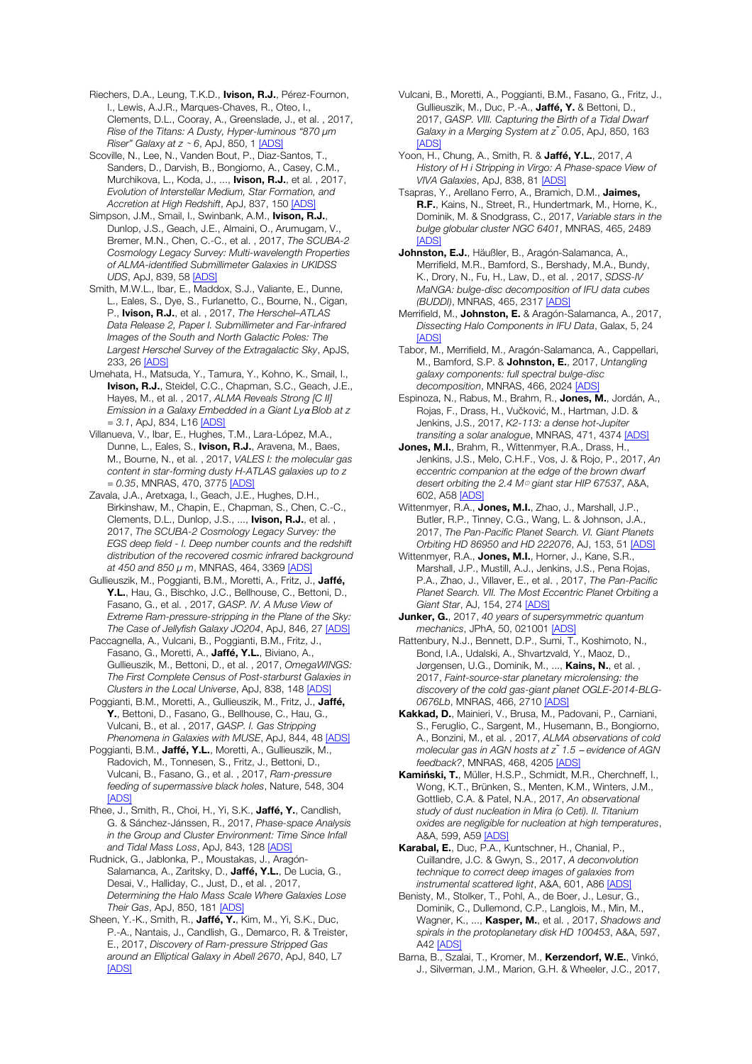Riechers, D.A., Leung, T.K.D., **Ivison, R.J.**, Pérez-Fournon, I., Lewis, A.J.R., Marques-Chaves, R., Oteo, I., Clements, D.L., Cooray, A., Greenslade, J., et al. , 2017, *Rise of the Titans: A Dusty, Hyper-luminous "870 μm Riser" Galaxy at z ~ 6*, ApJ, 850, 1 [ADS]

Scoville, N., Lee, N., Vanden Bout, P., Diaz-Santos, T., Sanders, D., Darvish, B., Bongiorno, A., Casey, C.M., Murchikova, L., Koda, J., ..., **Ivison, R.J.**, et al. , 2017, *Evolution of Interstellar Medium, Star Formation, and Accretion at High Redshift*, ApJ, 837, 150 [ADS]

Simpson, J.M., Smail, I., Swinbank, A.M., **Ivison, R.J.**, Dunlop, J.S., Geach, J.E., Almaini, O., Arumugam, V., Bremer, M.N., Chen, C.-C., et al. , 2017, *The SCUBA-2 Cosmology Legacy Survey: Multi-wavelength Properties of ALMA-identified Submillimeter Galaxies in UKIDSS UDS*, ApJ, 839, 58 [ADS]

Smith, M.W.L., Ibar, E., Maddox, S.J., Valiante, E., Dunne, L., Eales, S., Dye, S., Furlanetto, C., Bourne, N., Cigan, P., **Ivison, R.J.**, et al. , 2017, *The Herschel–ATLAS Data Release 2, Paper I. Submillimeter and Far-infrared Images of the South and North Galactic Poles: The Largest Herschel Survey of the Extragalactic Sky*, ApJS, 233, 26 [ADS]

Umehata, H., Matsuda, Y., Tamura, Y., Kohno, K., Smail, I., **Ivison, R.J.**, Steidel, C.C., Chapman, S.C., Geach, J.E., Hayes, M., et al. , 2017, *ALMA Reveals Strong [C II] Emission in a Galaxy Embedded in a Giant Lyα Blob at z = 3.1*, ApJ, 834, L16 [ADS]

Villanueva, V., Ibar, E., Hughes, T.M., Lara-López, M.A., Dunne, L., Eales, S., **Ivison, R.J.**, Aravena, M., Baes, M., Bourne, N., et al. , 2017, *VALES I: the molecular gas content in star-forming dusty H-ATLAS galaxies up to z = 0.35*, MNRAS, 470, 3775 [ADS]

Zavala, J.A., Aretxaga, I., Geach, J.E., Hughes, D.H., Birkinshaw, M., Chapin, E., Chapman, S., Chen, C.-C., Clements, D.L., Dunlop, J.S., ..., **Ivison, R.J.**, et al. , 2017, *The SCUBA-2 Cosmology Legacy Survey: the EGS deep field - I. Deep number counts and the redshift distribution of the recovered cosmic infrared background at 450 and 850 μ m*, MNRAS, 464, 3369 [ADS]

Gullieuszik, M., Poggianti, B.M., Moretti, A., Fritz, J., **Jaffé, Y.L.**, Hau, G., Bischko, J.C., Bellhouse, C., Bettoni, D., Fasano, G., et al. , 2017, *GASP. IV. A Muse View of Extreme Ram-pressure-stripping in the Plane of the Sky: The Case of Jellyfish Galaxy JO204*, ApJ, 846, 27 [ADS]

Paccagnella, A., Vulcani, B., Poggianti, B.M., Fritz, J., Fasano, G., Moretti, A., **Jaffé, Y.L.**, Biviano, A., Gullieuszik, M., Bettoni, D., et al. , 2017, *OmegaWINGS: The First Complete Census of Post-starburst Galaxies in Clusters in the Local Universe*, ApJ, 838, 148 [ADS]

Poggianti, B.M., Moretti, A., Gullieuszik, M., Fritz, J., **Jaffé, Y.**, Bettoni, D., Fasano, G., Bellhouse, C., Hau, G., Vulcani, B., et al. , 2017, *GASP. I. Gas Stripping Phenomena in Galaxies with MUSE*, ApJ, 844, 48 [ADS]

Poggianti, B.M., **Jaffé, Y.L.**, Moretti, A., Gullieuszik, M., Radovich, M., Tonnesen, S., Fritz, J., Bettoni, D., Vulcani, B., Fasano, G., et al. , 2017, *Ram-pressure feeding of supermassive black holes*, Nature, 548, 304 [ADS]

Rhee, J., Smith, R., Choi, H., Yi, S.K., **Jaffé, Y.**, Candlish, G. & Sánchez-Jánssen, R., 2017, *Phase-space Analysis in the Group and Cluster Environment: Time Since Infall and Tidal Mass Loss*, ApJ, 843, 128 [ADS]

Rudnick, G., Jablonka, P., Moustakas, J., Aragón-Salamanca, A., Zaritsky, D., **Jaffé, Y.L.**, De Lucia, G., Desai, V., Halliday, C., Just, D., et al. , 2017, *Determining the Halo Mass Scale Where Galaxies Lose Their Gas*, ApJ, 850, 181 [ADS]

Sheen, Y.-K., Smith, R., **Jaffé, Y.**, Kim, M., Yi, S.K., Duc, P.-A., Nantais, J., Candlish, G., Demarco, R. & Treister, E., 2017, *Discovery of Ram-pressure Stripped Gas around an Elliptical Galaxy in Abell 2670*, ApJ, 840, L7 [ADS]

Vulcani, B., Moretti, A., Poggianti, B.M., Fasano, G., Fritz, J., Gullieuszik, M., Duc, P.-A., **Jaffé, Y.** & Bettoni, D., 2017, *GASP. VIII. Capturing the Birth of a Tidal Dwarf Galaxy in a Merging System at z˜ 0.05*, ApJ, 850, 163 [ADS]

Yoon, H., Chung, A., Smith, R. & **Jaffé, Y.L.**, 2017, *A History of H i Stripping in Virgo: A Phase-space View of VIVA Galaxies*, ApJ, 838, 81 [ADS]

Tsapras, Y., Arellano Ferro, A., Bramich, D.M., **Jaimes, R.F.**, Kains, N., Street, R., Hundertmark, M., Horne, K., Dominik, M. & Snodgrass, C., 2017, *Variable stars in the bulge globular cluster NGC 6401*, MNRAS, 465, 2489 [ADS]

**Johnston, E.J.**, Häußler, B., Aragón-Salamanca, A., Merrifield, M.R., Bamford, S., Bershady, M.A., Bundy, K., Drory, N., Fu, H., Law, D., et al. , 2017, *SDSS-IV MaNGA: bulge-disc decomposition of IFU data cubes (BUDDI)*, MNRAS, 465, 2317 [ADS]

Merrifield, M., **Johnston, E.** & Aragón-Salamanca, A., 2017, *Dissecting Halo Components in IFU Data*, Galax, 5, 24 [ADS]

Tabor, M., Merrifield, M., Aragón-Salamanca, A., Cappellari, M., Bamford, S.P. & **Johnston, E.**, 2017, *Untangling galaxy components: full spectral bulge-disc decomposition*, MNRAS, 466, 2024 [ADS]

Espinoza, N., Rabus, M., Brahm, R., **Jones, M.**, Jordán, A., Rojas, F., Drass, H., Vučković, M., Hartman, J.D. & Jenkins, J.S., 2017, *K2-113: a dense hot-Jupiter transiting a solar analogue*, MNRAS, 471, 4374 [ADS]

**Jones, M.I.**, Brahm, R., Wittenmyer, R.A., Drass, H., Jenkins, J.S., Melo, C.H.F., Vos, J. & Rojo, P., 2017, *An eccentric companion at the edge of the brown dwarf desert orbiting the 2.4 M☉ giant star HIP 67537*, A&A, 602, A58 [ADS]

Wittenmyer, R.A., **Jones, M.I.**, Zhao, J., Marshall, J.P., Butler, R.P., Tinney, C.G., Wang, L. & Johnson, J.A., 2017, *The Pan-Pacific Planet Search. VI. Giant Planets Orbiting HD 86950 and HD 222076*, AJ, 153, 51 [ADS]

Wittenmyer, R.A., **Jones, M.I.**, Horner, J., Kane, S.R., Marshall, J.P., Mustill, A.J., Jenkins, J.S., Pena Rojas, P.A., Zhao, J., Villaver, E., et al. , 2017, *The Pan-Pacific Planet Search. VII. The Most Eccentric Planet Orbiting a Giant Star*, AJ, 154, 274 [ADS]

**Junker, G.**, 2017, *40 years of supersymmetric quantum mechanics*, JPhA, 50, 021001 [ADS]

Rattenbury, N.J., Bennett, D.P., Sumi, T., Koshimoto, N., Bond, I.A., Udalski, A., Shvartzvald, Y., Maoz, D., Jørgensen, U.G., Dominik, M., ..., **Kains, N.**, et al. , 2017, *Faint-source-star planetary microlensing: the discovery of the cold gas-giant planet OGLE-2014-BLG-0676Lb*, MNRAS, 466, 2710 [ADS]

**Kakkad, D.**, Mainieri, V., Brusa, M., Padovani, P., Carniani, S., Feruglio, C., Sargent, M., Husemann, B., Bongiorno, A., Bonzini, M., et al. , 2017, *ALMA observations of cold molecular gas in AGN hosts at z˜ 1.5 – evidence of AGN feedback?*, MNRAS, 468, 4205 [ADS]

**Kamiński, T.**, Müller, H.S.P., Schmidt, M.R., Cherchneff, I., Wong, K.T., Brünken, S., Menten, K.M., Winters, J.M., Gottlieb, C.A. & Patel, N.A., 2017, *An observational study of dust nucleation in Mira (o Ceti). II. Titanium oxides are negligible for nucleation at high temperatures*, A&A, 599, A59 [ADS]

**Karabal, E.**, Duc, P.A., Kuntschner, H., Chanial, P., Cuillandre, J.C. & Gwyn, S., 2017, *A deconvolution technique to correct deep images of galaxies from instrumental scattered light*, A&A, 601, A86 [ADS]

Benisty, M., Stolker, T., Pohl, A., de Boer, J., Lesur, G., Dominik, C., Dullemond, C.P., Langlois, M., Min, M., Wagner, K., ..., **Kasper, M.**, et al. , 2017, *Shadows and spirals in the protoplanetary disk HD 100453*, A&A, 597, A42 [ADS]

Barna, B., Szalai, T., Kromer, M., **Kerzendorf, W.E.**, Vinkó, J., Silverman, J.M., Marion, G.H. & Wheeler, J.C., 2017,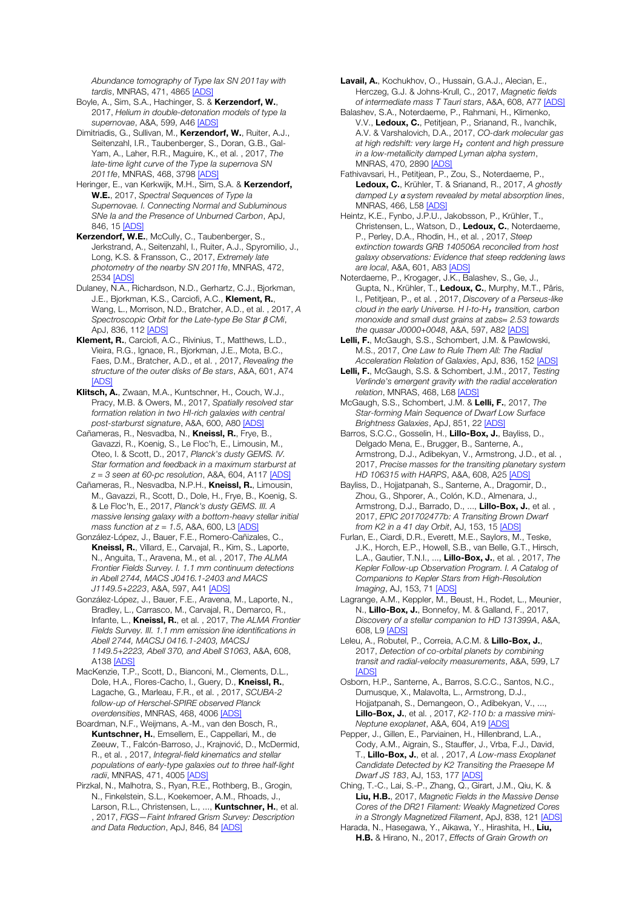*Abundance tomography of Type Iax SN 2011ay with tardis*, MNRAS, 471, 4865 [ADS]

Boyle, A., Sim, S.A., Hachinger, S. & **Kerzendorf, W.**, 2017, *Helium in double-detonation models of type Ia supernovae*, A&A, 599, A46 [ADS]

Dimitriadis, G., Sullivan, M., **Kerzendorf, W.**, Ruiter, A.J., Seitenzahl, I.R., Taubenberger, S., Doran, G.B., Gal-Yam, A., Laher, R.R., Maguire, K., et al. , 2017, *The late-time light curve of the Type Ia supernova SN 2011fe*, MNRAS, 468, 3798 [ADS]

Heringer, E., van Kerkwijk, M.H., Sim, S.A. & **Kerzendorf, W.E.**, 2017, *Spectral Sequences of Type Ia Supernovae. I. Connecting Normal and Subluminous SNe Ia and the Presence of Unburned Carbon*, ApJ, 846, 15 [ADS]

**Kerzendorf, W.E.**, McCully, C., Taubenberger, S., Jerkstrand, A., Seitenzahl, I., Ruiter, A.J., Spyromilio, J., Long, K.S. & Fransson, C., 2017, *Extremely late photometry of the nearby SN 2011fe*, MNRAS, 472, 2534 [ADS]

Dulaney, N.A., Richardson, N.D., Gerhartz, C.J., Bjorkman, J.E., Bjorkman, K.S., Carciofi, A.C., **Klement, R.**, Wang, L., Morrison, N.D., Bratcher, A.D., et al. , 2017, *A Spectroscopic Orbit for the Late-type Be Star β CMi*, ApJ, 836, 112 [ADS]

**Klement, R.**, Carciofi, A.C., Rivinius, T., Matthews, L.D., Vieira, R.G., Ignace, R., Bjorkman, J.E., Mota, B.C., Faes, D.M., Bratcher, A.D., et al. , 2017, *Revealing the structure of the outer disks of Be stars*, A&A, 601, A74 [ADS]

**Klitsch, A.**, Zwaan, M.A., Kuntschner, H., Couch, W.J., Pracy, M.B. & Owers, M., 2017, *Spatially resolved star formation relation in two HI-rich galaxies with central post-starburst signature*, A&A, 600, A80 [ADS]

Cañameras, R., Nesvadba, N., **Kneissl, R.**, Frye, B., Gavazzi, R., Koenig, S., Le Floc'h, E., Limousin, M., Oteo, I. & Scott, D., 2017, *Planck's dusty GEMS. IV. Star formation and feedback in a maximum starburst at z = 3 seen at 60-pc resolution*, A&A, 604, A117 [ADS]

Cañameras, R., Nesvadba, N.P.H., **Kneissl, R.**, Limousin, M., Gavazzi, R., Scott, D., Dole, H., Frye, B., Koenig, S. & Le Floc'h, E., 2017, *Planck's dusty GEMS. III. A massive lensing galaxy with a bottom-heavy stellar initial mass function at z = 1.5*, A&A, 600, L3 [ADS]

González-López, J., Bauer, F.E., Romero-Cañizales, C., **Kneissl, R.**, Villard, E., Carvajal, R., Kim, S., Laporte, N., Anguita, T., Aravena, M., et al. , 2017, *The ALMA Frontier Fields Survey. I. 1.1 mm continuum detections in Abell 2744, MACS J0416.1-2403 and MACS J1149.5+2223*, A&A, 597, A41 [ADS]

González-López, J., Bauer, F.E., Aravena, M., Laporte, N., Bradley, L., Carrasco, M., Carvajal, R., Demarco, R., Infante, L., **Kneissl, R.**, et al. , 2017, *The ALMA Frontier Fields Survey. III. 1.1 mm emission line identifications in Abell 2744, MACSJ 0416.1-2403, MACSJ 1149.5+2223, Abell 370, and Abell S1063*, A&A, 608, A138 [ADS]

MacKenzie, T.P., Scott, D., Bianconi, M., Clements, D.L., Dole, H.A., Flores-Cacho, I., Guery, D., **Kneissl, R.**, Lagache, G., Marleau, F.R., et al. , 2017, *SCUBA-2 follow-up of Herschel-SPIRE observed Planck overdensities*, MNRAS, 468, 4006 [ADS]

Boardman, N.F., Weijmans, A.-M., van den Bosch, R., **Kuntschner, H.**, Emsellem, E., Cappellari, M., de Zeeuw, T., Falcón-Barroso, J., Krajnović, D., McDermid, R., et al. , 2017, *Integral-field kinematics and stellar populations of early-type galaxies out to three half-light radii*, MNRAS, 471, 4005 [ADS]

Pirzkal, N., Malhotra, S., Ryan, R.E., Rothberg, B., Grogin, N., Finkelstein, S.L., Koekemoer, A.M., Rhoads, J., Larson, R.L., Christensen, L., ..., **Kuntschner, H.**, et al. , 2017, *FIGS—Faint Infrared Grism Survey: Description and Data Reduction*, ApJ, 846, 84 [ADS]

**Lavail, A.**, Kochukhov, O., Hussain, G.A.J., Alecian, E., Herczeg, G.J. & Johns-Krull, C., 2017, *Magnetic fields of intermediate mass T Tauri stars*, A&A, 608, A77 [ADS]

Balashev, S.A., Noterdaeme, P., Rahmani, H., Klimenko, V.V., **Ledoux, C.**, Petitjean, P., Srianand, R., Ivanchik, A.V. & Varshalovich, D.A., 2017, *CO-dark molecular gas at high redshift: very large $H_2$ content and high pressure in a low-metallicity damped Lyman alpha system*, MNRAS, 470, 2890 [ADS]

Fathivavsari, H., Petitjean, P., Zou, S., Noterdaeme, P., **Ledoux, C.**, Krühler, T. & Srianand, R., 2017, *A ghostly damped Ly α system revealed by metal absorption lines*, MNRAS, 466, L58 [ADS]

Heintz, K.E., Fynbo, J.P.U., Jakobsson, P., Krühler, T., Christensen, L., Watson, D., **Ledoux, C.**, Noterdaeme, P., Perley, D.A., Rhodin, H., et al. , 2017, *Steep extinction towards GRB 140506A reconciled from host galaxy observations: Evidence that steep reddening laws are local*, A&A, 601, A83 [ADS]

Noterdaeme, P., Krogager, J.K., Balashev, S., Ge, J., Gupta, N., Krühler, T., **Ledoux, C.**, Murphy, M.T., Pâris, I., Petitjean, P., et al. , 2017, *Discovery of a Perseus-like cloud in the early Universe. H I-to-$H_2$ transition, carbon monoxide and small dust grains at zabs≈ 2.53 towards the quasar J0000+0048*, A&A, 597, A82 [ADS]

**Lelli, F.**, McGaugh, S.S., Schombert, J.M. & Pawlowski, M.S., 2017, *One Law to Rule Them All: The Radial Acceleration Relation of Galaxies*, ApJ, 836, 152 [ADS]

**Lelli, F.**, McGaugh, S.S. & Schombert, J.M., 2017, *Testing Verlinde's emergent gravity with the radial acceleration relation*, MNRAS, 468, L68 [ADS]

McGaugh, S.S., Schombert, J.M. & **Lelli, F.**, 2017, *The Star-forming Main Sequence of Dwarf Low Surface Brightness Galaxies*, ApJ, 851, 22 [ADS]

Barros, S.C.C., Gosselin, H., **Lillo-Box, J.**, Bayliss, D., Delgado Mena, E., Brugger, B., Santerne, A., Armstrong, D.J., Adibekyan, V., Armstrong, J.D., et al. , 2017, *Precise masses for the transiting planetary system HD 106315 with HARPS*, A&A, 608, A25 [ADS]

Bayliss, D., Hojjatpanah, S., Santerne, A., Dragomir, D., Zhou, G., Shporer, A., Colón, K.D., Almenara, J., Armstrong, D.J., Barrado, D., ..., **Lillo-Box, J.**, et al. , 2017, *EPIC 201702477b: A Transiting Brown Dwarf from K2 in a 41 day Orbit*, AJ, 153, 15 [ADS]

Furlan, E., Ciardi, D.R., Everett, M.E., Saylors, M., Teske, J.K., Horch, E.P., Howell, S.B., van Belle, G.T., Hirsch, L.A., Gautier, T.N.I., ..., **Lillo-Box, J.**, et al. , 2017, *The Kepler Follow-up Observation Program. I. A Catalog of Companions to Kepler Stars from High-Resolution Imaging*, AJ, 153, 71 [ADS]

Lagrange, A.M., Keppler, M., Beust, H., Rodet, L., Meunier, N., **Lillo-Box, J.**, Bonnefoy, M. & Galland, F., 2017, *Discovery of a stellar companion to HD 131399A*, A&A, 608, L9 [ADS]

Leleu, A., Robutel, P., Correia, A.C.M. & **Lillo-Box, J.**, 2017, *Detection of co-orbital planets by combining transit and radial-velocity measurements*, A&A, 599, L7 [ADS]

Osborn, H.P., Santerne, A., Barros, S.C.C., Santos, N.C., Dumusque, X., Malavolta, L., Armstrong, D.J., Hojjatpanah, S., Demangeon, O., Adibekyan, V., ..., **Lillo-Box, J.**, et al. , 2017, *K2-110 b: a massive mini-Neptune exoplanet*, A&A, 604, A19 [ADS]

Pepper, J., Gillen, E., Parviainen, H., Hillenbrand, L.A., Cody, A.M., Aigrain, S., Stauffer, J., Vrba, F.J., David, T., **Lillo-Box, J.**, et al. , 2017, *A Low-mass Exoplanet Candidate Detected by K2 Transiting the Praesepe M Dwarf JS 183*, AJ, 153, 177 [ADS]

Ching, T.-C., Lai, S.-P., Zhang, Q., Girart, J.M., Qiu, K. & **Liu, H.B.**, 2017, *Magnetic Fields in the Massive Dense Cores of the DR21 Filament: Weakly Magnetized Cores in a Strongly Magnetized Filament*, ApJ, 838, 121 [ADS]

Harada, N., Hasegawa, Y., Aikawa, Y., Hirashita, H., **Liu, H.B.** & Hirano, N., 2017, *Effects of Grain Growth on*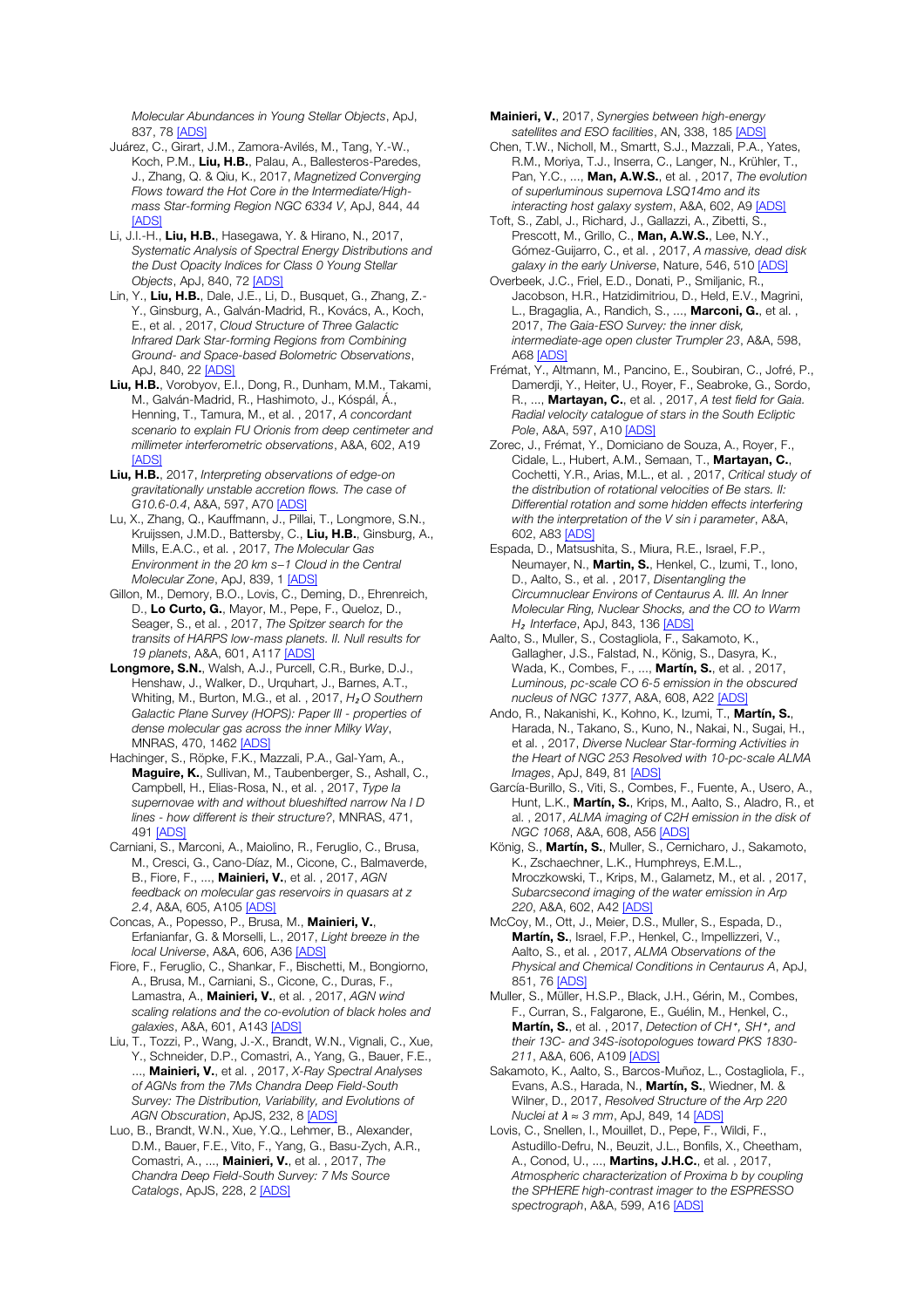*Molecular Abundances in Young Stellar Objects*, ApJ, 837, 78 [ADS]

Juárez, C., Girart, J.M., Zamora-Avilés, M., Tang, Y.-W., Koch, P.M., **Liu, H.B.**, Palau, A., Ballesteros-Paredes, J., Zhang, Q. & Qiu, K., 2017, *Magnetized Converging Flows toward the Hot Core in the Intermediate/High-mass Star-forming Region NGC 6334 V*, ApJ, 844, 44 [ADS]

Li, J.I.-H., **Liu, H.B.**, Hasegawa, Y. & Hirano, N., 2017, *Systematic Analysis of Spectral Energy Distributions and the Dust Opacity Indices for Class 0 Young Stellar Objects*, ApJ, 840, 72 [ADS]

Lin, Y., **Liu, H.B.**, Dale, J.E., Li, D., Busquet, G., Zhang, Z.-Y., Ginsburg, A., Galván-Madrid, R., Kovács, A., Koch, E., et al. , 2017, *Cloud Structure of Three Galactic Infrared Dark Star-forming Regions from Combining Ground- and Space-based Bolometric Observations*, ApJ, 840, 22 [ADS]

**Liu, H.B.**, Vorobyov, E.I., Dong, R., Dunham, M.M., Takami, M., Galván-Madrid, R., Hashimoto, J., Kóspál, Á., Henning, T., Tamura, M., et al. , 2017, *A concordant scenario to explain FU Orionis from deep centimeter and millimeter interferometric observations*, A&A, 602, A19 [ADS]

**Liu, H.B.**, 2017, *Interpreting observations of edge-on gravitationally unstable accretion flows. The case of G10.6-0.4*, A&A, 597, A70 [ADS]

Lu, X., Zhang, Q., Kauffmann, J., Pillai, T., Longmore, S.N., Kruijssen, J.M.D., Battersby, C., **Liu, H.B.**, Ginsburg, A., Mills, E.A.C., et al. , 2017, *The Molecular Gas Environment in the 20 km s−1 Cloud in the Central Molecular Zone*, ApJ, 839, 1 [ADS]

Gillon, M., Demory, B.O., Lovis, C., Deming, D., Ehrenreich, D., **Lo Curto, G.**, Mayor, M., Pepe, F., Queloz, D., Seager, S., et al. , 2017, *The Spitzer search for the transits of HARPS low-mass planets. II. Null results for 19 planets*, A&A, 601, A117 [ADS]

**Longmore, S.N.**, Walsh, A.J., Purcell, C.R., Burke, D.J., Henshaw, J., Walker, D., Urquhart, J., Barnes, A.T., Whiting, M., Burton, M.G., et al. , 2017, *$H_2O$ Southern Galactic Plane Survey (HOPS): Paper III - properties of dense molecular gas across the inner Milky Way*, MNRAS, 470, 1462 [ADS]

Hachinger, S., Röpke, F.K., Mazzali, P.A., Gal-Yam, A., **Maguire, K.**, Sullivan, M., Taubenberger, S., Ashall, C., Campbell, H., Elias-Rosa, N., et al. , 2017, *Type Ia supernovae with and without blueshifted narrow Na I D lines - how different is their structure?*, MNRAS, 471, 491 [ADS]

Carniani, S., Marconi, A., Maiolino, R., Feruglio, C., Brusa, M., Cresci, G., Cano-Díaz, M., Cicone, C., Balmaverde, B., Fiore, F., ..., **Mainieri, V.**, et al. , 2017, *AGN feedback on molecular gas reservoirs in quasars at z 2.4*, A&A, 605, A105 [ADS]

Concas, A., Popesso, P., Brusa, M., **Mainieri, V.**, Erfanianfar, G. & Morselli, L., 2017, *Light breeze in the local Universe*, A&A, 606, A36 [ADS]

Fiore, F., Feruglio, C., Shankar, F., Bischetti, M., Bongiorno, A., Brusa, M., Carniani, S., Cicone, C., Duras, F., Lamastra, A., **Mainieri, V.**, et al. , 2017, *AGN wind scaling relations and the co-evolution of black holes and galaxies*, A&A, 601, A143 [ADS]

Liu, T., Tozzi, P., Wang, J.-X., Brandt, W.N., Vignali, C., Xue, Y., Schneider, D.P., Comastri, A., Yang, G., Bauer, F.E., ..., **Mainieri, V.**, et al. , 2017, *X-Ray Spectral Analyses of AGNs from the 7Ms Chandra Deep Field-South Survey: The Distribution, Variability, and Evolutions of AGN Obscuration*, ApJS, 232, 8 [ADS]

Luo, B., Brandt, W.N., Xue, Y.Q., Lehmer, B., Alexander, D.M., Bauer, F.E., Vito, F., Yang, G., Basu-Zych, A.R., Comastri, A., ..., **Mainieri, V.**, et al. , 2017, *The Chandra Deep Field-South Survey: 7 Ms Source Catalogs*, ApJS, 228, 2 [ADS]

**Mainieri, V.**, 2017, *Synergies between high-energy satellites and ESO facilities*, AN, 338, 185 [ADS]

Chen, T.W., Nicholl, M., Smartt, S.J., Mazzali, P.A., Yates, R.M., Moriya, T.J., Inserra, C., Langer, N., Krühler, T., Pan, Y.C., ..., **Man, A.W.S.**, et al. , 2017, *The evolution of superluminous supernova LSQ14mo and its interacting host galaxy system*, A&A, 602, A9 [ADS]

Toft, S., Zabl, J., Richard, J., Gallazzi, A., Zibetti, S., Prescott, M., Grillo, C., **Man, A.W.S.**, Lee, N.Y., Gómez-Guijarro, C., et al. , 2017, *A massive, dead disk galaxy in the early Universe*, Nature, 546, 510 [ADS]

Overbeek, J.C., Friel, E.D., Donati, P., Smiljanic, R., Jacobson, H.R., Hatzidimitriou, D., Held, E.V., Magrini, L., Bragaglia, A., Randich, S., ..., **Marconi, G.**, et al. , 2017, *The Gaia-ESO Survey: the inner disk, intermediate-age open cluster Trumpler 23*, A&A, 598, A68 [ADS]

Frémat, Y., Altmann, M., Pancino, E., Soubiran, C., Jofré, P., Damerdji, Y., Heiter, U., Royer, F., Seabroke, G., Sordo, R., ..., **Martayan, C.**, et al. , 2017, *A test field for Gaia. Radial velocity catalogue of stars in the South Ecliptic Pole*, A&A, 597, A10 [ADS]

Zorec, J., Frémat, Y., Domiciano de Souza, A., Royer, F., Cidale, L., Hubert, A.M., Semaan, T., **Martayan, C.**, Cochetti, Y.R., Arias, M.L., et al. , 2017, *Critical study of the distribution of rotational velocities of Be stars. II: Differential rotation and some hidden effects interfering with the interpretation of the V sin i parameter*, A&A, 602, A83 [ADS]

Espada, D., Matsushita, S., Miura, R.E., Israel, F.P., Neumayer, N., **Martín, S.**, Henkel, C., Izumi, T., Iono, D., Aalto, S., et al. , 2017, *Disentangling the Circumnuclear Environs of Centaurus A. III. An Inner Molecular Ring, Nuclear Shocks, and the CO to Warm $H_2$ Interface*, ApJ, 843, 136 [ADS]

Aalto, S., Muller, S., Costagliola, F., Sakamoto, K., Gallagher, J.S., Falstad, N., König, S., Dasyra, K., Wada, K., Combes, F., ..., **Martín, S.**, et al. , 2017, *Luminous, pc-scale CO 6-5 emission in the obscured nucleus of NGC 1377*, A&A, 608, A22 [ADS]

Ando, R., Nakanishi, K., Kohno, K., Izumi, T., **Martín, S.**, Harada, N., Takano, S., Kuno, N., Nakai, N., Sugai, H., et al. , 2017, *Diverse Nuclear Star-forming Activities in the Heart of NGC 253 Resolved with 10-pc-scale ALMA Images*, ApJ, 849, 81 [ADS]

García-Burillo, S., Viti, S., Combes, F., Fuente, A., Usero, A., Hunt, L.K., **Martín, S.**, Krips, M., Aalto, S., Aladro, R., et al. , 2017, *ALMA imaging of C2H emission in the disk of NGC 1068*, A&A, 608, A56 [ADS]

König, S., **Martín, S.**, Muller, S., Cernicharo, J., Sakamoto, K., Zschaechner, L.K., Humphreys, E.M.L., Mroczkowski, T., Krips, M., Galametz, M., et al. , 2017, *Subarcsecond imaging of the water emission in Arp 220*, A&A, 602, A42 [ADS]

McCoy, M., Ott, J., Meier, D.S., Muller, S., Espada, D., **Martín, S.**, Israel, F.P., Henkel, C., Impellizzeri, V., Aalto, S., et al. , 2017, *ALMA Observations of the Physical and Chemical Conditions in Centaurus A*, ApJ, 851, 76 [ADS]

Muller, S., Müller, H.S.P., Black, J.H., Gérin, M., Combes, F., Curran, S., Falgarone, E., Guélin, M., Henkel, C., **Martín, S.**, et al. , 2017, *Detection of $CH^+$, $SH^+$, and their 13C- and 34S-isotopologues toward PKS 1830-211*, A&A, 606, A109 [ADS]

Sakamoto, K., Aalto, S., Barcos-Muñoz, L., Costagliola, F., Evans, A.S., Harada, N., **Martín, S.**, Wiedner, M. & Wilner, D., 2017, *Resolved Structure of the Arp 220 Nuclei at $\lambda \approx 3$ mm*, ApJ, 849, 14 [ADS]

Lovis, C., Snellen, I., Mouillet, D., Pepe, F., Wildi, F., Astudillo-Defru, N., Beuzit, J.L., Bonfils, X., Cheetham, A., Conod, U., ..., **Martins, J.H.C.**, et al. , 2017, *Atmospheric characterization of Proxima b by coupling the SPHERE high-contrast imager to the ESPRESSO spectrograph*, A&A, 599, A16 [ADS]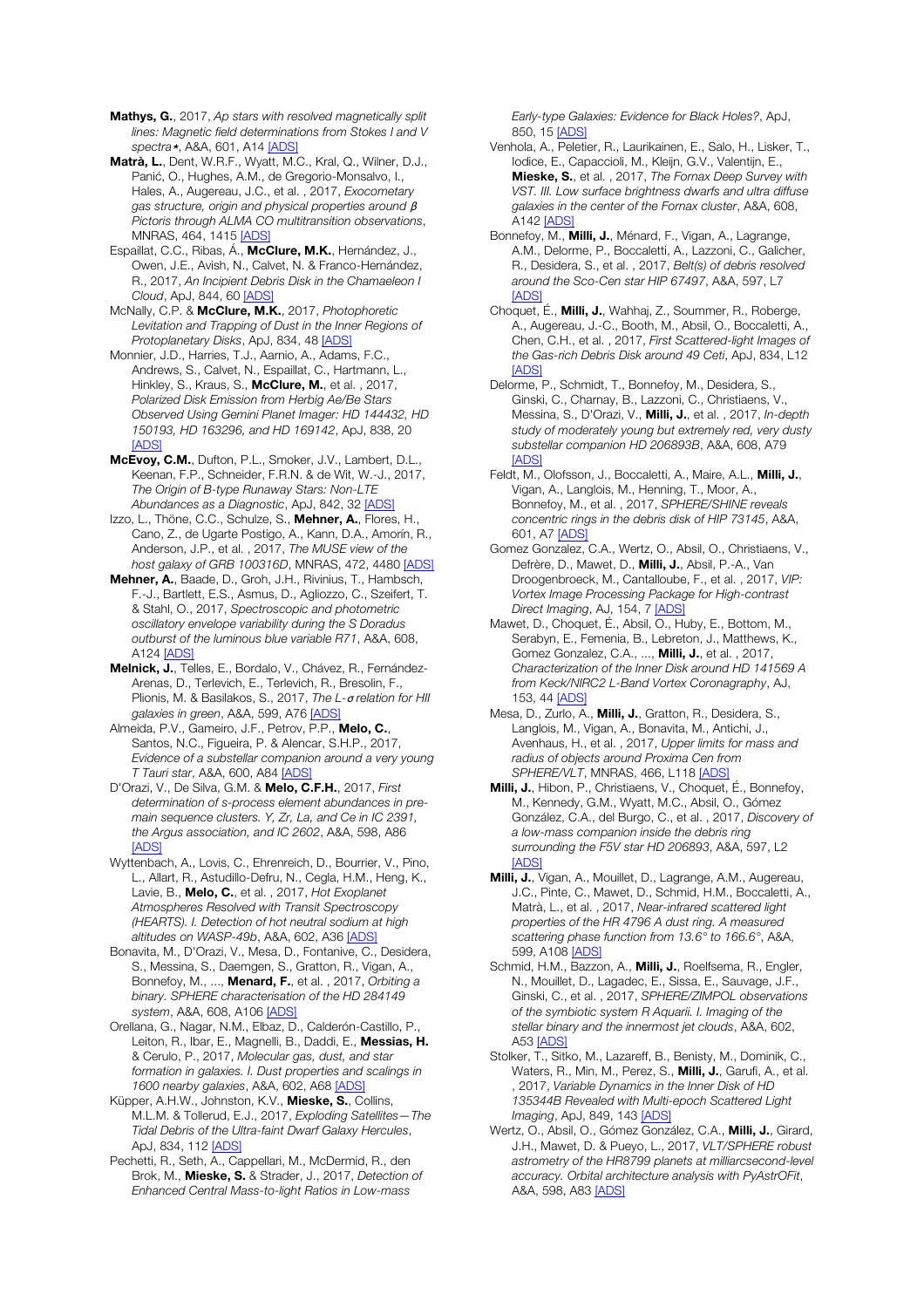**Mathys, G.**, 2017, *Ap stars with resolved magnetically split lines: Magnetic field determinations from Stokes I and V spectra⋆*, A&A, 601, A14 [ADS]

**Matrà, L.**, Dent, W.R.F., Wyatt, M.C., Kral, Q., Wilner, D.J., Panić, O., Hughes, A.M., de Gregorio-Monsalvo, I., Hales, A., Augereau, J.C., et al. , 2017, *Exocometary gas structure, origin and physical properties around β Pictoris through ALMA CO multitransition observations*, MNRAS, 464, 1415 [ADS]

Espaillat, C.C., Ribas, Á., **McClure, M.K.**, Hernández, J., Owen, J.E., Avish, N., Calvet, N. & Franco-Hernández, R., 2017, *An Incipient Debris Disk in the Chamaeleon I Cloud*, ApJ, 844, 60 [ADS]

McNally, C.P. & **McClure, M.K.**, 2017, *Photophoretic Levitation and Trapping of Dust in the Inner Regions of Protoplanetary Disks*, ApJ, 834, 48 [ADS]

Monnier, J.D., Harries, T.J., Aarnio, A., Adams, F.C., Andrews, S., Calvet, N., Espaillat, C., Hartmann, L., Hinkley, S., Kraus, S., **McClure, M.**, et al. , 2017, *Polarized Disk Emission from Herbig Ae/Be Stars Observed Using Gemini Planet Imager: HD 144432, HD 150193, HD 163296, and HD 169142*, ApJ, 838, 20 [ADS]

**McEvoy, C.M.**, Dufton, P.L., Smoker, J.V., Lambert, D.L., Keenan, F.P., Schneider, F.R.N. & de Wit, W.-J., 2017, *The Origin of B-type Runaway Stars: Non-LTE Abundances as a Diagnostic*, ApJ, 842, 32 [ADS]

Izzo, L., Thöne, C.C., Schulze, S., **Mehner, A.**, Flores, H., Cano, Z., de Ugarte Postigo, A., Kann, D.A., Amorín, R., Anderson, J.P., et al. , 2017, *The MUSE view of the host galaxy of GRB 100316D*, MNRAS, 472, 4480 [ADS]

**Mehner, A.**, Baade, D., Groh, J.H., Rivinius, T., Hambsch, F.-J., Bartlett, E.S., Asmus, D., Agliozzo, C., Szeifert, T. & Stahl, O., 2017, *Spectroscopic and photometric oscillatory envelope variability during the S Doradus outburst of the luminous blue variable R71*, A&A, 608, A124 [ADS]

**Melnick, J.**, Telles, E., Bordalo, V., Chávez, R., Fernández-Arenas, D., Terlevich, E., Terlevich, R., Bresolin, F., Plionis, M. & Basilakos, S., 2017, *The L-σ relation for HII galaxies in green*, A&A, 599, A76 [ADS]

Almeida, P.V., Gameiro, J.F., Petrov, P.P., **Melo, C.**, Santos, N.C., Figueira, P. & Alencar, S.H.P., 2017, *Evidence of a substellar companion around a very young T Tauri star*, A&A, 600, A84 [ADS]

D'Orazi, V., De Silva, G.M. & **Melo, C.F.H.**, 2017, *First determination of s-process element abundances in pre-main sequence clusters. Y, Zr, La, and Ce in IC 2391, the Argus association, and IC 2602*, A&A, 598, A86 [ADS]

Wyttenbach, A., Lovis, C., Ehrenreich, D., Bourrier, V., Pino, L., Allart, R., Astudillo-Defru, N., Cegla, H.M., Heng, K., Lavie, B., **Melo, C.**, et al. , 2017, *Hot Exoplanet Atmospheres Resolved with Transit Spectroscopy (HEARTS). I. Detection of hot neutral sodium at high altitudes on WASP-49b*, A&A, 602, A36 [ADS]

Bonavita, M., D'Orazi, V., Mesa, D., Fontanive, C., Desidera, S., Messina, S., Daemgen, S., Gratton, R., Vigan, A., Bonnefoy, M., ..., **Menard, F.**, et al. , 2017, *Orbiting a binary. SPHERE characterisation of the HD 284149 system*, A&A, 608, A106 [ADS]

Orellana, G., Nagar, N.M., Elbaz, D., Calderón-Castillo, P., Leiton, R., Ibar, E., Magnelli, B., Daddi, E., **Messias, H.** & Cerulo, P., 2017, *Molecular gas, dust, and star formation in galaxies. I. Dust properties and scalings in 1600 nearby galaxies*, A&A, 602, A68 [ADS]

Küpper, A.H.W., Johnston, K.V., **Mieske, S.**, Collins, M.L.M. & Tollerud, E.J., 2017, *Exploding Satellites—The Tidal Debris of the Ultra-faint Dwarf Galaxy Hercules*, ApJ, 834, 112 [ADS]

Pechetti, R., Seth, A., Cappellari, M., McDermid, R., den Brok, M., **Mieske, S.** & Strader, J., 2017, *Detection of Enhanced Central Mass-to-light Ratios in Low-mass Early-type Galaxies: Evidence for Black Holes?*, ApJ, 850, 15 [ADS]

Venhola, A., Peletier, R., Laurikainen, E., Salo, H., Lisker, T., Iodice, E., Capaccioli, M., Kleijn, G.V., Valentijn, E., **Mieske, S.**, et al. , 2017, *The Fornax Deep Survey with VST. III. Low surface brightness dwarfs and ultra diffuse galaxies in the center of the Fornax cluster*, A&A, 608, A142 [ADS]

Bonnefoy, M., **Milli, J.**, Ménard, F., Vigan, A., Lagrange, A.M., Delorme, P., Boccaletti, A., Lazzoni, C., Galicher, R., Desidera, S., et al. , 2017, *Belt(s) of debris resolved around the Sco-Cen star HIP 67497*, A&A, 597, L7 [ADS]

Choquet, É., **Milli, J.**, Wahhaj, Z., Soummer, R., Roberge, A., Augereau, J.-C., Booth, M., Absil, O., Boccaletti, A., Chen, C.H., et al. , 2017, *First Scattered-light Images of the Gas-rich Debris Disk around 49 Ceti*, ApJ, 834, L12 [ADS]

Delorme, P., Schmidt, T., Bonnefoy, M., Desidera, S., Ginski, C., Charnay, B., Lazzoni, C., Christiaens, V., Messina, S., D'Orazi, V., **Milli, J.**, et al. , 2017, *In-depth study of moderately young but extremely red, very dusty substellar companion HD 206893B*, A&A, 608, A79 [ADS]

Feldt, M., Olofsson, J., Boccaletti, A., Maire, A.L., **Milli, J.**, Vigan, A., Langlois, M., Henning, T., Moor, A., Bonnefoy, M., et al. , 2017, *SPHERE/SHINE reveals concentric rings in the debris disk of HIP 73145*, A&A, 601, A7 [ADS]

Gomez Gonzalez, C.A., Wertz, O., Absil, O., Christiaens, V., Defrère, D., Mawet, D., **Milli, J.**, Absil, P.-A., Van Droogenbroeck, M., Cantalloube, F., et al. , 2017, *VIP: Vortex Image Processing Package for High-contrast Direct Imaging*, AJ, 154, 7 [ADS]

Mawet, D., Choquet, É., Absil, O., Huby, E., Bottom, M., Serabyn, E., Femenia, B., Lebreton, J., Matthews, K., Gomez Gonzalez, C.A., ..., **Milli, J.**, et al. , 2017, *Characterization of the Inner Disk around HD 141569 A from Keck/NIRC2 L-Band Vortex Coronagraphy*, AJ, 153, 44 [ADS]

Mesa, D., Zurlo, A., **Milli, J.**, Gratton, R., Desidera, S., Langlois, M., Vigan, A., Bonavita, M., Antichi, J., Avenhaus, H., et al. , 2017, *Upper limits for mass and radius of objects around Proxima Cen from SPHERE/VLT*, MNRAS, 466, L118 [ADS]

**Milli, J.**, Hibon, P., Christiaens, V., Choquet, É., Bonnefoy, M., Kennedy, G.M., Wyatt, M.C., Absil, O., Gómez González, C.A., del Burgo, C., et al. , 2017, *Discovery of a low-mass companion inside the debris ring surrounding the F5V star HD 206893*, A&A, 597, L2 [ADS]

**Milli, J.**, Vigan, A., Mouillet, D., Lagrange, A.M., Augereau, J.C., Pinte, C., Mawet, D., Schmid, H.M., Boccaletti, A., Matrà, L., et al. , 2017, *Near-infrared scattered light properties of the HR 4796 A dust ring. A measured scattering phase function from 13.6° to 166.6°*, A&A, 599, A108 [ADS]

Schmid, H.M., Bazzon, A., **Milli, J.**, Roelfsema, R., Engler, N., Mouillet, D., Lagadec, E., Sissa, E., Sauvage, J.F., Ginski, C., et al. , 2017, *SPHERE/ZIMPOL observations of the symbiotic system R Aquarii. I. Imaging of the stellar binary and the innermost jet clouds*, A&A, 602, A53 [ADS]

Stolker, T., Sitko, M., Lazareff, B., Benisty, M., Dominik, C., Waters, R., Min, M., Perez, S., **Milli, J.**, Garufi, A., et al. , 2017, *Variable Dynamics in the Inner Disk of HD 135344B Revealed with Multi-epoch Scattered Light Imaging*, ApJ, 849, 143 [ADS]

Wertz, O., Absil, O., Gómez González, C.A., **Milli, J.**, Girard, J.H., Mawet, D. & Pueyo, L., 2017, *VLT/SPHERE robust astrometry of the HR8799 planets at milliarcsecond-level accuracy. Orbital architecture analysis with PyAstrOFit*, A&A, 598, A83 [ADS]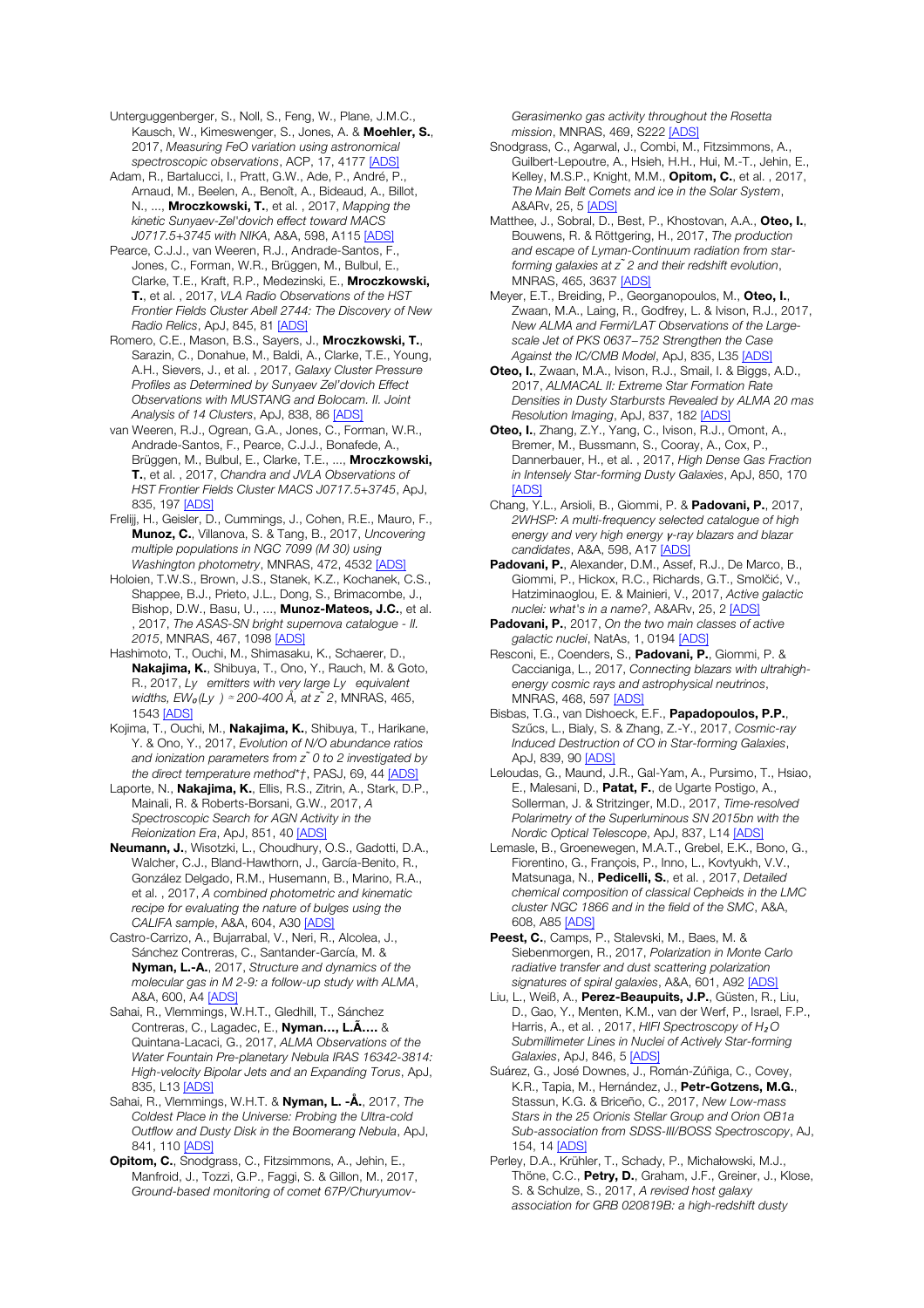Unterguggenberger, S., Noll, S., Feng, W., Plane, J.M.C., Kausch, W., Kimeswenger, S., Jones, A. & **Moehler, S.**, 2017, *Measuring FeO variation using astronomical spectroscopic observations*, ACP, 17, 4177 [ADS]

Adam, R., Bartalucci, I., Pratt, G.W., Ade, P., André, P., Arnaud, M., Beelen, A., Benoît, A., Bideaud, A., Billot, N., ..., **Mroczkowski, T.**, et al. , 2017, *Mapping the kinetic Sunyaev-Zel'dovich effect toward MACS J0717.5+3745 with NIKA*, A&A, 598, A115 [ADS]

Pearce, C.J.J., van Weeren, R.J., Andrade-Santos, F., Jones, C., Forman, W.R., Brüggen, M., Bulbul, E., Clarke, T.E., Kraft, R.P., Medezinski, E., **Mroczkowski, T.**, et al. , 2017, *VLA Radio Observations of the HST Frontier Fields Cluster Abell 2744: The Discovery of New Radio Relics*, ApJ, 845, 81 [ADS]

Romero, C.E., Mason, B.S., Sayers, J., **Mroczkowski, T.**, Sarazin, C., Donahue, M., Baldi, A., Clarke, T.E., Young, A.H., Sievers, J., et al. , 2017, *Galaxy Cluster Pressure Profiles as Determined by Sunyaev Zel'dovich Effect Observations with MUSTANG and Bolocam. II. Joint Analysis of 14 Clusters*, ApJ, 838, 86 [ADS]

van Weeren, R.J., Ogrean, G.A., Jones, C., Forman, W.R., Andrade-Santos, F., Pearce, C.J.J., Bonafede, A., Brüggen, M., Bulbul, E., Clarke, T.E., ..., **Mroczkowski, T.**, et al. , 2017, *Chandra and JVLA Observations of HST Frontier Fields Cluster MACS J0717.5+3745*, ApJ, 835, 197 [ADS]

Frelijj, H., Geisler, D., Cummings, J., Cohen, R.E., Mauro, F., **Munoz, C.**, Villanova, S. & Tang, B., 2017, *Uncovering multiple populations in NGC 7099 (M 30) using Washington photometry*, MNRAS, 472, 4532 [ADS]

Holoien, T.W.S., Brown, J.S., Stanek, K.Z., Kochanek, C.S., Shappee, B.J., Prieto, J.L., Dong, S., Brimacombe, J., Bishop, D.W., Basu, U., ..., **Munoz-Mateos, J.C.**, et al. , 2017, *The ASAS-SN bright supernova catalogue - II. 2015*, MNRAS, 467, 1098 [ADS]

Hashimoto, T., Ouchi, M., Shimasaku, K., Schaerer, D., **Nakajima, K.**, Shibuya, T., Ono, Y., Rauch, M. & Goto, R., 2017, *Ly emitters with very large Ly equivalent widths, $EW_0$(Ly ) ≃ 200-400 Å, at z ̃ 2*, MNRAS, 465, 1543 [ADS]

Kojima, T., Ouchi, M., **Nakajima, K.**, Shibuya, T., Harikane, Y. & Ono, Y., 2017, *Evolution of N/O abundance ratios and ionization parameters from z ̃ 0 to 2 investigated by the direct temperature method*†*, PASJ, 69, 44 [ADS]

Laporte, N., **Nakajima, K.**, Ellis, R.S., Zitrin, A., Stark, D.P., Mainali, R. & Roberts-Borsani, G.W., 2017, *A Spectroscopic Search for AGN Activity in the Reionization Era*, ApJ, 851, 40 [ADS]

**Neumann, J.**, Wisotzki, L., Choudhury, O.S., Gadotti, D.A., Walcher, C.J., Bland-Hawthorn, J., García-Benito, R., González Delgado, R.M., Husemann, B., Marino, R.A., et al. , 2017, *A combined photometric and kinematic recipe for evaluating the nature of bulges using the CALIFA sample*, A&A, 604, A30 [ADS]

Castro-Carrizo, A., Bujarrabal, V., Neri, R., Alcolea, J., Sánchez Contreras, C., Santander-García, M. & **Nyman, L.-A.**, 2017, *Structure and dynamics of the molecular gas in M 2-9: a follow-up study with ALMA*, A&A, 600, A4 [ADS]

Sahai, R., Vlemmings, W.H.T., Gledhill, T., Sánchez Contreras, C., Lagadec, E., **Nyman..., L.Ã...** & Quintana-Lacaci, G., 2017, *ALMA Observations of the Water Fountain Pre-planetary Nebula IRAS 16342-3814: High-velocity Bipolar Jets and an Expanding Torus*, ApJ, 835, L13 [ADS]

Sahai, R., Vlemmings, W.H.T. & **Nyman, L. -Å.**, 2017, *The Coldest Place in the Universe: Probing the Ultra-cold Outflow and Dusty Disk in the Boomerang Nebula*, ApJ, 841, 110 [ADS]

**Opitom, C.**, Snodgrass, C., Fitzsimmons, A., Jehin, E., Manfroid, J., Tozzi, G.P., Faggi, S. & Gillon, M., 2017, *Ground-based monitoring of comet 67P/Churyumov-Gerasimenko gas activity throughout the Rosetta mission*, MNRAS, 469, S222 [ADS]

Snodgrass, C., Agarwal, J., Combi, M., Fitzsimmons, A., Guilbert-Lepoutre, A., Hsieh, H.H., Hui, M.-T., Jehin, E., Kelley, M.S.P., Knight, M.M., **Opitom, C.**, et al. , 2017, *The Main Belt Comets and ice in the Solar System*, A&ARv, 25, 5 [ADS]

Matthee, J., Sobral, D., Best, P., Khostovan, A.A., **Oteo, I.**, Bouwens, R. & Röttgering, H., 2017, *The production and escape of Lyman-Continuum radiation from star-forming galaxies at z ̃ 2 and their redshift evolution*, MNRAS, 465, 3637 [ADS]

Meyer, E.T., Breiding, P., Georganopoulos, M., **Oteo, I.**, Zwaan, M.A., Laing, R., Godfrey, L. & Ivison, R.J., 2017, *New ALMA and Fermi/LAT Observations of the Large-scale Jet of PKS 0637−752 Strengthen the Case Against the IC/CMB Model*, ApJ, 835, L35 [ADS]

**Oteo, I.**, Zwaan, M.A., Ivison, R.J., Smail, I. & Biggs, A.D., 2017, *ALMACAL II: Extreme Star Formation Rate Densities in Dusty Starbursts Revealed by ALMA 20 mas Resolution Imaging*, ApJ, 837, 182 [ADS]

**Oteo, I.**, Zhang, Z.Y., Yang, C., Ivison, R.J., Omont, A., Bremer, M., Bussmann, S., Cooray, A., Cox, P., Dannerbauer, H., et al. , 2017, *High Dense Gas Fraction in Intensely Star-forming Dusty Galaxies*, ApJ, 850, 170 [ADS]

Chang, Y.L., Arsioli, B., Giommi, P. & **Padovani, P.**, 2017, *2WHSP: A multi-frequency selected catalogue of high energy and very high energy γ-ray blazars and blazar candidates*, A&A, 598, A17 [ADS]

**Padovani, P.**, Alexander, D.M., Assef, R.J., De Marco, B., Giommi, P., Hickox, R.C., Richards, G.T., Smolčić, V., Hatziminaoglou, E. & Mainieri, V., 2017, *Active galactic nuclei: what's in a name?*, A&ARv, 25, 2 [ADS]

**Padovani, P.**, 2017, *On the two main classes of active galactic nuclei*, NatAs, 1, 0194 [ADS]

Resconi, E., Coenders, S., **Padovani, P.**, Giommi, P. & Caccianiga, L., 2017, *Connecting blazars with ultrahigh-energy cosmic rays and astrophysical neutrinos*, MNRAS, 468, 597 [ADS]

Bisbas, T.G., van Dishoeck, E.F., **Papadopoulos, P.P.**, Szűcs, L., Bialy, S. & Zhang, Z.-Y., 2017, *Cosmic-ray Induced Destruction of CO in Star-forming Galaxies*, ApJ, 839, 90 [ADS]

Leloudas, G., Maund, J.R., Gal-Yam, A., Pursimo, T., Hsiao, E., Malesani, D., **Patat, F.**, de Ugarte Postigo, A., Sollerman, J. & Stritzinger, M.D., 2017, *Time-resolved Polarimetry of the Superluminous SN 2015bn with the Nordic Optical Telescope*, ApJ, 837, L14 [ADS]

Lemasle, B., Groenewegen, M.A.T., Grebel, E.K., Bono, G., Fiorentino, G., François, P., Inno, L., Kovtyukh, V.V., Matsunaga, N., **Pedicelli, S.**, et al. , 2017, *Detailed chemical composition of classical Cepheids in the LMC cluster NGC 1866 and in the field of the SMC*, A&A, 608, A85 [ADS]

**Peest, C.**, Camps, P., Stalevski, M., Baes, M. & Siebenmorgen, R., 2017, *Polarization in Monte Carlo radiative transfer and dust scattering polarization signatures of spiral galaxies*, A&A, 601, A92 [ADS]

Liu, L., Weiß, A., **Perez-Beaupuits, J.P.**, Güsten, R., Liu, D., Gao, Y., Menten, K.M., van der Werf, P., Israel, F.P., Harris, A., et al. , 2017, *HIFI Spectroscopy of $H_2O$ Submillimeter Lines in Nuclei of Actively Star-forming Galaxies*, ApJ, 846, 5 [ADS]

Suárez, G., José Downes, J., Román-Zúñiga, C., Covey, K.R., Tapia, M., Hernández, J., **Petr-Gotzens, M.G.**, Stassun, K.G. & Briceño, C., 2017, *New Low-mass Stars in the 25 Orionis Stellar Group and Orion OB1a Sub-association from SDSS-III/BOSS Spectroscopy*, AJ, 154, 14 [ADS]

Perley, D.A., Krühler, T., Schady, P., Michałowski, M.J., Thöne, C.C., **Petry, D.**, Graham, J.F., Greiner, J., Klose, S. & Schulze, S., 2017, *A revised host galaxy association for GRB 020819B: a high-redshift dusty*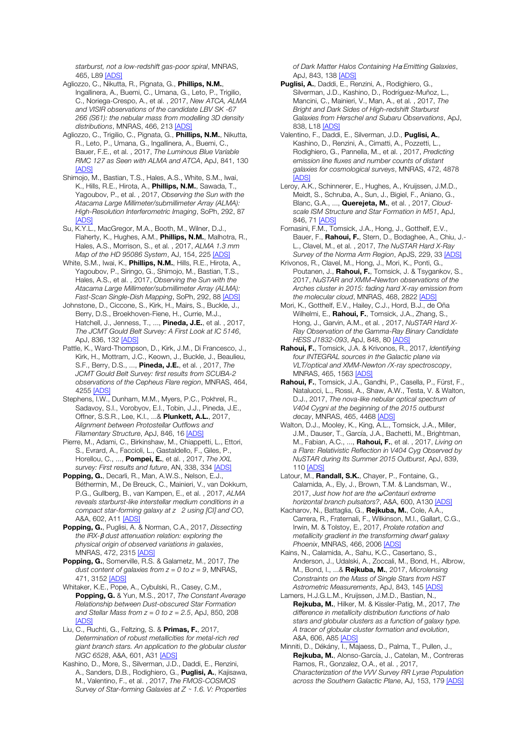*starburst, not a low-redshift gas-poor spiral*, MNRAS, 465, L89 [ADS]

Agliozzo, C., Nikutta, R., Pignata, G., **Phillips, N.M.**, Ingallinera, A., Buemi, C., Umana, G., Leto, P., Trigilio, C., Noriega-Crespo, A., et al. , 2017, *New ATCA, ALMA and VISIR observations of the candidate LBV SK -67 266 (S61): the nebular mass from modelling 3D density distributions*, MNRAS, 466, 213 [ADS]

Agliozzo, C., Trigilio, C., Pignata, G., **Phillips, N.M.**, Nikutta, R., Leto, P., Umana, G., Ingallinera, A., Buemi, C., Bauer, F.E., et al. , 2017, *The Luminous Blue Variable RMC 127 as Seen with ALMA and ATCA*, ApJ, 841, 130 [ADS]

Shimojo, M., Bastian, T.S., Hales, A.S., White, S.M., Iwai, K., Hills, R.E., Hirota, A., **Phillips, N.M.**, Sawada, T., Yagoubov, P., et al. , 2017, *Observing the Sun with the Atacama Large Millimeter/submillimeter Array (ALMA): High-Resolution Interferometric Imaging*, SoPh, 292, 87 [ADS]

Su, K.Y.L., MacGregor, M.A., Booth, M., Wilner, D.J., Flaherty, K., Hughes, A.M., **Phillips, N.M.**, Malhotra, R., Hales, A.S., Morrison, S., et al. , 2017, *ALMA 1.3 mm Map of the HD 95086 System*, AJ, 154, 225 [ADS]

White, S.M., Iwai, K., **Phillips, N.M.**, Hills, R.E., Hirota, A., Yagoubov, P., Siringo, G., Shimojo, M., Bastian, T.S., Hales, A.S., et al. , 2017, *Observing the Sun with the Atacama Large Millimeter/submillimeter Array (ALMA): Fast-Scan Single-Dish Mapping*, SoPh, 292, 88 [ADS]

Johnstone, D., Ciccone, S., Kirk, H., Mairs, S., Buckle, J., Berry, D.S., Broekhoven-Fiene, H., Currie, M.J., Hatchell, J., Jenness, T., ..., **Pineda, J.E.**, et al. , 2017, *The JCMT Gould Belt Survey: A First Look at IC 5146*, ApJ, 836, 132 [ADS]

Pattle, K., Ward-Thompson, D., Kirk, J.M., Di Francesco, J., Kirk, H., Mottram, J.C., Keown, J., Buckle, J., Beaulieu, S.F., Berry, D.S., ..., **Pineda, J.E.**, et al. , 2017, *The JCMT Gould Belt Survey: first results from SCUBA-2 observations of the Cepheus Flare region*, MNRAS, 464, 4255 [ADS]

Stephens, I.W., Dunham, M.M., Myers, P.C., Pokhrel, R., Sadavoy, S.I., Vorobyov, E.I., Tobin, J.J., Pineda, J.E., Offner, S.S.R., Lee, K.I., ...& **Plunkett, A.L.**, 2017, *Alignment between Protostellar Outflows and Filamentary Structure*, ApJ, 846, 16 [ADS]

Pierre, M., Adami, C., Birkinshaw, M., Chiappetti, L., Ettori, S., Evrard, A., Faccioli, L., Gastaldello, F., Giles, P., Horellou, C., ..., **Pompei, E.**, et al. , 2017, *The XXL survey: First results and future*, AN, 338, 334 [ADS]

**Popping, G.**, Decarli, R., Man, A.W.S., Nelson, E.J., Béthermin, M., De Breuck, C., Mainieri, V., van Dokkum, P.G., Gullberg, B., van Kampen, E., et al. , 2017, *ALMA reveals starburst-like interstellar medium conditions in a compact star-forming galaxy at z 2 using [CI] and CO*, A&A, 602, A11 [ADS]

**Popping, G.**, Puglisi, A. & Norman, C.A., 2017, *Dissecting the IRX-$\beta$ dust attenuation relation: exploring the physical origin of observed variations in galaxies*, MNRAS, 472, 2315 [ADS]

**Popping, G.**, Somerville, R.S. & Galametz, M., 2017, *The dust content of galaxies from z = 0 to z = 9*, MNRAS, 471, 3152 [ADS]

Whitaker, K.E., Pope, A., Cybulski, R., Casey, C.M., **Popping, G.** & Yun, M.S., 2017, *The Constant Average Relationship between Dust-obscured Star Formation and Stellar Mass from z = 0 to z = 2.5*, ApJ, 850, 208 [ADS]

Liu, C., Ruchti, G., Feltzing, S. & **Primas, F.**, 2017, *Determination of robust metallicities for metal-rich red giant branch stars. An application to the globular cluster NGC 6528*, A&A, 601, A31 [ADS]

Kashino, D., More, S., Silverman, J.D., Daddi, E., Renzini, A., Sanders, D.B., Rodighiero, G., **Puglisi, A.**, Kajisawa, M., Valentino, F., et al. , 2017, *The FMOS-COSMOS Survey of Star-forming Galaxies at Z ~ 1.6. V: Properties of Dark Matter Halos Containing Hα Emitting Galaxies*, ApJ, 843, 138 [ADS]

**Puglisi, A.**, Daddi, E., Renzini, A., Rodighiero, G., Silverman, J.D., Kashino, D., Rodríguez-Muñoz, L., Mancini, C., Mainieri, V., Man, A., et al. , 2017, *The Bright and Dark Sides of High-redshift Starburst Galaxies from Herschel and Subaru Observations*, ApJ, 838, L18 [ADS]

Valentino, F., Daddi, E., Silverman, J.D., **Puglisi, A.**, Kashino, D., Renzini, A., Cimatti, A., Pozzetti, L., Rodighiero, G., Pannella, M., et al. , 2017, *Predicting emission line fluxes and number counts of distant galaxies for cosmological surveys*, MNRAS, 472, 4878 [ADS]

Leroy, A.K., Schinnerer, E., Hughes, A., Kruijssen, J.M.D., Meidt, S., Schruba, A., Sun, J., Bigiel, F., Aniano, G., Blanc, G.A., ..., **Querejeta, M.**, et al. , 2017, *Cloud-scale ISM Structure and Star Formation in M51*, ApJ, 846, 71 [ADS]

Fornasini, F.M., Tomsick, J.A., Hong, J., Gotthelf, E.V., Bauer, F., **Rahoui, F.**, Stern, D., Bodaghee, A., Chiu, J.-L., Clavel, M., et al. , 2017, *The NuSTAR Hard X-Ray Survey of the Norma Arm Region*, ApJS, 229, 33 [ADS]

Krivonos, R., Clavel, M., Hong, J., Mori, K., Ponti, G., Poutanen, J., **Rahoui, F.**, Tomsick, J. & Tsygankov, S., 2017, *NuSTAR and XMM–Newton observations of the Arches cluster in 2015: fading hard X-ray emission from the molecular cloud*, MNRAS, 468, 2822 [ADS]

Mori, K., Gotthelf, E.V., Hailey, C.J., Hord, B.J., de Oña Wilhelmi, E., **Rahoui, F.**, Tomsick, J.A., Zhang, S., Hong, J., Garvin, A.M., et al. , 2017, *NuSTAR Hard X-Ray Observation of the Gamma-Ray Binary Candidate HESS J1832-093*, ApJ, 848, 80 [ADS]

**Rahoui, F.**, Tomsick, J.A. & Krivonos, R., 2017, *Identifying four INTEGRAL sources in the Galactic plane via VLT/optical and XMM-Newton /X-ray spectroscopy*, MNRAS, 465, 1563 [ADS]

**Rahoui, F.**, Tomsick, J.A., Gandhi, P., Casella, P., Fürst, F., Natalucci, L., Rossi, A., Shaw, A.W., Testa, V. & Walton, D.J., 2017, *The nova-like nebular optical spectrum of V404 Cygni at the beginning of the 2015 outburst decay*, MNRAS, 465, 4468 [ADS]

Walton, D.J., Mooley, K., King, A.L., Tomsick, J.A., Miller, J.M., Dauser, T., García, J.A., Bachetti, M., Brightman, M., Fabian, A.C., ..., **Rahoui, F.**, et al. , 2017, *Living on a Flare: Relativistic Reflection in V404 Cyg Observed by NuSTAR during Its Summer 2015 Outburst*, ApJ, 839, 110 [ADS]

Latour, M., **Randall, S.K.**, Chayer, P., Fontaine, G., Calamida, A., Ely, J., Brown, T.M. & Landsman, W., 2017, *Just how hot are the ωCentauri extreme horizontal branch pulsators?*, A&A, 600, A130 [ADS]

Kacharov, N., Battaglia, G., **Rejkuba, M.**, Cole, A.A., Carrera, R., Fraternali, F., Wilkinson, M.I., Gallart, C.G., Irwin, M. & Tolstoy, E., 2017, *Prolate rotation and metallicity gradient in the transforming dwarf galaxy Phoenix*, MNRAS, 466, 2006 [ADS]

Kains, N., Calamida, A., Sahu, K.C., Casertano, S., Anderson, J., Udalski, A., Zoccali, M., Bond, H., Albrow, M., Bond, I., ...& **Rejkuba, M.**, 2017, *Microlensing Constraints on the Mass of Single Stars from HST Astrometric Measurements*, ApJ, 843, 145 [ADS]

Lamers, H.J.G.L.M., Kruijssen, J.M.D., Bastian, N., **Rejkuba, M.**, Hilker, M. & Kissler-Patig, M., 2017, *The difference in metallicity distribution functions of halo stars and globular clusters as a function of galaxy type. A tracer of globular cluster formation and evolution*, A&A, 606, A85 [ADS]

Minniti, D., Dékány, I., Majaess, D., Palma, T., Pullen, J., **Rejkuba, M.**, Alonso-García, J., Catelan, M., Contreras Ramos, R., Gonzalez, O.A., et al. , 2017, *Characterization of the VVV Survey RR Lyrae Population across the Southern Galactic Plane*, AJ, 153, 179 [ADS]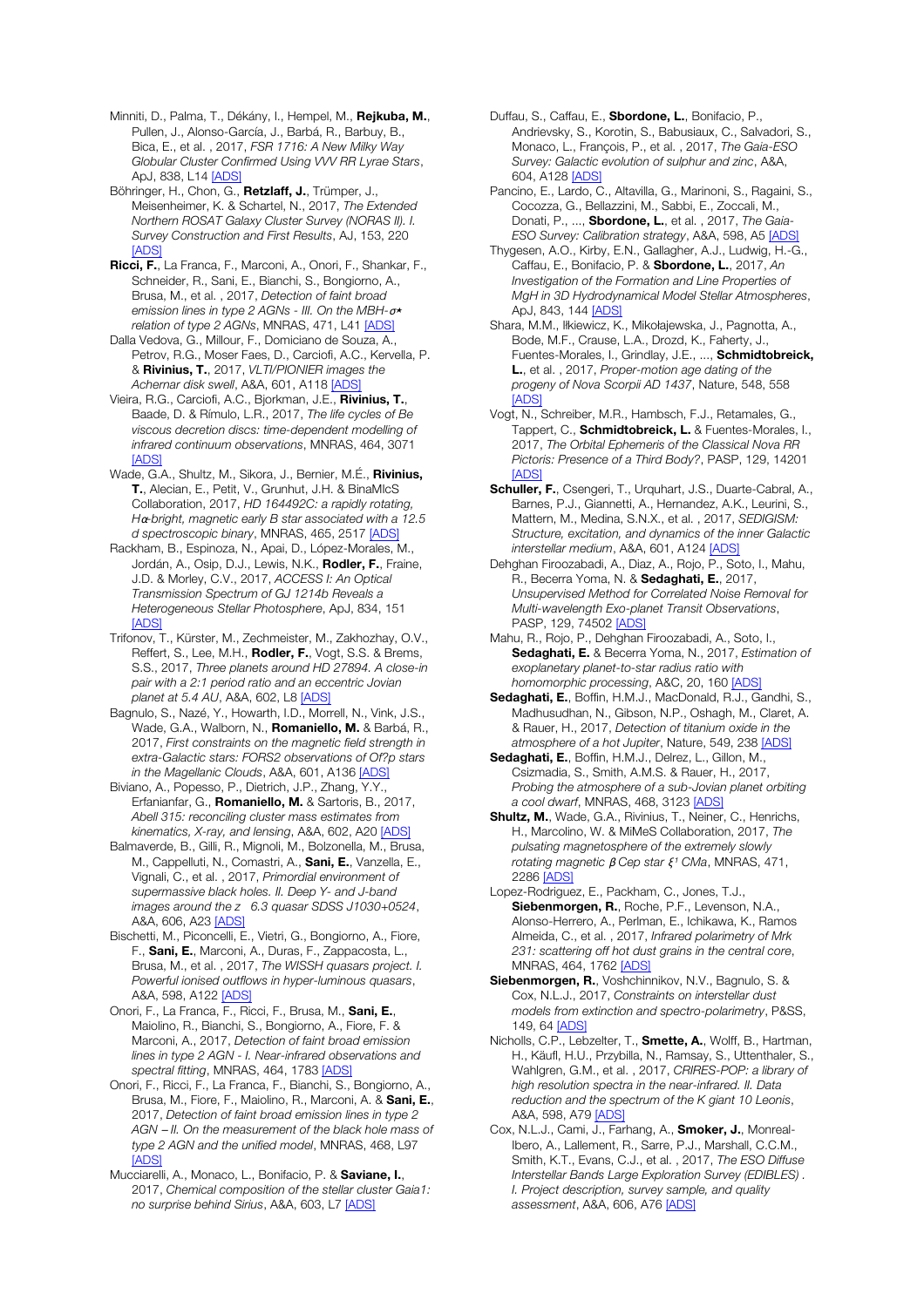Minniti, D., Palma, T., Dékány, I., Hempel, M., **Rejkuba, M.**, Pullen, J., Alonso-García, J., Barbá, R., Barbuy, B., Bica, E., et al. , 2017, *FSR 1716: A New Milky Way Globular Cluster Confirmed Using VVV RR Lyrae Stars*, ApJ, 838, L14 [ADS]

Böhringer, H., Chon, G., **Retzlaff, J.**, Trümper, J., Meisenheimer, K. & Schartel, N., 2017, *The Extended Northern ROSAT Galaxy Cluster Survey (NORAS II). I. Survey Construction and First Results*, AJ, 153, 220 [ADS]

**Ricci, F.**, La Franca, F., Marconi, A., Onori, F., Shankar, F., Schneider, R., Sani, E., Bianchi, S., Bongiorno, A., Brusa, M., et al. , 2017, *Detection of faint broad emission lines in type 2 AGNs - III. On the MBH-σ⋆ relation of type 2 AGNs*, MNRAS, 471, L41 [ADS]

Dalla Vedova, G., Millour, F., Domiciano de Souza, A., Petrov, R.G., Moser Faes, D., Carciofi, A.C., Kervella, P. & **Rivinius, T.**, 2017, *VLTI/PIONIER images the Achernar disk swell*, A&A, 601, A118 [ADS]

Vieira, R.G., Carciofi, A.C., Bjorkman, J.E., **Rivinius, T.**, Baade, D. & Rímulo, L.R., 2017, *The life cycles of Be viscous decretion discs: time-dependent modelling of infrared continuum observations*, MNRAS, 464, 3071 [ADS]

Wade, G.A., Shultz, M., Sikora, J., Bernier, M.É., **Rivinius, T.**, Alecian, E., Petit, V., Grunhut, J.H. & BinaMIcS Collaboration, 2017, *HD 164492C: a rapidly rotating, Hα-bright, magnetic early B star associated with a 12.5 d spectroscopic binary*, MNRAS, 465, 2517 [ADS]

Rackham, B., Espinoza, N., Apai, D., López-Morales, M., Jordán, A., Osip, D.J., Lewis, N.K., **Rodler, F.**, Fraine, J.D. & Morley, C.V., 2017, *ACCESS I: An Optical Transmission Spectrum of GJ 1214b Reveals a Heterogeneous Stellar Photosphere*, ApJ, 834, 151 [ADS]

Trifonov, T., Kürster, M., Zechmeister, M., Zakhozhay, O.V., Reffert, S., Lee, M.H., **Rodler, F.**, Vogt, S.S. & Brems, S.S., 2017, *Three planets around HD 27894. A close-in pair with a 2:1 period ratio and an eccentric Jovian planet at 5.4 AU*, A&A, 602, L8 [ADS]

Bagnulo, S., Nazé, Y., Howarth, I.D., Morrell, N., Vink, J.S., Wade, G.A., Walborn, N., **Romaniello, M.** & Barbá, R., 2017, *First constraints on the magnetic field strength in extra-Galactic stars: FORS2 observations of Of?p stars in the Magellanic Clouds*, A&A, 601, A136 [ADS]

Biviano, A., Popesso, P., Dietrich, J.P., Zhang, Y.Y., Erfanianfar, G., **Romaniello, M.** & Sartoris, B., 2017, *Abell 315: reconciling cluster mass estimates from kinematics, X-ray, and lensing*, A&A, 602, A20 [ADS]

Balmaverde, B., Gilli, R., Mignoli, M., Bolzonella, M., Brusa, M., Cappelluti, N., Comastri, A., **Sani, E.**, Vanzella, E., Vignali, C., et al. , 2017, *Primordial environment of supermassive black holes. II. Deep Y- and J-band images around the z 6.3 quasar SDSS J1030+0524*, A&A, 606, A23 [ADS]

Bischetti, M., Piconcelli, E., Vietri, G., Bongiorno, A., Fiore, F., **Sani, E.**, Marconi, A., Duras, F., Zappacosta, L., Brusa, M., et al. , 2017, *The WISSH quasars project. I. Powerful ionised outflows in hyper-luminous quasars*, A&A, 598, A122 [ADS]

Onori, F., La Franca, F., Ricci, F., Brusa, M., **Sani, E.**, Maiolino, R., Bianchi, S., Bongiorno, A., Fiore, F. & Marconi, A., 2017, *Detection of faint broad emission lines in type 2 AGN - I. Near-infrared observations and spectral fitting*, MNRAS, 464, 1783 [ADS]

Onori, F., Ricci, F., La Franca, F., Bianchi, S., Bongiorno, A., Brusa, M., Fiore, F., Maiolino, R., Marconi, A. & **Sani, E.**, 2017, *Detection of faint broad emission lines in type 2 AGN – II. On the measurement of the black hole mass of type 2 AGN and the unified model*, MNRAS, 468, L97 [ADS]

Mucciarelli, A., Monaco, L., Bonifacio, P. & **Saviane, I.**, 2017, *Chemical composition of the stellar cluster Gaia1: no surprise behind Sirius*, A&A, 603, L7 [ADS]

Duffau, S., Caffau, E., **Sbordone, L.**, Bonifacio, P., Andrievsky, S., Korotin, S., Babusiaux, C., Salvadori, S., Monaco, L., François, P., et al. , 2017, *The Gaia-ESO Survey: Galactic evolution of sulphur and zinc*, A&A, 604, A128 [ADS]

Pancino, E., Lardo, C., Altavilla, G., Marinoni, S., Ragaini, S., Cocozza, G., Bellazzini, M., Sabbi, E., Zoccali, M., Donati, P., ..., **Sbordone, L.**, et al. , 2017, *The Gaia-ESO Survey: Calibration strategy*, A&A, 598, A5 [ADS]

Thygesen, A.O., Kirby, E.N., Gallagher, A.J., Ludwig, H.-G., Caffau, E., Bonifacio, P. & **Sbordone, L.**, 2017, *An Investigation of the Formation and Line Properties of MgH in 3D Hydrodynamical Model Stellar Atmospheres*, ApJ, 843, 144 [ADS]

Shara, M.M., Ilkiewicz, K., Mikołajewska, J., Pagnotta, A., Bode, M.F., Crause, L.A., Drozd, K., Faherty, J., Fuentes-Morales, I., Grindlay, J.E., ..., **Schmidtobreick, L.**, et al. , 2017, *Proper-motion age dating of the progeny of Nova Scorpii AD 1437*, Nature, 548, 558 [ADS]

Vogt, N., Schreiber, M.R., Hambsch, F.J., Retamales, G., Tappert, C., **Schmidtobreick, L.** & Fuentes-Morales, I., 2017, *The Orbital Ephemeris of the Classical Nova RR Pictoris: Presence of a Third Body?*, PASP, 129, 14201 [ADS]

**Schuller, F.**, Csengeri, T., Urquhart, J.S., Duarte-Cabral, A., Barnes, P.J., Giannetti, A., Hernandez, A.K., Leurini, S., Mattern, M., Medina, S.N.X., et al. , 2017, *SEDIGISM: Structure, excitation, and dynamics of the inner Galactic interstellar medium*, A&A, 601, A124 [ADS]

Dehghan Firoozabadi, A., Diaz, A., Rojo, P., Soto, I., Mahu, R., Becerra Yoma, N. & **Sedaghati, E.**, 2017, *Unsupervised Method for Correlated Noise Removal for Multi-wavelength Exo-planet Transit Observations*, PASP, 129, 74502 [ADS]

Mahu, R., Rojo, P., Dehghan Firoozabadi, A., Soto, I., **Sedaghati, E.** & Becerra Yoma, N., 2017, *Estimation of exoplanetary planet-to-star radius ratio with homomorphic processing*, A&C, 20, 160 [ADS]

**Sedaghati, E.**, Boffin, H.M.J., MacDonald, R.J., Gandhi, S., Madhusudhan, N., Gibson, N.P., Oshagh, M., Claret, A. & Rauer, H., 2017, *Detection of titanium oxide in the atmosphere of a hot Jupiter*, Nature, 549, 238 [ADS]

**Sedaghati, E.**, Boffin, H.M.J., Delrez, L., Gillon, M., Csizmadia, S., Smith, A.M.S. & Rauer, H., 2017, *Probing the atmosphere of a sub-Jovian planet orbiting a cool dwarf*, MNRAS, 468, 3123 [ADS]

**Shultz, M.**, Wade, G.A., Rivinius, T., Neiner, C., Henrichs, H., Marcolino, W. & MiMeS Collaboration, 2017, *The pulsating magnetosphere of the extremely slowly rotating magnetic β Cep star ξ¹ CMa*, MNRAS, 471, 2286 [ADS]

Lopez-Rodriguez, E., Packham, C., Jones, T.J., **Siebenmorgen, R.**, Roche, P.F., Levenson, N.A., Alonso-Herrero, A., Perlman, E., Ichikawa, K., Ramos Almeida, C., et al. , 2017, *Infrared polarimetry of Mrk 231: scattering off hot dust grains in the central core*, MNRAS, 464, 1762 [ADS]

**Siebenmorgen, R.**, Voshchinnikov, N.V., Bagnulo, S. & Cox, N.L.J., 2017, *Constraints on interstellar dust models from extinction and spectro-polarimetry*, P&SS, 149, 64 [ADS]

Nicholls, C.P., Lebzelter, T., **Smette, A.**, Wolff, B., Hartman, H., Käufl, H.U., Przybilla, N., Ramsay, S., Uttenthaler, S., Wahlgren, G.M., et al. , 2017, *CRIRES-POP: a library of high resolution spectra in the near-infrared. II. Data reduction and the spectrum of the K giant 10 Leonis*, A&A, 598, A79 [ADS]

Cox, N.L.J., Cami, J., Farhang, A., **Smoker, J.**, Monreal-Ibero, A., Lallement, R., Sarre, P.J., Marshall, C.C.M., Smith, K.T., Evans, C.J., et al. , 2017, *The ESO Diffuse Interstellar Bands Large Exploration Survey (EDIBLES) . I. Project description, survey sample, and quality assessment*, A&A, 606, A76 [ADS]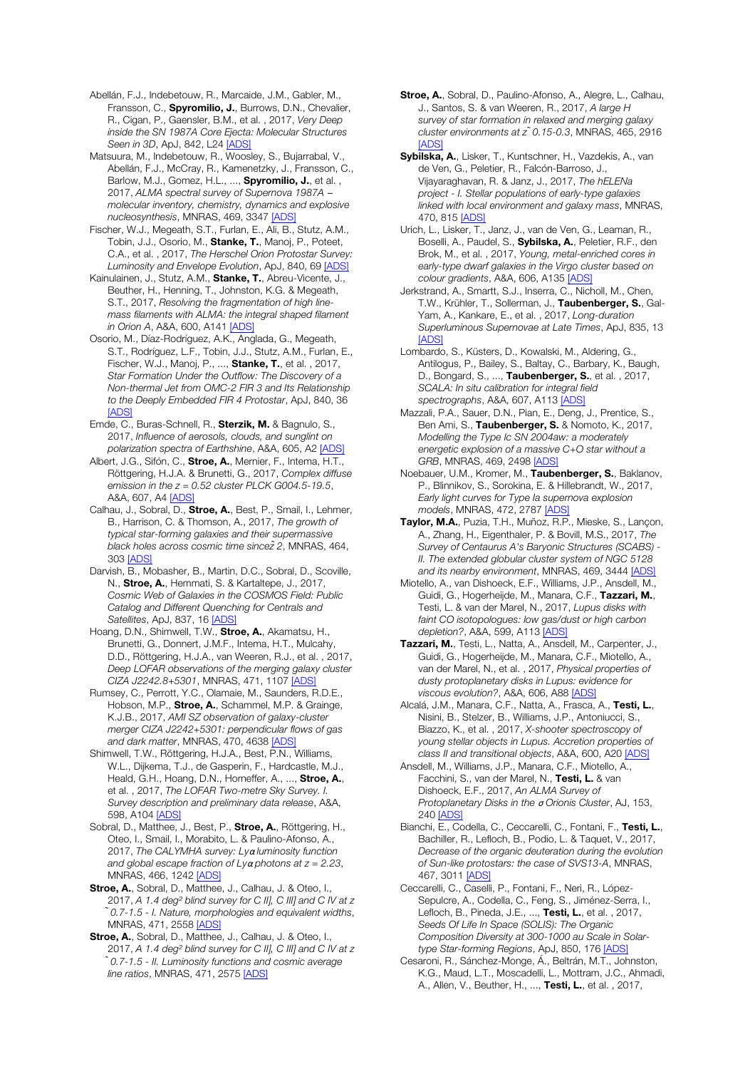Abellán, F.J., Indebetouw, R., Marcaide, J.M., Gabler, M., Fransson, C., **Spyromilio, J.**, Burrows, D.N., Chevalier, R., Cigan, P., Gaensler, B.M., et al. , 2017, *Very Deep inside the SN 1987A Core Ejecta: Molecular Structures Seen in 3D*, ApJ, 842, L24 [ADS]

Matsuura, M., Indebetouw, R., Woosley, S., Bujarrabal, V., Abellán, F.J., McCray, R., Kamenetzky, J., Fransson, C., Barlow, M.J., Gomez, H.L., ..., **Spyromilio, J.**, et al. , 2017, *ALMA spectral survey of Supernova 1987A – molecular inventory, chemistry, dynamics and explosive nucleosynthesis*, MNRAS, 469, 3347 [ADS]

Fischer, W.J., Megeath, S.T., Furlan, E., Ali, B., Stutz, A.M., Tobin, J.J., Osorio, M., **Stanke, T.**, Manoj, P., Poteet, C.A., et al. , 2017, *The Herschel Orion Protostar Survey: Luminosity and Envelope Evolution*, ApJ, 840, 69 [ADS]

Kainulainen, J., Stutz, A.M., **Stanke, T.**, Abreu-Vicente, J., Beuther, H., Henning, T., Johnston, K.G. & Megeath, S.T., 2017, *Resolving the fragmentation of high line-mass filaments with ALMA: the integral shaped filament in Orion A*, A&A, 600, A141 [ADS]

Osorio, M., Díaz-Rodríguez, A.K., Anglada, G., Megeath, S.T., Rodríguez, L.F., Tobin, J.J., Stutz, A.M., Furlan, E., Fischer, W.J., Manoj, P., ..., **Stanke, T.**, et al. , 2017, *Star Formation Under the Outflow: The Discovery of a Non-thermal Jet from OMC-2 FIR 3 and Its Relationship to the Deeply Embedded FIR 4 Protostar*, ApJ, 840, 36 [ADS]

Emde, C., Buras-Schnell, R., **Sterzik, M.** & Bagnulo, S., 2017, *Influence of aerosols, clouds, and sunglint on polarization spectra of Earthshine*, A&A, 605, A2 [ADS]

Albert, J.G., Sifón, C., **Stroe, A.**, Mernier, F., Intema, H.T., Röttgering, H.J.A. & Brunetti, G., 2017, *Complex diffuse emission in the z = 0.52 cluster PLCK G004.5-19.5*, A&A, 607, A4 [ADS]

Calhau, J., Sobral, D., **Stroe, A.**, Best, P., Smail, I., Lehmer, B., Harrison, C. & Thomson, A., 2017, *The growth of typical star-forming galaxies and their supermassive black holes across cosmic time sincež 2*, MNRAS, 464, 303 [ADS]

Darvish, B., Mobasher, B., Martin, D.C., Sobral, D., Scoville, N., **Stroe, A.**, Hemmati, S. & Kartaltepe, J., 2017, *Cosmic Web of Galaxies in the COSMOS Field: Public Catalog and Different Quenching for Centrals and Satellites*, ApJ, 837, 16 [ADS]

Hoang, D.N., Shimwell, T.W., **Stroe, A.**, Akamatsu, H., Brunetti, G., Donnert, J.M.F., Intema, H.T., Mulcahy, D.D., Röttgering, H.J.A., van Weeren, R.J., et al. , 2017, *Deep LOFAR observations of the merging galaxy cluster CIZA J2242.8+5301*, MNRAS, 471, 1107 [ADS]

Rumsey, C., Perrott, Y.C., Olamaie, M., Saunders, R.D.E., Hobson, M.P., **Stroe, A.**, Schammel, M.P. & Grainge, K.J.B., 2017, *AMI SZ observation of galaxy-cluster merger CIZA J2242+5301: perpendicular flows of gas and dark matter*, MNRAS, 470, 4638 [ADS]

Shimwell, T.W., Röttgering, H.J.A., Best, P.N., Williams, W.L., Dijkema, T.J., de Gasperin, F., Hardcastle, M.J., Heald, G.H., Hoang, D.N., Horneffer, A., ..., **Stroe, A.**, et al. , 2017, *The LOFAR Two-metre Sky Survey. I. Survey description and preliminary data release*, A&A, 598, A104 [ADS]

Sobral, D., Matthee, J., Best, P., **Stroe, A.**, Röttgering, H., Oteo, I., Smail, I., Morabito, L. & Paulino-Afonso, A., 2017, *The CALYMHA survey: Lyα luminosity function and global escape fraction of Lyα photons at z = 2.23*, MNRAS, 466, 1242 [ADS]

**Stroe, A.**, Sobral, D., Matthee, J., Calhau, J. & Oteo, I., 2017, *A 1.4 deg² blind survey for C II], C III] and C IV at z ˜ 0.7-1.5 - I. Nature, morphologies and equivalent widths*, MNRAS, 471, 2558 [ADS]

**Stroe, A.**, Sobral, D., Matthee, J., Calhau, J. & Oteo, I., 2017, *A 1.4 deg² blind survey for C II], C III] and C IV at z ˜ 0.7-1.5 - II. Luminosity functions and cosmic average line ratios*, MNRAS, 471, 2575 [ADS]

**Stroe, A.**, Sobral, D., Paulino-Afonso, A., Alegre, L., Calhau, J., Santos, S. & van Weeren, R., 2017, *A large H survey of star formation in relaxed and merging galaxy cluster environments at z ˜ 0.15-0.3*, MNRAS, 465, 2916 [ADS]

**Sybilska, A.**, Lisker, T., Kuntschner, H., Vazdekis, A., van de Ven, G., Peletier, R., Falcón-Barroso, J., Vijayaraghavan, R. & Janz, J., 2017, *The hELENa project - I. Stellar populations of early-type galaxies linked with local environment and galaxy mass*, MNRAS, 470, 815 [ADS]

Urich, L., Lisker, T., Janz, J., van de Ven, G., Leaman, R., Boselli, A., Paudel, S., **Sybilska, A.**, Peletier, R.F., den Brok, M., et al. , 2017, *Young, metal-enriched cores in early-type dwarf galaxies in the Virgo cluster based on colour gradients*, A&A, 606, A135 [ADS]

Jerkstrand, A., Smartt, S.J., Inserra, C., Nicholl, M., Chen, T.W., Krühler, T., Sollerman, J., **Taubenberger, S.**, Gal-Yam, A., Kankare, E., et al. , 2017, *Long-duration Superluminous Supernovae at Late Times*, ApJ, 835, 13 [ADS]

Lombardo, S., Küsters, D., Kowalski, M., Aldering, G., Antilogus, P., Bailey, S., Baltay, C., Barbary, K., Baugh, D., Bongard, S., ..., **Taubenberger, S.**, et al. , 2017, *SCALA: In situ calibration for integral field spectrographs*, A&A, 607, A113 [ADS]

Mazzali, P.A., Sauer, D.N., Pian, E., Deng, J., Prentice, S., Ben Ami, S., **Taubenberger, S.** & Nomoto, K., 2017, *Modelling the Type Ic SN 2004aw: a moderately energetic explosion of a massive C+O star without a GRB*, MNRAS, 469, 2498 [ADS]

Noebauer, U.M., Kromer, M., **Taubenberger, S.**, Baklanov, P., Blinnikov, S., Sorokina, E. & Hillebrandt, W., 2017, *Early light curves for Type Ia supernova explosion models*, MNRAS, 472, 2787 [ADS]

**Taylor, M.A.**, Puzia, T.H., Muñoz, R.P., Mieske, S., Lançon, A., Zhang, H., Eigenthaler, P. & Bovill, M.S., 2017, *The Survey of Centaurus A's Baryonic Structures (SCABS) - II. The extended globular cluster system of NGC 5128 and its nearby environment*, MNRAS, 469, 3444 [ADS]

Miotello, A., van Dishoeck, E.F., Williams, J.P., Ansdell, M., Guidi, G., Hogerheijde, M., Manara, C.F., **Tazzari, M.**, Testi, L. & van der Marel, N., 2017, *Lupus disks with faint CO isotopologues: low gas/dust or high carbon depletion?*, A&A, 599, A113 [ADS]

**Tazzari, M.**, Testi, L., Natta, A., Ansdell, M., Carpenter, J., Guidi, G., Hogerheijde, M., Manara, C.F., Miotello, A., van der Marel, N., et al. , 2017, *Physical properties of dusty protoplanetary disks in Lupus: evidence for viscous evolution?*, A&A, 606, A88 [ADS]

Alcalá, J.M., Manara, C.F., Natta, A., Frasca, A., **Testi, L.**, Nisini, B., Stelzer, B., Williams, J.P., Antoniucci, S., Biazzo, K., et al. , 2017, *X-shooter spectroscopy of young stellar objects in Lupus. Accretion properties of class II and transitional objects*, A&A, 600, A20 [ADS]

Ansdell, M., Williams, J.P., Manara, C.F., Miotello, A., Facchini, S., van der Marel, N., **Testi, L.** & van Dishoeck, E.F., 2017, *An ALMA Survey of Protoplanetary Disks in the σ Orionis Cluster*, AJ, 153, 240 [ADS]

Bianchi, E., Codella, C., Ceccarelli, C., Fontani, F., **Testi, L.**, Bachiller, R., Lefloch, B., Podio, L. & Taquet, V., 2017, *Decrease of the organic deuteration during the evolution of Sun-like protostars: the case of SVS13-A*, MNRAS, 467, 3011 [ADS]

Ceccarelli, C., Caselli, P., Fontani, F., Neri, R., López-Sepulcre, A., Codella, C., Feng, S., Jiménez-Serra, I., Lefloch, B., Pineda, J.E., ..., **Testi, L.**, et al. , 2017, *Seeds Of Life In Space (SOLIS): The Organic Composition Diversity at 300-1000 au Scale in Solar-type Star-forming Regions*, ApJ, 850, 176 [ADS]

Cesaroni, R., Sánchez-Monge, Á., Beltrán, M.T., Johnston, K.G., Maud, L.T., Moscadelli, L., Mottram, J.C., Ahmadi, A., Allen, V., Beuther, H., ..., **Testi, L.**, et al. , 2017,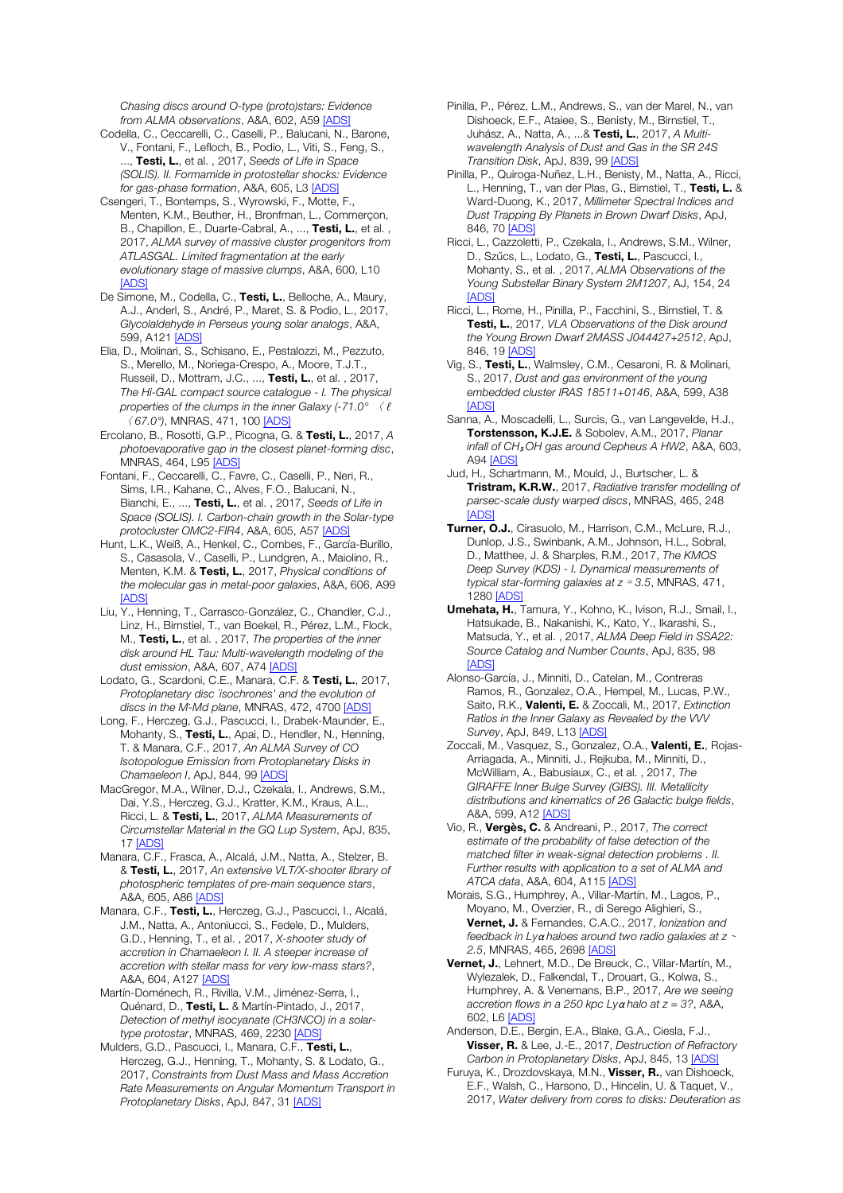*Chasing discs around O-type (proto)stars: Evidence from ALMA observations*, A&A, 602, A59 [ADS]

Codella, C., Ceccarelli, C., Caselli, P., Balucani, N., Barone, V., Fontani, F., Lefloch, B., Podio, L., Viti, S., Feng, S., ..., **Testi, L.**, et al. , 2017, *Seeds of Life in Space (SOLIS). II. Formamide in protostellar shocks: Evidence for gas-phase formation*, A&A, 605, L3 [ADS]

Csengeri, T., Bontemps, S., Wyrowski, F., Motte, F., Menten, K.M., Beuther, H., Bronfman, L., Commerçon, B., Chapillon, E., Duarte-Cabral, A., ..., **Testi, L.**, et al. , 2017, *ALMA survey of massive cluster progenitors from ATLASGAL. Limited fragmentation at the early evolutionary stage of massive clumps*, A&A, 600, L10 [ADS]

De Simone, M., Codella, C., **Testi, L.**, Belloche, A., Maury, A.J., Anderl, S., André, P., Maret, S. & Podio, L., 2017, *Glycolaldehyde in Perseus young solar analogs*, A&A, 599, A121 [ADS]

Elia, D., Molinari, S., Schisano, E., Pestalozzi, M., Pezzuto, S., Merello, M., Noriega-Crespo, A., Moore, T.J.T., Russeil, D., Mottram, J.C., ..., **Testi, L.**, et al. , 2017, *The Hi-GAL compact source catalogue - I. The physical properties of the clumps in the inner Galaxy (-71.0° < ℓ < 67.0°)*, MNRAS, 471, 100 [ADS]

Ercolano, B., Rosotti, G.P., Picogna, G. & **Testi, L.**, 2017, *A photoevaporative gap in the closest planet-forming disc*, MNRAS, 464, L95 [ADS]

Fontani, F., Ceccarelli, C., Favre, C., Caselli, P., Neri, R., Sims, I.R., Kahane, C., Alves, F.O., Balucani, N., Bianchi, E., ..., **Testi, L.**, et al. , 2017, *Seeds of Life in Space (SOLIS). I. Carbon-chain growth in the Solar-type protocluster OMC2-FIR4*, A&A, 605, A57 [ADS]

Hunt, L.K., Weiß, A., Henkel, C., Combes, F., García-Burillo, S., Casasola, V., Caselli, P., Lundgren, A., Maiolino, R., Menten, K.M. & **Testi, L.**, 2017, *Physical conditions of the molecular gas in metal-poor galaxies*, A&A, 606, A99 [ADS]

Liu, Y., Henning, T., Carrasco-González, C., Chandler, C.J., Linz, H., Birnstiel, T., van Boekel, R., Pérez, L.M., Flock, M., **Testi, L.**, et al. , 2017, *The properties of the inner disk around HL Tau: Multi-wavelength modeling of the dust emission*, A&A, 607, A74 [ADS]

Lodato, G., Scardoni, C.E., Manara, C.F. & **Testi, L.**, 2017, *Protoplanetary disc `isochrones' and the evolution of discs in the M-Md plane*, MNRAS, 472, 4700 [ADS]

Long, F., Herczeg, G.J., Pascucci, I., Drabek-Maunder, E., Mohanty, S., **Testi, L.**, Apai, D., Hendler, N., Henning, T. & Manara, C.F., 2017, *An ALMA Survey of CO Isotopologue Emission from Protoplanetary Disks in Chamaeleon I*, ApJ, 844, 99 [ADS]

MacGregor, M.A., Wilner, D.J., Czekala, I., Andrews, S.M., Dai, Y.S., Herczeg, G.J., Kratter, K.M., Kraus, A.L., Ricci, L. & **Testi, L.**, 2017, *ALMA Measurements of Circumstellar Material in the GQ Lup System*, ApJ, 835, 17 [ADS]

Manara, C.F., Frasca, A., Alcalá, J.M., Natta, A., Stelzer, B. & **Testi, L.**, 2017, *An extensive VLT/X-shooter library of photospheric templates of pre-main sequence stars*, A&A, 605, A86 [ADS]

Manara, C.F., **Testi, L.**, Herczeg, G.J., Pascucci, I., Alcalá, J.M., Natta, A., Antoniucci, S., Fedele, D., Mulders, G.D., Henning, T., et al. , 2017, *X-shooter study of accretion in Chamaeleon I. II. A steeper increase of accretion with stellar mass for very low-mass stars?*, A&A, 604, A127 [ADS]

Martín-Doménech, R., Rivilla, V.M., Jiménez-Serra, I., Quénard, D., **Testi, L.** & Martín-Pintado, J., 2017, *Detection of methyl isocyanate (CH3NCO) in a solar-type protostar*, MNRAS, 469, 2230 [ADS]

Mulders, G.D., Pascucci, I., Manara, C.F., **Testi, L.**, Herczeg, G.J., Henning, T., Mohanty, S. & Lodato, G., 2017, *Constraints from Dust Mass and Mass Accretion Rate Measurements on Angular Momentum Transport in Protoplanetary Disks*, ApJ, 847, 31 [ADS]

Pinilla, P., Pérez, L.M., Andrews, S., van der Marel, N., van Dishoeck, E.F., Ataiee, S., Benisty, M., Birnstiel, T., Juhász, A., Natta, A., ...& **Testi, L.**, 2017, *A Multi-wavelength Analysis of Dust and Gas in the SR 24S Transition Disk*, ApJ, 839, 99 [ADS]

Pinilla, P., Quiroga-Nuñez, L.H., Benisty, M., Natta, A., Ricci, L., Henning, T., van der Plas, G., Birnstiel, T., **Testi, L.** & Ward-Duong, K., 2017, *Millimeter Spectral Indices and Dust Trapping By Planets in Brown Dwarf Disks*, ApJ, 846, 70 [ADS]

Ricci, L., Cazzoletti, P., Czekala, I., Andrews, S.M., Wilner, D., Szűcs, L., Lodato, G., **Testi, L.**, Pascucci, I., Mohanty, S., et al. , 2017, *ALMA Observations of the Young Substellar Binary System 2M1207*, AJ, 154, 24 [ADS]

Ricci, L., Rome, H., Pinilla, P., Facchini, S., Birnstiel, T. & **Testi, L.**, 2017, *VLA Observations of the Disk around the Young Brown Dwarf 2MASS J044427+2512*, ApJ, 846, 19 [ADS]

Vig, S., **Testi, L.**, Walmsley, C.M., Cesaroni, R. & Molinari, S., 2017, *Dust and gas environment of the young embedded cluster IRAS 18511+0146*, A&A, 599, A38 [ADS]

Sanna, A., Moscadelli, L., Surcis, G., van Langevelde, H.J., **Torstensson, K.J.E.** & Sobolev, A.M., 2017, *Planar infall of $CH_3OH$ gas around Cepheus A HW2*, A&A, 603, A94 [ADS]

Jud, H., Schartmann, M., Mould, J., Burtscher, L. & **Tristram, K.R.W.**, 2017, *Radiative transfer modelling of parsec-scale dusty warped discs*, MNRAS, 465, 248 [ADS]

**Turner, O.J.**, Cirasuolo, M., Harrison, C.M., McLure, R.J., Dunlop, J.S., Swinbank, A.M., Johnson, H.L., Sobral, D., Matthee, J. & Sharples, R.M., 2017, *The KMOS Deep Survey (KDS) - I. Dynamical measurements of typical star-forming galaxies at z ≃ 3.5*, MNRAS, 471, 1280 [ADS]

**Umehata, H.**, Tamura, Y., Kohno, K., Ivison, R.J., Smail, I., Hatsukade, B., Nakanishi, K., Kato, Y., Ikarashi, S., Matsuda, Y., et al. , 2017, *ALMA Deep Field in SSA22: Source Catalog and Number Counts*, ApJ, 835, 98 [ADS]

Alonso-García, J., Minniti, D., Catelan, M., Contreras Ramos, R., Gonzalez, O.A., Hempel, M., Lucas, P.W., Saito, R.K., **Valenti, E.** & Zoccali, M., 2017, *Extinction Ratios in the Inner Galaxy as Revealed by the VVV Survey*, ApJ, 849, L13 [ADS]

Zoccali, M., Vasquez, S., Gonzalez, O.A., **Valenti, E.**, Rojas-Arriagada, A., Minniti, J., Rejkuba, M., Minniti, D., McWilliam, A., Babusiaux, C., et al. , 2017, *The GIRAFFE Inner Bulge Survey (GIBS). III. Metallicity distributions and kinematics of 26 Galactic bulge fields*, A&A, 599, A12 [ADS]

Vio, R., **Vergès, C.** & Andreani, P., 2017, *The correct estimate of the probability of false detection of the matched filter in weak-signal detection problems . II. Further results with application to a set of ALMA and ATCA data*, A&A, 604, A115 [ADS]

Morais, S.G., Humphrey, A., Villar-Martín, M., Lagos, P., Moyano, M., Overzier, R., di Serego Alighieri, S., **Vernet, J.** & Fernandes, C.A.C., 2017, *Ionization and feedback in Lyα haloes around two radio galaxies at z ~ 2.5*, MNRAS, 465, 2698 [ADS]

**Vernet, J.**, Lehnert, M.D., De Breuck, C., Villar-Martín, M., Wylezalek, D., Falkendal, T., Drouart, G., Kolwa, S., Humphrey, A. & Venemans, B.P., 2017, *Are we seeing accretion flows in a 250 kpc Lyα halo at z = 3?*, A&A, 602, L6 [ADS]

Anderson, D.E., Bergin, E.A., Blake, G.A., Ciesla, F.J., **Visser, R.** & Lee, J.-E., 2017, *Destruction of Refractory Carbon in Protoplanetary Disks*, ApJ, 845, 13 [ADS]

Furuya, K., Drozdovskaya, M.N., **Visser, R.**, van Dishoeck, E.F., Walsh, C., Harsono, D., Hincelin, U. & Taquet, V., 2017, *Water delivery from cores to disks: Deuteration as*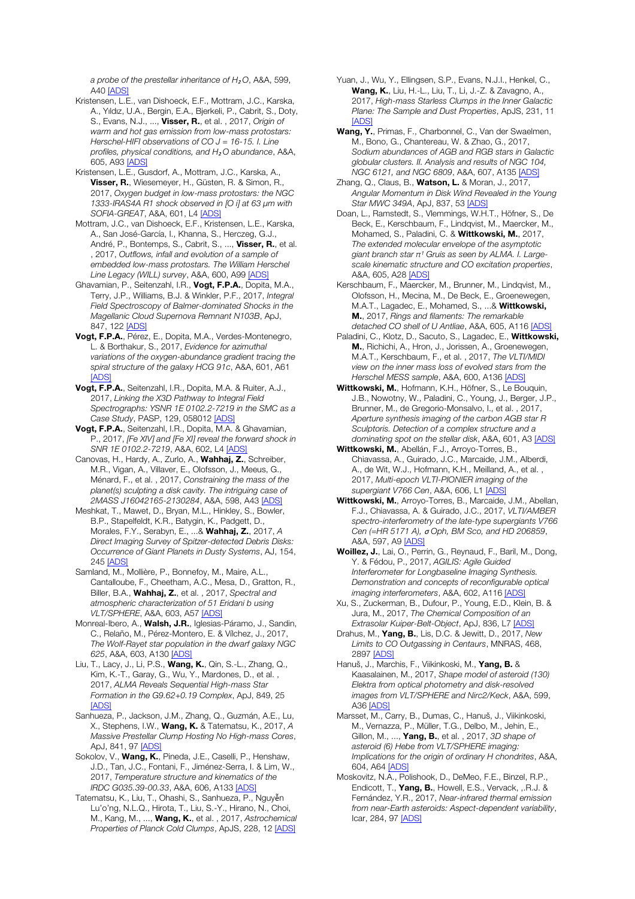*a probe of the prestellar inheritance of $H_2O$*, A&A, 599, A40 [ADS]

Kristensen, L.E., van Dishoeck, E.F., Mottram, J.C., Karska, A., Yıldız, U.A., Bergin, E.A., Bjerkeli, P., Cabrit, S., Doty, S., Evans, N.J., ..., **Visser, R.**, et al. , 2017, *Origin of warm and hot gas emission from low-mass protostars: Herschel-HIFI observations of CO J = 16-15. I. Line profiles, physical conditions, and $H_2O$ abundance*, A&A, 605, A93 [ADS]

Kristensen, L.E., Gusdorf, A., Mottram, J.C., Karska, A., **Visser, R.**, Wiesemeyer, H., Güsten, R. & Simon, R., 2017, *Oxygen budget in low-mass protostars: the NGC 1333-IRAS4A R1 shock observed in [O i] at 63 μm with SOFIA-GREAT*, A&A, 601, L4 [ADS]

Mottram, J.C., van Dishoeck, E.F., Kristensen, L.E., Karska, A., San José-García, I., Khanna, S., Herczeg, G.J., André, P., Bontemps, S., Cabrit, S., ..., **Visser, R.**, et al. , 2017, *Outflows, infall and evolution of a sample of embedded low-mass protostars. The William Herschel Line Legacy (WILL) survey*, A&A, 600, A99 [ADS]

Ghavamian, P., Seitenzahl, I.R., **Vogt, F.P.A.**, Dopita, M.A., Terry, J.P., Williams, B.J. & Winkler, P.F., 2017, *Integral Field Spectroscopy of Balmer-dominated Shocks in the Magellanic Cloud Supernova Remnant N103B*, ApJ, 847, 122 [ADS]

**Vogt, F.P.A.**, Pérez, E., Dopita, M.A., Verdes-Montenegro, L. & Borthakur, S., 2017, *Evidence for azimuthal variations of the oxygen-abundance gradient tracing the spiral structure of the galaxy HCG 91c*, A&A, 601, A61 [ADS]

**Vogt, F.P.A.**, Seitenzahl, I.R., Dopita, M.A. & Ruiter, A.J., 2017, *Linking the X3D Pathway to Integral Field Spectrographs: YSNR 1E 0102.2-7219 in the SMC as a Case Study*, PASP, 129, 058012 [ADS]

**Vogt, F.P.A.**, Seitenzahl, I.R., Dopita, M.A. & Ghavamian, P., 2017, *[Fe XIV] and [Fe XI] reveal the forward shock in SNR 1E 0102.2-7219*, A&A, 602, L4 [ADS]

Canovas, H., Hardy, A., Zurlo, A., **Wahhaj, Z.**, Schreiber, M.R., Vigan, A., Villaver, E., Olofsson, J., Meeus, G., Ménard, F., et al. , 2017, *Constraining the mass of the planet(s) sculpting a disk cavity. The intriguing case of 2MASS J16042165-2130284*, A&A, 598, A43 [ADS]

Meshkat, T., Mawet, D., Bryan, M.L., Hinkley, S., Bowler, B.P., Stapelfeldt, K.R., Batygin, K., Padgett, D., Morales, F.Y., Serabyn, E., ...& **Wahhaj, Z.**, 2017, *A Direct Imaging Survey of Spitzer-detected Debris Disks: Occurrence of Giant Planets in Dusty Systems*, AJ, 154, 245 [ADS]

Samland, M., Mollière, P., Bonnefoy, M., Maire, A.L., Cantalloube, F., Cheetham, A.C., Mesa, D., Gratton, R., Biller, B.A., **Wahhaj, Z.**, et al. , 2017, *Spectral and atmospheric characterization of 51 Eridani b using VLT/SPHERE*, A&A, 603, A57 [ADS]

Monreal-Ibero, A., **Walsh, J.R.**, Iglesias-Páramo, J., Sandin, C., Relaño, M., Pérez-Montero, E. & Vílchez, J., 2017, *The Wolf-Rayet star population in the dwarf galaxy NGC 625*, A&A, 603, A130 [ADS]

Liu, T., Lacy, J., Li, P.S., **Wang, K.**, Qin, S.-L., Zhang, Q., Kim, K.-T., Garay, G., Wu, Y., Mardones, D., et al. , 2017, *ALMA Reveals Sequential High-mass Star Formation in the G9.62+0.19 Complex*, ApJ, 849, 25 [ADS]

Sanhueza, P., Jackson, J.M., Zhang, Q., Guzmán, A.E., Lu, X., Stephens, I.W., **Wang, K.** & Tatematsu, K., 2017, *A Massive Prestellar Clump Hosting No High-mass Cores*, ApJ, 841, 97 [ADS]

Sokolov, V., **Wang, K.**, Pineda, J.E., Caselli, P., Henshaw, J.D., Tan, J.C., Fontani, F., Jiménez-Serra, I. & Lim, W., 2017, *Temperature structure and kinematics of the IRDC G035.39-00.33*, A&A, 606, A133 [ADS]

Tatematsu, K., Liu, T., Ohashi, S., Sanhueza, P., Nguyễn Lu'o'ng, N.L.Q., Hirota, T., Liu, S.-Y., Hirano, N., Choi, M., Kang, M., ..., **Wang, K.**, et al. , 2017, *Astrochemical Properties of Planck Cold Clumps*, ApJS, 228, 12 [ADS]

Yuan, J., Wu, Y., Ellingsen, S.P., Evans, N.J.I., Henkel, C., **Wang, K.**, Liu, H.-L., Liu, T., Li, J.-Z. & Zavagno, A., 2017, *High-mass Starless Clumps in the Inner Galactic Plane: The Sample and Dust Properties*, ApJS, 231, 11 [ADS]

**Wang, Y.**, Primas, F., Charbonnel, C., Van der Swaelmen, M., Bono, G., Chantereau, W. & Zhao, G., 2017, *Sodium abundances of AGB and RGB stars in Galactic globular clusters. II. Analysis and results of NGC 104, NGC 6121, and NGC 6809*, A&A, 607, A135 [ADS]

Zhang, Q., Claus, B., **Watson, L.** & Moran, J., 2017, *Angular Momentum in Disk Wind Revealed in the Young Star MWC 349A*, ApJ, 837, 53 [ADS]

Doan, L., Ramstedt, S., Vlemmings, W.H.T., Höfner, S., De Beck, E., Kerschbaum, F., Lindqvist, M., Maercker, M., Mohamed, S., Paladini, C. & **Wittkowski, M.**, 2017, *The extended molecular envelope of the asymptotic giant branch star π¹ Gruis as seen by ALMA. I. Large-scale kinematic structure and CO excitation properties*, A&A, 605, A28 [ADS]

Kerschbaum, F., Maercker, M., Brunner, M., Lindqvist, M., Olofsson, H., Mecina, M., De Beck, E., Groenewegen, M.A.T., Lagadec, E., Mohamed, S., ...& **Wittkowski, M.**, 2017, *Rings and filaments: The remarkable detached CO shell of U Antliae*, A&A, 605, A116 [ADS]

Paladini, C., Klotz, D., Sacuto, S., Lagadec, E., **Wittkowski, M.**, Richichi, A., Hron, J., Jorissen, A., Groenewegen, M.A.T., Kerschbaum, F., et al. , 2017, *The VLTI/MIDI view on the inner mass loss of evolved stars from the Herschel MESS sample*, A&A, 600, A136 [ADS]

**Wittkowski, M.**, Hofmann, K.H., Höfner, S., Le Bouquin, J.B., Nowotny, W., Paladini, C., Young, J., Berger, J.P., Brunner, M., de Gregorio-Monsalvo, I., et al. , 2017, *Aperture synthesis imaging of the carbon AGB star R Sculptoris. Detection of a complex structure and a dominating spot on the stellar disk*, A&A, 601, A3 [ADS]

**Wittkowski, M.**, Abellán, F.J., Arroyo-Torres, B., Chiavassa, A., Guirado, J.C., Marcaide, J.M., Alberdi, A., de Wit, W.J., Hofmann, K.H., Meilland, A., et al. , 2017, *Multi-epoch VLTI-PIONIER imaging of the supergiant V766 Cen*, A&A, 606, L1 [ADS]

**Wittkowski, M.**, Arroyo-Torres, B., Marcaide, J.M., Abellan, F.J., Chiavassa, A. & Guirado, J.C., 2017, *VLTI/AMBER spectro-interferometry of the late-type supergiants V766 Cen (=HR 5171 A), σ Oph, BM Sco, and HD 206859*, A&A, 597, A9 [ADS]

**Woillez, J.**, Lai, O., Perrin, G., Reynaud, F., Baril, M., Dong, Y. & Fédou, P., 2017, *AGILIS: Agile Guided Interferometer for Longbaseline Imaging Synthesis. Demonstration and concepts of reconfigurable optical imaging interferometers*, A&A, 602, A116 [ADS]

Xu, S., Zuckerman, B., Dufour, P., Young, E.D., Klein, B. & Jura, M., 2017, *The Chemical Composition of an Extrasolar Kuiper-Belt-Object*, ApJ, 836, L7 [ADS]

Drahus, M., **Yang, B.**, Lis, D.C. & Jewitt, D., 2017, *New Limits to CO Outgassing in Centaurs*, MNRAS, 468, 2897 [ADS]

Hanuš, J., Marchis, F., Viikinkoski, M., **Yang, B.** & Kaasalainen, M., 2017, *Shape model of asteroid (130) Elektra from optical photometry and disk-resolved images from VLT/SPHERE and Nirc2/Keck*, A&A, 599, A36 [ADS]

Marsset, M., Carry, B., Dumas, C., Hanuš, J., Viikinkoski, M., Vernazza, P., Müller, T.G., Delbo, M., Jehin, E., Gillon, M., ..., **Yang, B.**, et al. , 2017, *3D shape of asteroid (6) Hebe from VLT/SPHERE imaging: Implications for the origin of ordinary H chondrites*, A&A, 604, A64 [ADS]

Moskovitz, N.A., Polishook, D., DeMeo, F.E., Binzel, R.P., Endicott, T., **Yang, B.**, Howell, E.S., Vervack, ,.R.J. & Fernández, Y.R., 2017, *Near-infrared thermal emission from near-Earth asteroids: Aspect-dependent variability*, Icar, 284, 97 [ADS]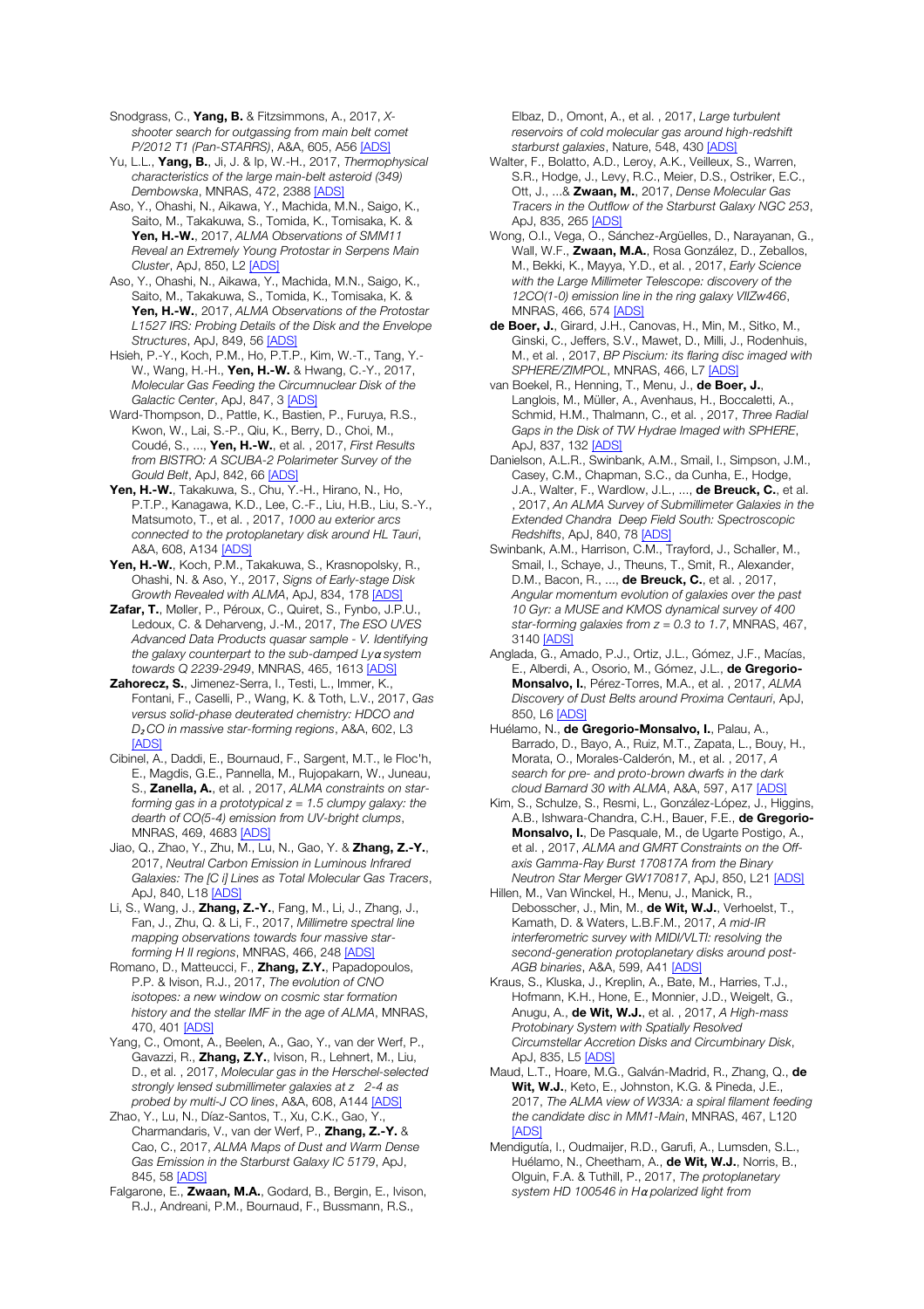Snodgrass, C., **Yang, B.** & Fitzsimmons, A., 2017, *X-shooter search for outgassing from main belt comet P/2012 T1 (Pan-STARRS)*, A&A, 605, A56 [ADS]

Yu, L.L., **Yang, B.**, Ji, J. & Ip, W.-H., 2017, *Thermophysical characteristics of the large main-belt asteroid (349) Dembowska*, MNRAS, 472, 2388 [ADS]

Aso, Y., Ohashi, N., Aikawa, Y., Machida, M.N., Saigo, K., Saito, M., Takakuwa, S., Tomida, K., Tomisaka, K. & **Yen, H.-W.**, 2017, *ALMA Observations of SMM11 Reveal an Extremely Young Protostar in Serpens Main Cluster*, ApJ, 850, L2 [ADS]

Aso, Y., Ohashi, N., Aikawa, Y., Machida, M.N., Saigo, K., Saito, M., Takakuwa, S., Tomida, K., Tomisaka, K. & **Yen, H.-W.**, 2017, *ALMA Observations of the Protostar L1527 IRS: Probing Details of the Disk and the Envelope Structures*, ApJ, 849, 56 [ADS]

Hsieh, P.-Y., Koch, P.M., Ho, P.T.P., Kim, W.-T., Tang, Y.-W., Wang, H.-H., **Yen, H.-W.** & Hwang, C.-Y., 2017, *Molecular Gas Feeding the Circumnuclear Disk of the Galactic Center*, ApJ, 847, 3 [ADS]

Ward-Thompson, D., Pattle, K., Bastien, P., Furuya, R.S., Kwon, W., Lai, S.-P., Qiu, K., Berry, D., Choi, M., Coudé, S., ..., **Yen, H.-W.**, et al. , 2017, *First Results from BISTRO: A SCUBA-2 Polarimeter Survey of the Gould Belt*, ApJ, 842, 66 [ADS]

**Yen, H.-W.**, Takakuwa, S., Chu, Y.-H., Hirano, N., Ho, P.T.P., Kanagawa, K.D., Lee, C.-F., Liu, H.B., Liu, S.-Y., Matsumoto, T., et al. , 2017, *1000 au exterior arcs connected to the protoplanetary disk around HL Tauri*, A&A, 608, A134 [ADS]

**Yen, H.-W.**, Koch, P.M., Takakuwa, S., Krasnopolsky, R., Ohashi, N. & Aso, Y., 2017, *Signs of Early-stage Disk Growth Revealed with ALMA*, ApJ, 834, 178 [ADS]

**Zafar, T.**, Møller, P., Péroux, C., Quiret, S., Fynbo, J.P.U., Ledoux, C. & Deharveng, J.-M., 2017, *The ESO UVES Advanced Data Products quasar sample - V. Identifying the galaxy counterpart to the sub-damped Lyα system towards Q 2239-2949*, MNRAS, 465, 1613 [ADS]

**Zahorecz, S.**, Jimenez-Serra, I., Testi, L., Immer, K., Fontani, F., Caselli, P., Wang, K. & Toth, L.V., 2017, *Gas versus solid-phase deuterated chemistry: HDCO and $D_2CO$ in massive star-forming regions*, A&A, 602, L3 [ADS]

Cibinel, A., Daddi, E., Bournaud, F., Sargent, M.T., le Floc'h, E., Magdis, G.E., Pannella, M., Rujopakarn, W., Juneau, S., **Zanella, A.**, et al. , 2017, *ALMA constraints on star-forming gas in a prototypical z = 1.5 clumpy galaxy: the dearth of CO(5-4) emission from UV-bright clumps*, MNRAS, 469, 4683 [ADS]

Jiao, Q., Zhao, Y., Zhu, M., Lu, N., Gao, Y. & **Zhang, Z.-Y.**, 2017, *Neutral Carbon Emission in Luminous Infrared Galaxies: The [C i] Lines as Total Molecular Gas Tracers*, ApJ, 840, L18 [ADS]

Li, S., Wang, J., **Zhang, Z.-Y.**, Fang, M., Li, J., Zhang, J., Fan, J., Zhu, Q. & Li, F., 2017, *Millimetre spectral line mapping observations towards four massive star-forming H II regions*, MNRAS, 466, 248 [ADS]

Romano, D., Matteucci, F., **Zhang, Z.Y.**, Papadopoulos, P.P. & Ivison, R.J., 2017, *The evolution of CNO isotopes: a new window on cosmic star formation history and the stellar IMF in the age of ALMA*, MNRAS, 470, 401 [ADS]

Yang, C., Omont, A., Beelen, A., Gao, Y., van der Werf, P., Gavazzi, R., **Zhang, Z.Y.**, Ivison, R., Lehnert, M., Liu, D., et al. , 2017, *Molecular gas in the Herschel-selected strongly lensed submillimeter galaxies at z 2-4 as probed by multi-J CO lines*, A&A, 608, A144 [ADS]

Zhao, Y., Lu, N., Díaz-Santos, T., Xu, C.K., Gao, Y., Charmandaris, V., van der Werf, P., **Zhang, Z.-Y.** & Cao, C., 2017, *ALMA Maps of Dust and Warm Dense Gas Emission in the Starburst Galaxy IC 5179*, ApJ, 845, 58 [ADS]

Falgarone, E., **Zwaan, M.A.**, Godard, B., Bergin, E., Ivison, R.J., Andreani, P.M., Bournaud, F., Bussmann, R.S., Elbaz, D., Omont, A., et al. , 2017, *Large turbulent reservoirs of cold molecular gas around high-redshift starburst galaxies*, Nature, 548, 430 [ADS]

Walter, F., Bolatto, A.D., Leroy, A.K., Veilleux, S., Warren, S.R., Hodge, J., Levy, R.C., Meier, D.S., Ostriker, E.C., Ott, J., ...& **Zwaan, M.**, 2017, *Dense Molecular Gas Tracers in the Outflow of the Starburst Galaxy NGC 253*, ApJ, 835, 265 [ADS]

Wong, O.I., Vega, O., Sánchez-Argüelles, D., Narayanan, G., Wall, W.F., **Zwaan, M.A.**, Rosa González, D., Zeballos, M., Bekki, K., Mayya, Y.D., et al. , 2017, *Early Science with the Large Millimeter Telescope: discovery of the 12CO(1-0) emission line in the ring galaxy VIIZw466*, MNRAS, 466, 574 [ADS]

**de Boer, J.**, Girard, J.H., Canovas, H., Min, M., Sitko, M., Ginski, C., Jeffers, S.V., Mawet, D., Milli, J., Rodenhuis, M., et al. , 2017, *BP Piscium: its flaring disc imaged with SPHERE/ZIMPOL*, MNRAS, 466, L7 [ADS]

van Boekel, R., Henning, T., Menu, J., **de Boer, J.**, Langlois, M., Müller, A., Avenhaus, H., Boccaletti, A., Schmid, H.M., Thalmann, C., et al. , 2017, *Three Radial Gaps in the Disk of TW Hydrae Imaged with SPHERE*, ApJ, 837, 132 [ADS]

Danielson, A.L.R., Swinbank, A.M., Smail, I., Simpson, J.M., Casey, C.M., Chapman, S.C., da Cunha, E., Hodge, J.A., Walter, F., Wardlow, J.L., ..., **de Breuck, C.**, et al. , 2017, *An ALMA Survey of Submillimeter Galaxies in the Extended Chandra Deep Field South: Spectroscopic Redshifts*, ApJ, 840, 78 [ADS]

Swinbank, A.M., Harrison, C.M., Trayford, J., Schaller, M., Smail, I., Schaye, J., Theuns, T., Smit, R., Alexander, D.M., Bacon, R., ..., **de Breuck, C.**, et al. , 2017, *Angular momentum evolution of galaxies over the past 10 Gyr: a MUSE and KMOS dynamical survey of 400 star-forming galaxies from z = 0.3 to 1.7*, MNRAS, 467, 3140 [ADS]

Anglada, G., Amado, P.J., Ortiz, J.L., Gómez, J.F., Macías, E., Alberdi, A., Osorio, M., Gómez, J.L., **de Gregorio-Monsalvo, I.**, Pérez-Torres, M.A., et al. , 2017, *ALMA Discovery of Dust Belts around Proxima Centauri*, ApJ, 850, L6 [ADS]

Huélamo, N., **de Gregorio-Monsalvo, I.**, Palau, A., Barrado, D., Bayo, A., Ruiz, M.T., Zapata, L., Bouy, H., Morata, O., Morales-Calderón, M., et al. , 2017, *A search for pre- and proto-brown dwarfs in the dark cloud Barnard 30 with ALMA*, A&A, 597, A17 [ADS]

Kim, S., Schulze, S., Resmi, L., González-López, J., Higgins, A.B., Ishwara-Chandra, C.H., Bauer, F.E., **de Gregorio-Monsalvo, I.**, De Pasquale, M., de Ugarte Postigo, A., et al. , 2017, *ALMA and GMRT Constraints on the Off-axis Gamma-Ray Burst 170817A from the Binary Neutron Star Merger GW170817*, ApJ, 850, L21 [ADS]

Hillen, M., Van Winckel, H., Menu, J., Manick, R., Debosscher, J., Min, M., **de Wit, W.J.**, Verhoelst, T., Kamath, D. & Waters, L.B.F.M., 2017, *A mid-IR interferometric survey with MIDI/VLTI: resolving the second-generation protoplanetary disks around post-AGB binaries*, A&A, 599, A41 [ADS]

Kraus, S., Kluska, J., Kreplin, A., Bate, M., Harries, T.J., Hofmann, K.H., Hone, E., Monnier, J.D., Weigelt, G., Anugu, A., **de Wit, W.J.**, et al. , 2017, *A High-mass Protobinary System with Spatially Resolved Circumstellar Accretion Disks and Circumbinary Disk*, ApJ, 835, L5 [ADS]

Maud, L.T., Hoare, M.G., Galván-Madrid, R., Zhang, Q., **de Wit, W.J.**, Keto, E., Johnston, K.G. & Pineda, J.E., 2017, *The ALMA view of W33A: a spiral filament feeding the candidate disc in MM1-Main*, MNRAS, 467, L120 [ADS]

Mendigutía, I., Oudmaijer, R.D., Garufi, A., Lumsden, S.L., Huélamo, N., Cheetham, A., **de Wit, W.J.**, Norris, B., Olguin, F.A. & Tuthill, P., 2017, *The protoplanetary system HD 100546 in Hα polarized light from*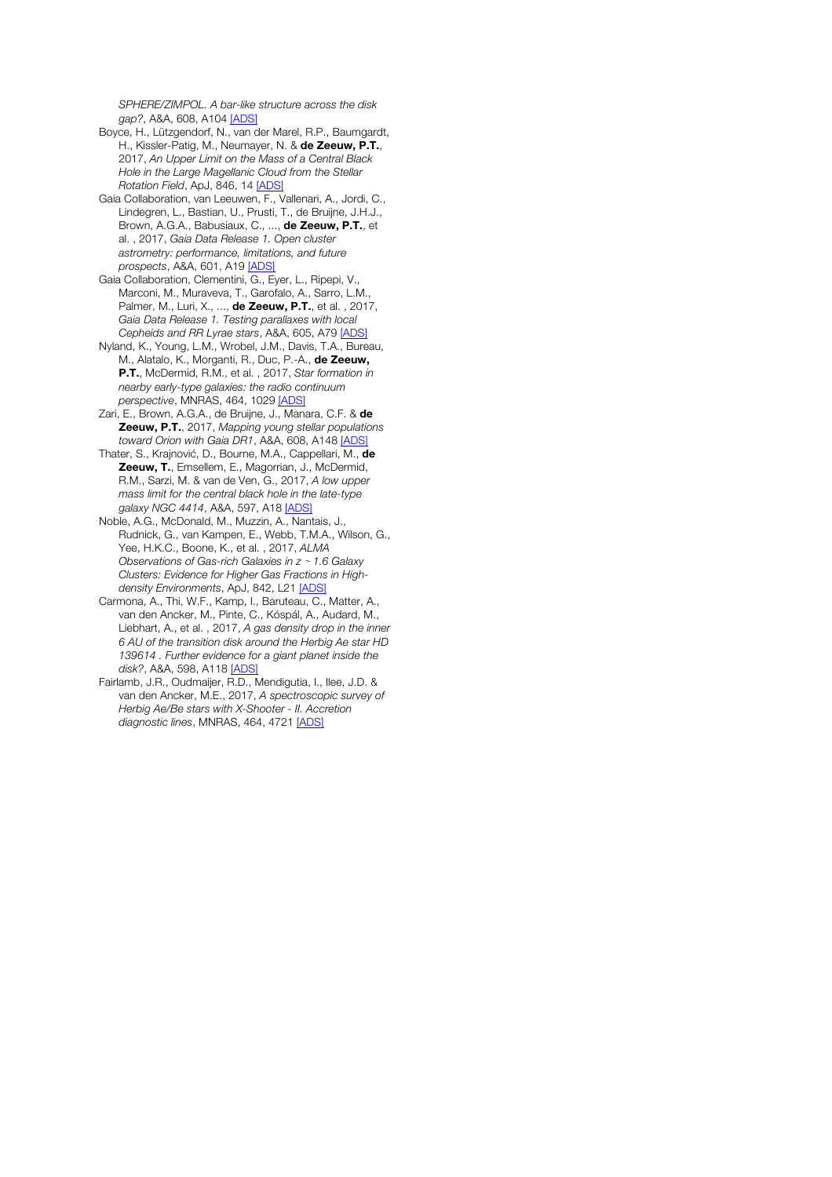*SPHERE/ZIMPOL. A bar-like structure across the disk gap?*, A&A, 608, A104 [ADS]

Boyce, H., Lützgendorf, N., van der Marel, R.P., Baumgardt, H., Kissler-Patig, M., Neumayer, N. & **de Zeeuw, P.T.**, 2017, *An Upper Limit on the Mass of a Central Black Hole in the Large Magellanic Cloud from the Stellar Rotation Field*, ApJ, 846, 14 [ADS]

Gaia Collaboration, van Leeuwen, F., Vallenari, A., Jordi, C., Lindegren, L., Bastian, U., Prusti, T., de Bruijne, J.H.J., Brown, A.G.A., Babusiaux, C., ..., **de Zeeuw, P.T.**, et al. , 2017, *Gaia Data Release 1. Open cluster astrometry: performance, limitations, and future prospects*, A&A, 601, A19 [ADS]

Gaia Collaboration, Clementini, G., Eyer, L., Ripepi, V., Marconi, M., Muraveva, T., Garofalo, A., Sarro, L.M., Palmer, M., Luri, X., ..., **de Zeeuw, P.T.**, et al. , 2017, *Gaia Data Release 1. Testing parallaxes with local Cepheids and RR Lyrae stars*, A&A, 605, A79 [ADS]

Nyland, K., Young, L.M., Wrobel, J.M., Davis, T.A., Bureau, M., Alatalo, K., Morganti, R., Duc, P.-A., **de Zeeuw, P.T.**, McDermid, R.M., et al. , 2017, *Star formation in nearby early-type galaxies: the radio continuum perspective*, MNRAS, 464, 1029 [ADS]

Zari, E., Brown, A.G.A., de Bruijne, J., Manara, C.F. & **de Zeeuw, P.T.**, 2017, *Mapping young stellar populations toward Orion with Gaia DR1*, A&A, 608, A148 [ADS]

Thater, S., Krajnović, D., Bourne, M.A., Cappellari, M., **de Zeeuw, T.**, Emsellem, E., Magorrian, J., McDermid, R.M., Sarzi, M. & van de Ven, G., 2017, *A low upper mass limit for the central black hole in the late-type galaxy NGC 4414*, A&A, 597, A18 [ADS]

Noble, A.G., McDonald, M., Muzzin, A., Nantais, J., Rudnick, G., van Kampen, E., Webb, T.M.A., Wilson, G., Yee, H.K.C., Boone, K., et al. , 2017, *ALMA Observations of Gas-rich Galaxies in z ~ 1.6 Galaxy Clusters: Evidence for Higher Gas Fractions in High-density Environments*, ApJ, 842, L21 [ADS]

Carmona, A., Thi, W.F., Kamp, I., Baruteau, C., Matter, A., van den Ancker, M., Pinte, C., Kóspál, A., Audard, M., Liebhart, A., et al. , 2017, *A gas density drop in the inner 6 AU of the transition disk around the Herbig Ae star HD 139614 . Further evidence for a giant planet inside the disk?*, A&A, 598, A118 [ADS]

Fairlamb, J.R., Oudmaijer, R.D., Mendigutia, I., Ilee, J.D. & van den Ancker, M.E., 2017, *A spectroscopic survey of Herbig Ae/Be stars with X-Shooter - II. Accretion diagnostic lines*, MNRAS, 464, 4721 [ADS]